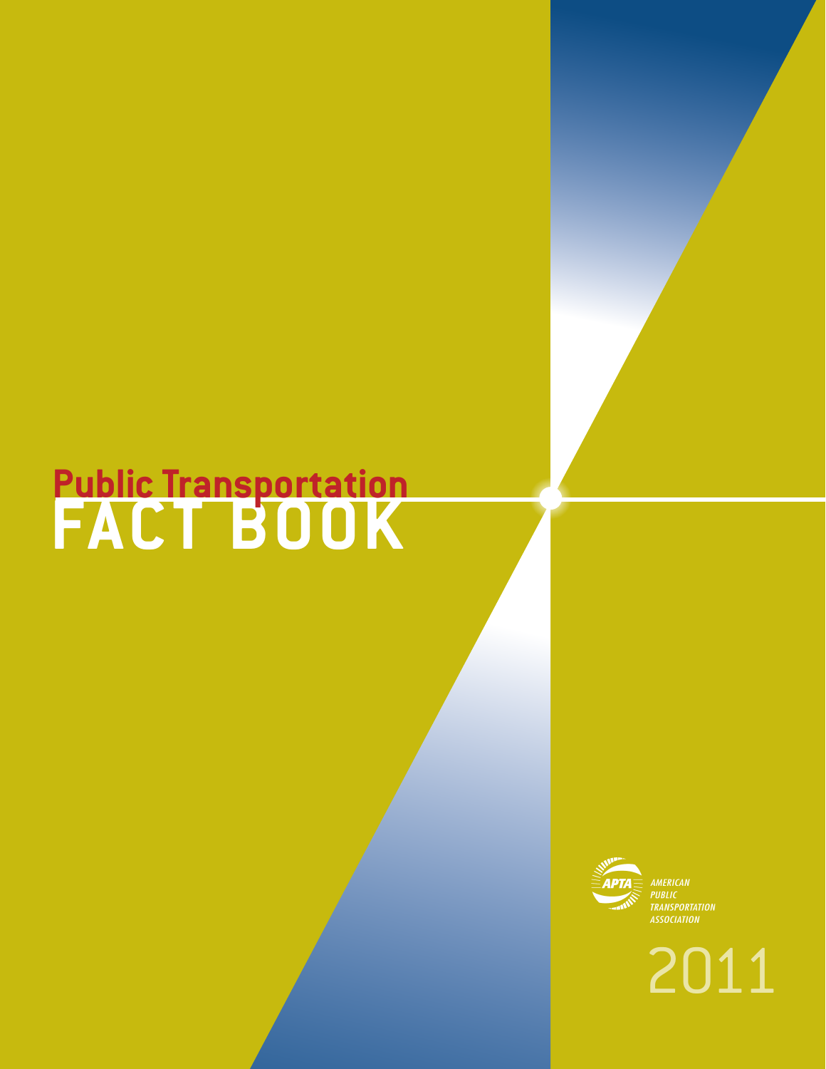# Public Transportation FACT BOOK

AMERICAN PUBLIC TRANSPORTATION ASSOCIATION

2011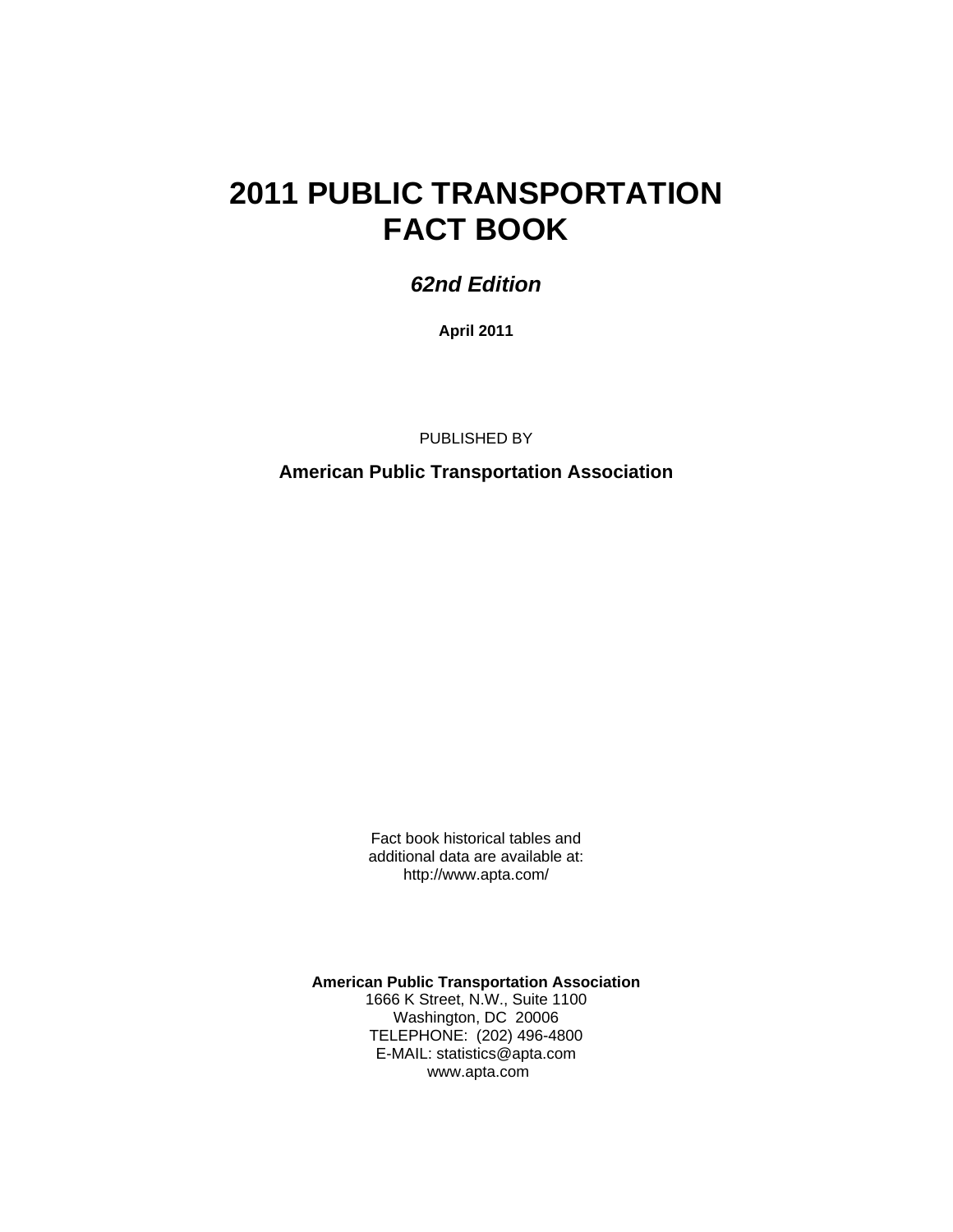# 2011 PUBLIC TRANSPORTATION FACT BOOK

***62nd Edition***

**April 2011**

PUBLISHED BY

**American Public Transportation Association**

Fact book historical tables and
additional data are available at:
http://www.apta.com/

**American Public Transportation Association**
1666 K Street, N.W., Suite 1100
Washington, DC 20006
TELEPHONE: (202) 496-4800
E-MAIL: statistics@apta.com
www.apta.com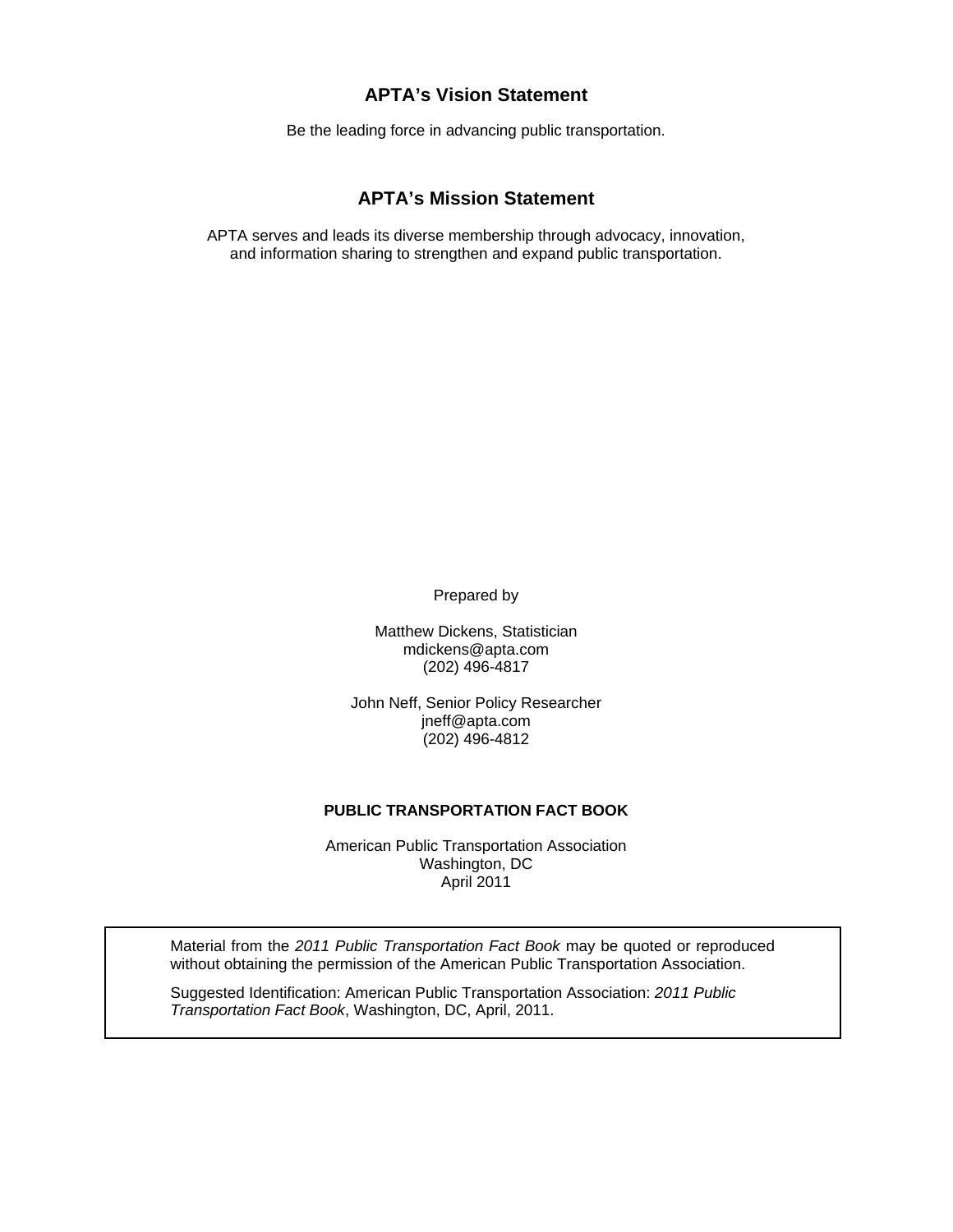## APTA's Vision Statement

Be the leading force in advancing public transportation.

## APTA's Mission Statement

APTA serves and leads its diverse membership through advocacy, innovation, and information sharing to strengthen and expand public transportation.

Prepared by

Matthew Dickens, Statistician
mdickens@apta.com
(202) 496-4817

John Neff, Senior Policy Researcher
jneff@apta.com
(202) 496-4812

**PUBLIC TRANSPORTATION FACT BOOK**

American Public Transportation Association
Washington, DC
April 2011

Material from the *2011 Public Transportation Fact Book* may be quoted or reproduced without obtaining the permission of the American Public Transportation Association.

Suggested Identification: American Public Transportation Association: *2011 Public Transportation Fact Book*, Washington, DC, April, 2011.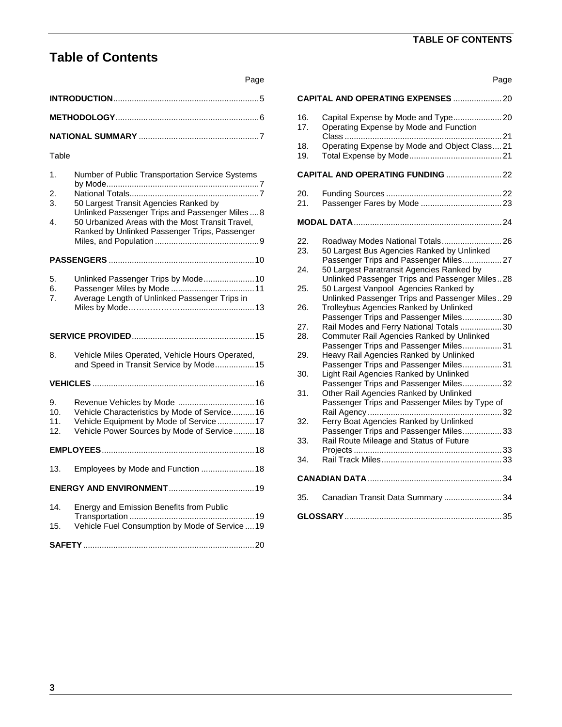# Table of Contents

| | | Page |
|---|---|---|
| **INTRODUCTION** | | 5 |
| **METHODOLOGY** | | 6 |
| **NATIONAL SUMMARY** | | 7 |
| Table | | |
| 1. | Number of Public Transportation Service Systems by Mode | 7 |
| 2. | National Totals | 7 |
| 3. | 50 Largest Transit Agencies Ranked by Unlinked Passenger Trips and Passenger Miles | 8 |
| 4. | 50 Urbanized Areas with the Most Transit Travel, Ranked by Unlinked Passenger Trips, Passenger Miles, and Population | 9 |
| **PASSENGERS** | | 10 |
| 5. | Unlinked Passenger Trips by Mode | 10 |
| 6. | Passenger Miles by Mode | 11 |
| 7. | Average Length of Unlinked Passenger Trips in Miles by Mode | 13 |
| **SERVICE PROVIDED** | | 15 |
| 8. | Vehicle Miles Operated, Vehicle Hours Operated, and Speed in Transit Service by Mode | 15 |
| **VEHICLES** | | 16 |
| 9. | Revenue Vehicles by Mode | 16 |
| 10. | Vehicle Characteristics by Mode of Service | 16 |
| 11. | Vehicle Equipment by Mode of Service | 17 |
| 12. | Vehicle Power Sources by Mode of Service | 18 |
| **EMPLOYEES** | | 18 |
| 13. | Employees by Mode and Function | 18 |
| **ENERGY AND ENVIRONMENT** | | 19 |
| 14. | Energy and Emission Benefits from Public Transportation | 19 |
| 15. | Vehicle Fuel Consumption by Mode of Service | 19 |
| **SAFETY** | | 20 |
| **CAPITAL AND OPERATING EXPENSES** | | 20 |
| 16. | Capital Expense by Mode and Type | 20 |
| 17. | Operating Expense by Mode and Function Class | 21 |
| 18. | Operating Expense by Mode and Object Class | 21 |
| 19. | Total Expense by Mode | 21 |
| **CAPITAL AND OPERATING FUNDING** | | 22 |
| 20. | Funding Sources | 22 |
| 21. | Passenger Fares by Mode | 23 |
| **MODAL DATA** | | 24 |
| 22. | Roadway Modes National Totals | 26 |
| 23. | 50 Largest Bus Agencies Ranked by Unlinked Passenger Trips and Passenger Miles | 27 |
| 24. | 50 Largest Paratransit Agencies Ranked by Unlinked Passenger Trips and Passenger Miles | 28 |
| 25. | 50 Largest Vanpool Agencies Ranked by Unlinked Passenger Trips and Passenger Miles | 29 |
| 26. | Trolleybus Agencies Ranked by Unlinked Passenger Trips and Passenger Miles | 30 |
| 27. | Rail Modes and Ferry National Totals | 30 |
| 28. | Commuter Rail Agencies Ranked by Unlinked Passenger Trips and Passenger Miles | 31 |
| 29. | Heavy Rail Agencies Ranked by Unlinked Passenger Trips and Passenger Miles | 31 |
| 30. | Light Rail Agencies Ranked by Unlinked Passenger Trips and Passenger Miles | 32 |
| 31. | Other Rail Agencies Ranked by Unlinked Passenger Trips and Passenger Miles by Type of Rail Agency | 32 |
| 32. | Ferry Boat Agencies Ranked by Unlinked Passenger Trips and Passenger Miles | 33 |
| 33. | Rail Route Mileage and Status of Future Projects | 33 |
| 34. | Rail Track Miles | 33 |
| **CANADIAN DATA** | | 34 |
| 35. | Canadian Transit Data Summary | 34 |
| **GLOSSARY** | | 35 |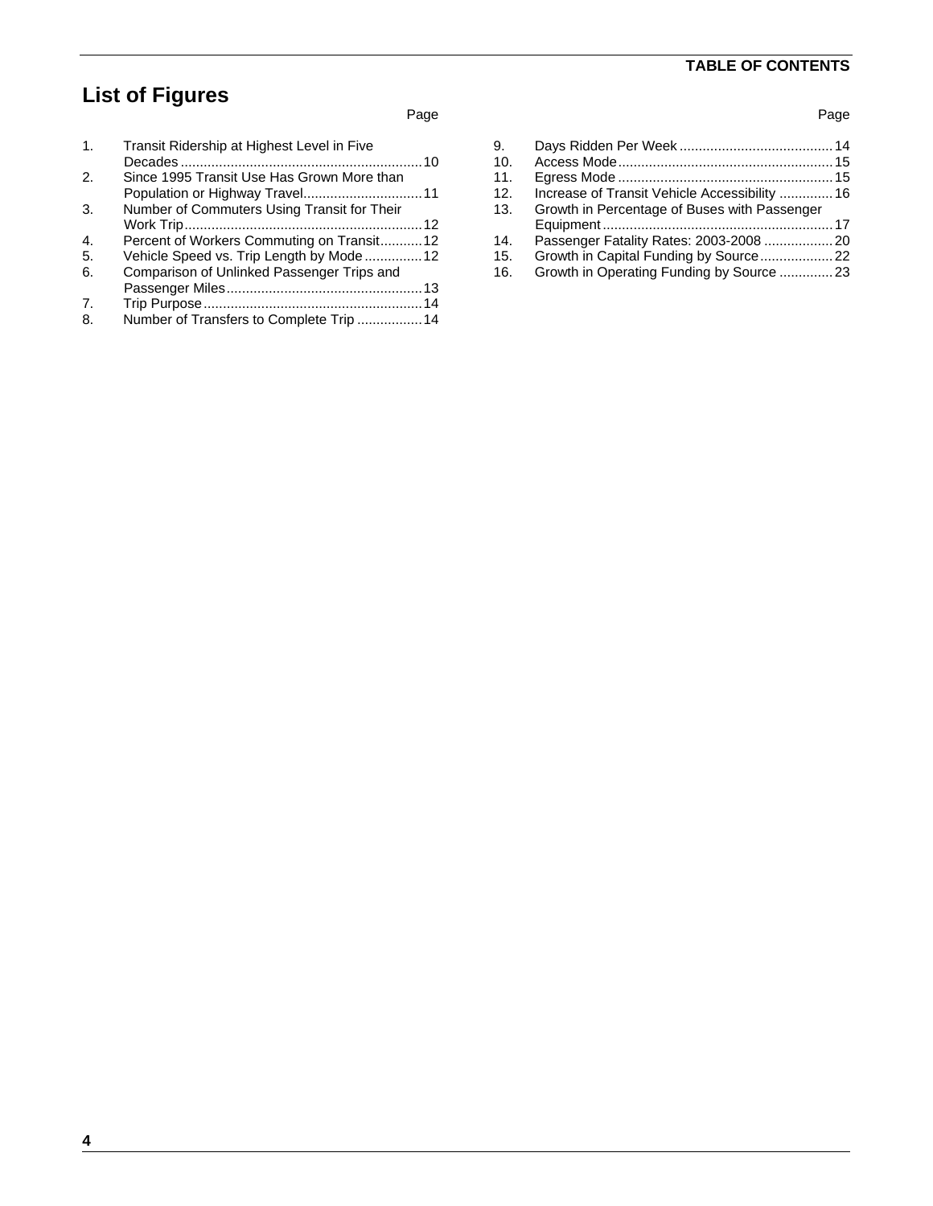## List of Figures

| | | Page |
|---|---|---|
| 1. | Transit Ridership at Highest Level in Five Decades | 10 |
| 2. | Since 1995 Transit Use Has Grown More than Population or Highway Travel | 11 |
| 3. | Number of Commuters Using Transit for Their Work Trip | 12 |
| 4. | Percent of Workers Commuting on Transit | 12 |
| 5. | Vehicle Speed vs. Trip Length by Mode | 12 |
| 6. | Comparison of Unlinked Passenger Trips and Passenger Miles | 13 |
| 7. | Trip Purpose | 14 |
| 8. | Number of Transfers to Complete Trip | 14 |
| 9. | Days Ridden Per Week | 14 |
| 10. | Access Mode | 15 |
| 11. | Egress Mode | 15 |
| 12. | Increase of Transit Vehicle Accessibility | 16 |
| 13. | Growth in Percentage of Buses with Passenger Equipment | 17 |
| 14. | Passenger Fatality Rates: 2003-2008 | 20 |
| 15. | Growth in Capital Funding by Source | 22 |
| 16. | Growth in Operating Funding by Source | 23 |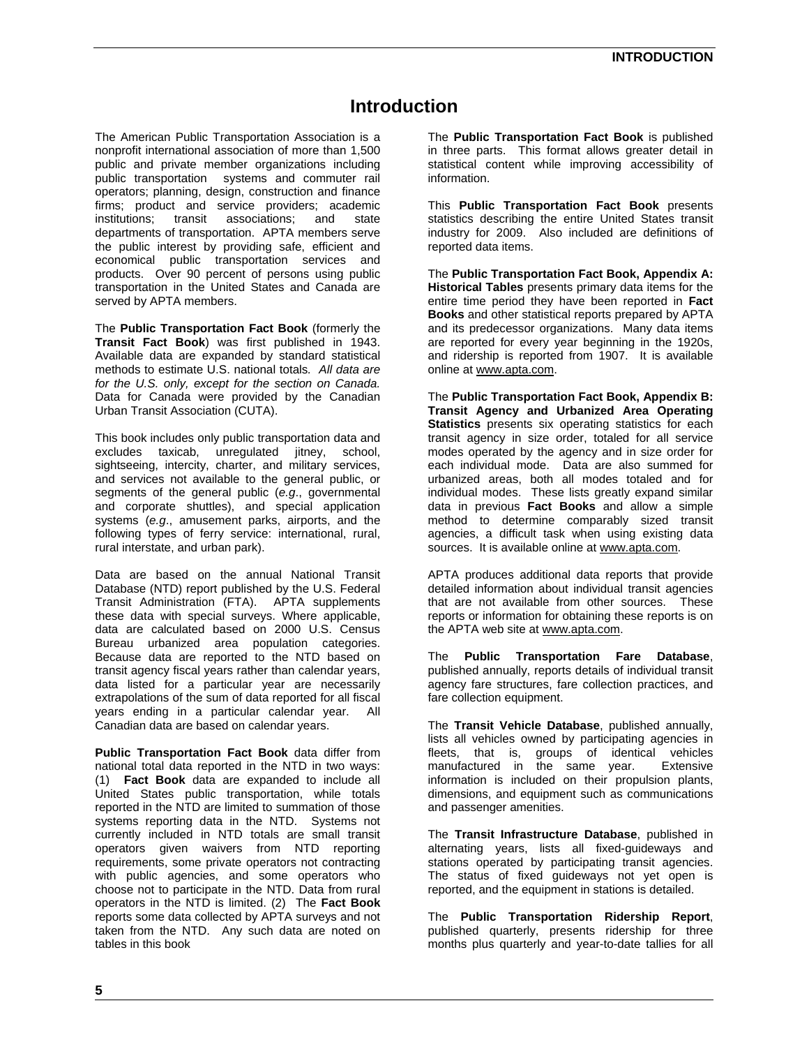# Introduction

The American Public Transportation Association is a nonprofit international association of more than 1,500 public and private member organizations including public transportation systems and commuter rail operators; planning, design, construction and finance firms; product and service providers; academic institutions; transit associations; and state departments of transportation. APTA members serve the public interest by providing safe, efficient and economical public transportation services and products. Over 90 percent of persons using public transportation in the United States and Canada are served by APTA members.

The **Public Transportation Fact Book** (formerly the **Transit Fact Book**) was first published in 1943. Available data are expanded by standard statistical methods to estimate U.S. national totals. *All data are for the U.S. only, except for the section on Canada.* Data for Canada were provided by the Canadian Urban Transit Association (CUTA).

This book includes only public transportation data and excludes taxicab, unregulated jitney, school, sightseeing, intercity, charter, and military services, and services not available to the general public, or segments of the general public (*e.g*., governmental and corporate shuttles), and special application systems (*e.g*., amusement parks, airports, and the following types of ferry service: international, rural, rural interstate, and urban park).

Data are based on the annual National Transit Database (NTD) report published by the U.S. Federal Transit Administration (FTA). APTA supplements these data with special surveys. Where applicable, data are calculated based on 2000 U.S. Census Bureau urbanized area population categories. Because data are reported to the NTD based on transit agency fiscal years rather than calendar years, data listed for a particular year are necessarily extrapolations of the sum of data reported for all fiscal years ending in a particular calendar year. All Canadian data are based on calendar years.

**Public Transportation Fact Book** data differ from national total data reported in the NTD in two ways: (1) **Fact Book** data are expanded to include all United States public transportation, while totals reported in the NTD are limited to summation of those systems reporting data in the NTD. Systems not currently included in NTD totals are small transit operators given waivers from NTD reporting requirements, some private operators not contracting with public agencies, and some operators who choose not to participate in the NTD. Data from rural operators in the NTD is limited. (2) The **Fact Book** reports some data collected by APTA surveys and not taken from the NTD. Any such data are noted on tables in this book

The **Public Transportation Fact Book** is published in three parts. This format allows greater detail in statistical content while improving accessibility of information.

This **Public Transportation Fact Book** presents statistics describing the entire United States transit industry for 2009. Also included are definitions of reported data items.

The **Public Transportation Fact Book, Appendix A: Historical Tables** presents primary data items for the entire time period they have been reported in **Fact Books** and other statistical reports prepared by APTA and its predecessor organizations. Many data items are reported for every year beginning in the 1920s, and ridership is reported from 1907. It is available online at www.apta.com.

The **Public Transportation Fact Book, Appendix B: Transit Agency and Urbanized Area Operating Statistics** presents six operating statistics for each transit agency in size order, totaled for all service modes operated by the agency and in size order for each individual mode. Data are also summed for urbanized areas, both all modes totaled and for individual modes. These lists greatly expand similar data in previous **Fact Books** and allow a simple method to determine comparably sized transit agencies, a difficult task when using existing data sources. It is available online at www.apta.com.

APTA produces additional data reports that provide detailed information about individual transit agencies that are not available from other sources. These reports or information for obtaining these reports is on the APTA web site at www.apta.com.

The **Public Transportation Fare Database**, published annually, reports details of individual transit agency fare structures, fare collection practices, and fare collection equipment.

The **Transit Vehicle Database**, published annually, lists all vehicles owned by participating agencies in fleets, that is, groups of identical vehicles manufactured in the same year. Extensive information is included on their propulsion plants, dimensions, and equipment such as communications and passenger amenities.

The **Transit Infrastructure Database**, published in alternating years, lists all fixed-guideways and stations operated by participating transit agencies. The status of fixed guideways not yet open is reported, and the equipment in stations is detailed.

The **Public Transportation Ridership Report**, published quarterly, presents ridership for three months plus quarterly and year-to-date tallies for all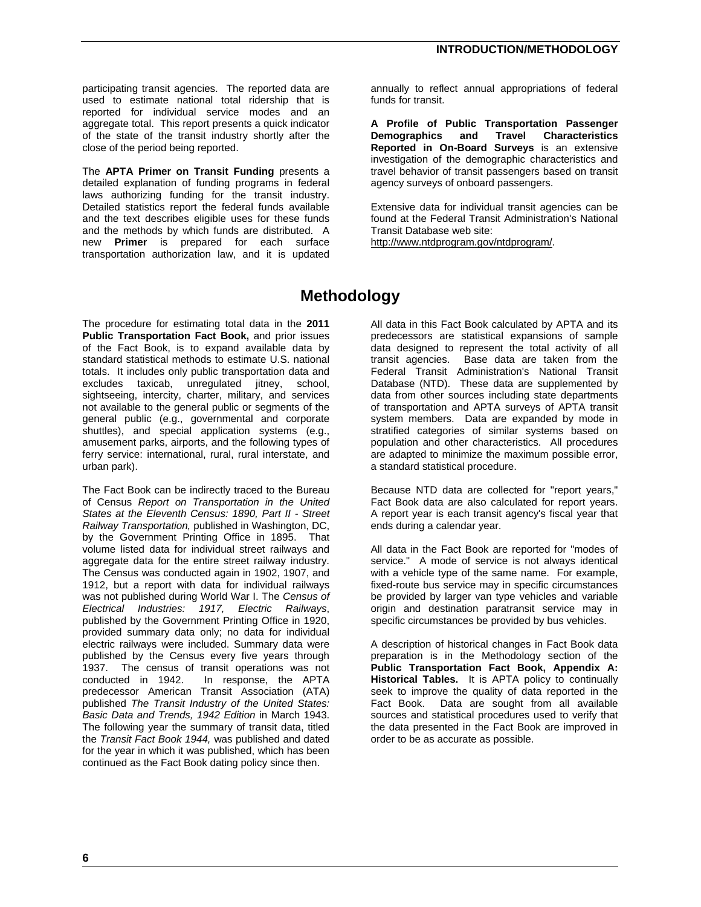participating transit agencies. The reported data are used to estimate national total ridership that is reported for individual service modes and an aggregate total. This report presents a quick indicator of the state of the transit industry shortly after the close of the period being reported.

The **APTA Primer on Transit Funding** presents a detailed explanation of funding programs in federal laws authorizing funding for the transit industry. Detailed statistics report the federal funds available and the text describes eligible uses for these funds and the methods by which funds are distributed. A new **Primer** is prepared for each surface transportation authorization law, and it is updated annually to reflect annual appropriations of federal funds for transit.

**A Profile of Public Transportation Passenger Demographics and Travel Characteristics Reported in On-Board Surveys** is an extensive investigation of the demographic characteristics and travel behavior of transit passengers based on transit agency surveys of onboard passengers.

Extensive data for individual transit agencies can be found at the Federal Transit Administration's National Transit Database web site:
http://www.ntdprogram.gov/ntdprogram/.

# Methodology

The procedure for estimating total data in the **2011 Public Transportation Fact Book,** and prior issues of the Fact Book, is to expand available data by standard statistical methods to estimate U.S. national totals. It includes only public transportation data and excludes taxicab, unregulated jitney, school, sightseeing, intercity, charter, military, and services not available to the general public or segments of the general public (e.g., governmental and corporate shuttles), and special application systems (e.g., amusement parks, airports, and the following types of ferry service: international, rural, rural interstate, and urban park).

The Fact Book can be indirectly traced to the Bureau of Census *Report on Transportation in the United States at the Eleventh Census: 1890, Part II - Street Railway Transportation,* published in Washington, DC, by the Government Printing Office in 1895. That volume listed data for individual street railways and aggregate data for the entire street railway industry. The Census was conducted again in 1902, 1907, and 1912, but a report with data for individual railways was not published during World War I. The *Census of Electrical Industries: 1917, Electric Railways*, published by the Government Printing Office in 1920, provided summary data only; no data for individual electric railways were included. Summary data were published by the Census every five years through 1937. The census of transit operations was not conducted in 1942. In response, the APTA predecessor American Transit Association (ATA) published *The Transit Industry of the United States: Basic Data and Trends, 1942 Edition* in March 1943. The following year the summary of transit data, titled the *Transit Fact Book 1944,* was published and dated for the year in which it was published, which has been continued as the Fact Book dating policy since then.

All data in this Fact Book calculated by APTA and its predecessors are statistical expansions of sample data designed to represent the total activity of all transit agencies. Base data are taken from the Federal Transit Administration's National Transit Database (NTD). These data are supplemented by data from other sources including state departments of transportation and APTA surveys of APTA transit system members. Data are expanded by mode in stratified categories of similar systems based on population and other characteristics. All procedures are adapted to minimize the maximum possible error, a standard statistical procedure.

Because NTD data are collected for "report years," Fact Book data are also calculated for report years. A report year is each transit agency's fiscal year that ends during a calendar year.

All data in the Fact Book are reported for "modes of service." A mode of service is not always identical with a vehicle type of the same name. For example, fixed-route bus service may in specific circumstances be provided by larger van type vehicles and variable origin and destination paratransit service may in specific circumstances be provided by bus vehicles.

A description of historical changes in Fact Book data preparation is in the Methodology section of the **Public Transportation Fact Book, Appendix A: Historical Tables.** It is APTA policy to continually seek to improve the quality of data reported in the Fact Book. Data are sought from all available sources and statistical procedures used to verify that the data presented in the Fact Book are improved in order to be as accurate as possible.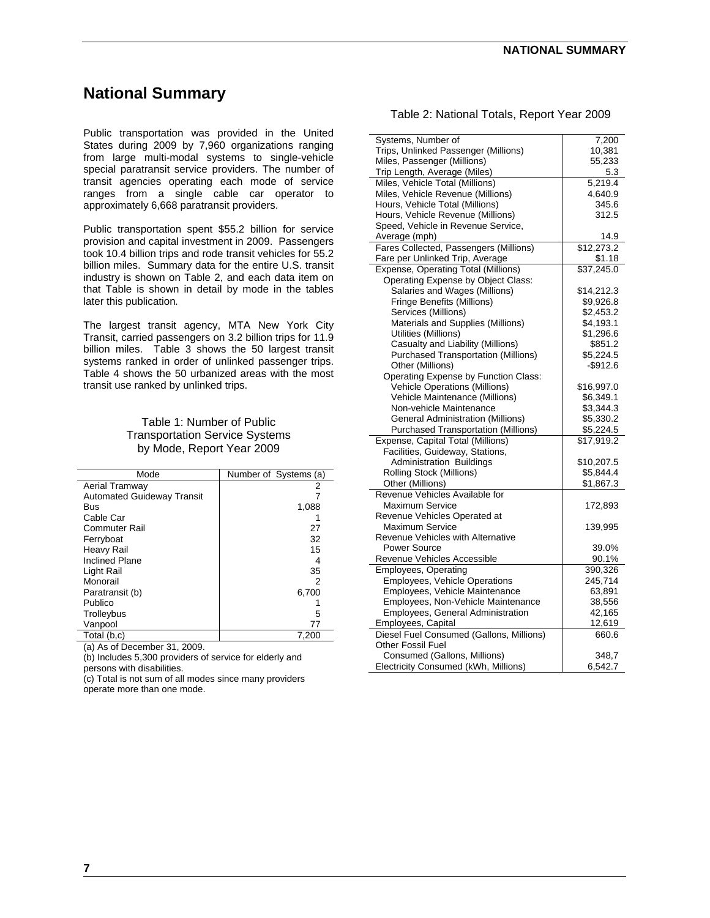# National Summary

Public transportation was provided in the United States during 2009 by 7,960 organizations ranging from large multi-modal systems to single-vehicle special paratransit service providers. The number of transit agencies operating each mode of service ranges from a single cable car operator to approximately 6,668 paratransit providers.

Public transportation spent $55.2 billion for service provision and capital investment in 2009. Passengers took 10.4 billion trips and rode transit vehicles for 55.2 billion miles. Summary data for the entire U.S. transit industry is shown on Table 2, and each data item on that Table is shown in detail by mode in the tables later this publication.

The largest transit agency, MTA New York City Transit, carried passengers on 3.2 billion trips for 11.9 billion miles. Table 3 shows the 50 largest transit systems ranked in order of unlinked passenger trips. Table 4 shows the 50 urbanized areas with the most transit use ranked by unlinked trips.

Table 1: Number of Public Transportation Service Systems by Mode, Report Year 2009

| Mode | Number of Systems (a) |
|---|---|
| Aerial Tramway | 2 |
| Automated Guideway Transit | 7 |
| Bus | 1,088 |
| Cable Car | 1 |
| Commuter Rail | 27 |
| Ferryboat | 32 |
| Heavy Rail | 15 |
| Inclined Plane | 4 |
| Light Rail | 35 |
| Monorail | 2 |
| Paratransit (b) | 6,700 |
| Publico | 1 |
| Trolleybus | 5 |
| Vanpool | 77 |
| Total (b,c) | 7,200 |

(a) As of December 31, 2009.
(b) Includes 5,300 providers of service for elderly and persons with disabilities.
(c) Total is not sum of all modes since many providers operate more than one mode.

Table 2: National Totals, Report Year 2009

| Item | Value |
|---|---|
| Systems, Number of | 7,200 |
| Trips, Unlinked Passenger (Millions) | 10,381 |
| Miles, Passenger (Millions) | 55,233 |
| Trip Length, Average (Miles) | 5.3 |
| Miles, Vehicle Total (Millions) | 5,219.4 |
| Miles, Vehicle Revenue (Millions) | 4,640.9 |
| Hours, Vehicle Total (Millions) | 345.6 |
| Hours, Vehicle Revenue (Millions) | 312.5 |
| Speed, Vehicle in Revenue Service, Average (mph) | 14.9 |
| Fares Collected, Passengers (Millions) | $12,273.2 |
| Fare per Unlinked Trip, Average | $1.18 |
| Expense, Operating Total (Millions) | $37,245.0 |
| Operating Expense by Object Class: | |
| Salaries and Wages (Millions) | $14,212.3 |
| Fringe Benefits (Millions) | $9,926.8 |
| Services (Millions) | $2,453.2 |
| Materials and Supplies (Millions) | $4,193.1 |
| Utilities (Millions) | $1,296.6 |
| Casualty and Liability (Millions) | $851.2 |
| Purchased Transportation (Millions) | $5,224.5 |
| Other (Millions) | -$912.6 |
| Operating Expense by Function Class: | |
| Vehicle Operations (Millions) | $16,997.0 |
| Vehicle Maintenance (Millions) | $6,349.1 |
| Non-vehicle Maintenance | $3,344.3 |
| General Administration (Millions) | $5,330.2 |
| Purchased Transportation (Millions) | $5,224.5 |
| Expense, Capital Total (Millions) | $17,919.2 |
| Facilities, Guideway, Stations, Administration Buildings | $10,207.5 |
| Rolling Stock (Millions) | $5,844.4 |
| Other (Millions) | $1,867.3 |
| Revenue Vehicles Available for Maximum Service | 172,893 |
| Revenue Vehicles Operated at Maximum Service | 139,995 |
| Revenue Vehicles with Alternative Power Source | 39.0% |
| Revenue Vehicles Accessible | 90.1% |
| Employees, Operating | 390,326 |
| Employees, Vehicle Operations | 245,714 |
| Employees, Vehicle Maintenance | 63,891 |
| Employees, Non-Vehicle Maintenance | 38,556 |
| Employees, General Administration | 42,165 |
| Employees, Capital | 12,619 |
| Diesel Fuel Consumed (Gallons, Millions) | 660.6 |
| Other Fossil Fuel Consumed (Gallons, Millions) | 348,7 |
| Electricity Consumed (kWh, Millions) | 6,542.7 |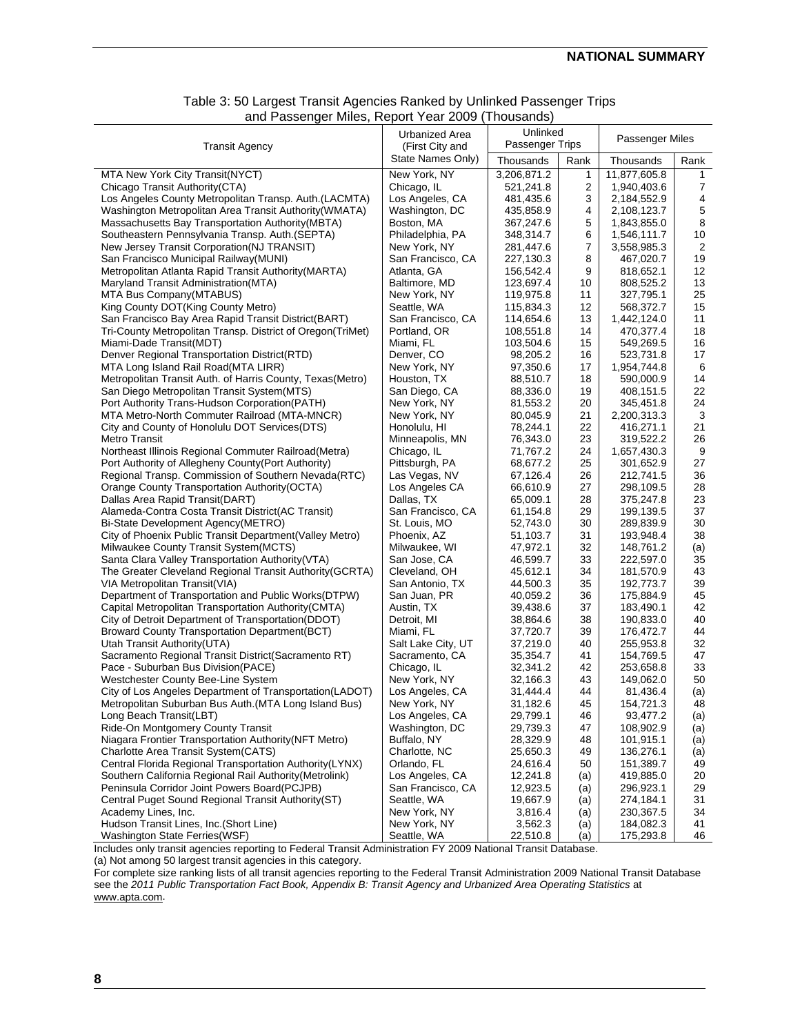Table 3: 50 Largest Transit Agencies Ranked by Unlinked Passenger Trips and Passenger Miles, Report Year 2009 (Thousands)

| Transit Agency | Urbanized Area (First City and State Names Only) | Unlinked Passenger Trips | | Passenger Miles | |
|---|---|---|---|---|---|
| | | Thousands | Rank | Thousands | Rank |
| MTA New York City Transit(NYCT) | New York, NY | 3,206,871.2 | 1 | 11,877,605.8 | 1 |
| Chicago Transit Authority(CTA) | Chicago, IL | 521,241.8 | 2 | 1,940,403.6 | 7 |
| Los Angeles County Metropolitan Transp. Auth.(LACMTA) | Los Angeles, CA | 481,435.6 | 3 | 2,184,552.9 | 4 |
| Washington Metropolitan Area Transit Authority(WMATA) | Washington, DC | 435,858.9 | 4 | 2,108,123.7 | 5 |
| Massachusetts Bay Transportation Authority(MBTA) | Boston, MA | 367,247.6 | 5 | 1,843,855.0 | 8 |
| Southeastern Pennsylvania Transp. Auth.(SEPTA) | Philadelphia, PA | 348,314.7 | 6 | 1,546,111.7 | 10 |
| New Jersey Transit Corporation(NJ TRANSIT) | New York, NY | 281,447.6 | 7 | 3,558,985.3 | 2 |
| San Francisco Municipal Railway(MUNI) | San Francisco, CA | 227,130.3 | 8 | 467,020.7 | 19 |
| Metropolitan Atlanta Rapid Transit Authority(MARTA) | Atlanta, GA | 156,542.4 | 9 | 818,652.1 | 12 |
| Maryland Transit Administration(MTA) | Baltimore, MD | 123,697.4 | 10 | 808,525.2 | 13 |
| MTA Bus Company(MTABUS) | New York, NY | 119,975.8 | 11 | 327,795.1 | 25 |
| King County DOT(King County Metro) | Seattle, WA | 115,834.3 | 12 | 568,372.7 | 15 |
| San Francisco Bay Area Rapid Transit District(BART) | San Francisco, CA | 114,654.6 | 13 | 1,442,124.0 | 11 |
| Tri-County Metropolitan Transp. District of Oregon(TriMet) | Portland, OR | 108,551.8 | 14 | 470,377.4 | 18 |
| Miami-Dade Transit(MDT) | Miami, FL | 103,504.6 | 15 | 549,269.5 | 16 |
| Denver Regional Transportation District(RTD) | Denver, CO | 98,205.2 | 16 | 523,731.8 | 17 |
| MTA Long Island Rail Road(MTA LIRR) | New York, NY | 97,350.6 | 17 | 1,954,744.8 | 6 |
| Metropolitan Transit Auth. of Harris County, Texas(Metro) | Houston, TX | 88,510.7 | 18 | 590,000.9 | 14 |
| San Diego Metropolitan Transit System(MTS) | San Diego, CA | 88,336.0 | 19 | 408,151.5 | 22 |
| Port Authority Trans-Hudson Corporation(PATH) | New York, NY | 81,553.2 | 20 | 345,451.8 | 24 |
| MTA Metro-North Commuter Railroad (MTA-MNCR) | New York, NY | 80,045.9 | 21 | 2,200,313.3 | 3 |
| City and County of Honolulu DOT Services(DTS) | Honolulu, HI | 78,244.1 | 22 | 416,271.1 | 21 |
| Metro Transit | Minneapolis, MN | 76,343.0 | 23 | 319,522.2 | 26 |
| Northeast Illinois Regional Commuter Railroad(Metra) | Chicago, IL | 71,767.2 | 24 | 1,657,430.3 | 9 |
| Port Authority of Allegheny County(Port Authority) | Pittsburgh, PA | 68,677.2 | 25 | 301,652.9 | 27 |
| Regional Transp. Commission of Southern Nevada(RTC) | Las Vegas, NV | 67,126.4 | 26 | 212,741.5 | 36 |
| Orange County Transportation Authority(OCTA) | Los Angeles CA | 66,610.9 | 27 | 298,109.5 | 28 |
| Dallas Area Rapid Transit(DART) | Dallas, TX | 65,009.1 | 28 | 375,247.8 | 23 |
| Alameda-Contra Costa Transit District(AC Transit) | San Francisco, CA | 61,154.8 | 29 | 199,139.5 | 37 |
| Bi-State Development Agency(METRO) | St. Louis, MO | 52,743.0 | 30 | 289,839.9 | 30 |
| City of Phoenix Public Transit Department(Valley Metro) | Phoenix, AZ | 51,103.7 | 31 | 193,948.4 | 38 |
| Milwaukee County Transit System(MCTS) | Milwaukee, WI | 47,972.1 | 32 | 148,761.2 | (a) |
| Santa Clara Valley Transportation Authority(VTA) | San Jose, CA | 46,599.7 | 33 | 222,597.0 | 35 |
| The Greater Cleveland Regional Transit Authority(GCRTA) | Cleveland, OH | 45,612.1 | 34 | 181,570.9 | 43 |
| VIA Metropolitan Transit(VIA) | San Antonio, TX | 44,500.3 | 35 | 192,773.7 | 39 |
| Department of Transportation and Public Works(DTPW) | San Juan, PR | 40,059.2 | 36 | 175,884.9 | 45 |
| Capital Metropolitan Transportation Authority(CMTA) | Austin, TX | 39,438.6 | 37 | 183,490.1 | 42 |
| City of Detroit Department of Transportation(DDOT) | Detroit, MI | 38,864.6 | 38 | 190,833.0 | 40 |
| Broward County Transportation Department(BCT) | Miami, FL | 37,720.7 | 39 | 176,472.7 | 44 |
| Utah Transit Authority(UTA) | Salt Lake City, UT | 37,219.0 | 40 | 255,953.8 | 32 |
| Sacramento Regional Transit District(Sacramento RT) | Sacramento, CA | 35,354.7 | 41 | 154,769.5 | 47 |
| Pace - Suburban Bus Division(PACE) | Chicago, IL | 32,341.2 | 42 | 253,658.8 | 33 |
| Westchester County Bee-Line System | New York, NY | 32,166.3 | 43 | 149,062.0 | 50 |
| City of Los Angeles Department of Transportation(LADOT) | Los Angeles, CA | 31,444.4 | 44 | 81,436.4 | (a) |
| Metropolitan Suburban Bus Auth.(MTA Long Island Bus) | New York, NY | 31,182.6 | 45 | 154,721.3 | 48 |
| Long Beach Transit(LBT) | Los Angeles, CA | 29,799.1 | 46 | 93,477.2 | (a) |
| Ride-On Montgomery County Transit | Washington, DC | 29,739.3 | 47 | 108,902.9 | (a) |
| Niagara Frontier Transportation Authority(NFT Metro) | Buffalo, NY | 28,329.9 | 48 | 101,915.1 | (a) |
| Charlotte Area Transit System(CATS) | Charlotte, NC | 25,650.3 | 49 | 136,276.1 | (a) |
| Central Florida Regional Transportation Authority(LYNX) | Orlando, FL | 24,616.4 | 50 | 151,389.7 | 49 |
| Southern California Regional Rail Authority(Metrolink) | Los Angeles, CA | 12,241.8 | (a) | 419,885.0 | 20 |
| Peninsula Corridor Joint Powers Board(PCJPB) | San Francisco, CA | 12,923.5 | (a) | 296,923.1 | 29 |
| Central Puget Sound Regional Transit Authority(ST) | Seattle, WA | 19,667.9 | (a) | 274,184.1 | 31 |
| Academy Lines, Inc. | New York, NY | 3,816.4 | (a) | 230,367.5 | 34 |
| Hudson Transit Lines, Inc.(Short Line) | New York, NY | 3,562.3 | (a) | 184,082.3 | 41 |
| Washington State Ferries(WSF) | Seattle, WA | 22,510.8 | (a) | 175,293.8 | 46 |

Includes only transit agencies reporting to Federal Transit Administration FY 2009 National Transit Database.

(a) Not among 50 largest transit agencies in this category.

For complete size ranking lists of all transit agencies reporting to the Federal Transit Administration 2009 National Transit Database see the *2011 Public Transportation Fact Book, Appendix B: Transit Agency and Urbanized Area Operating Statistics* at www.apta.com.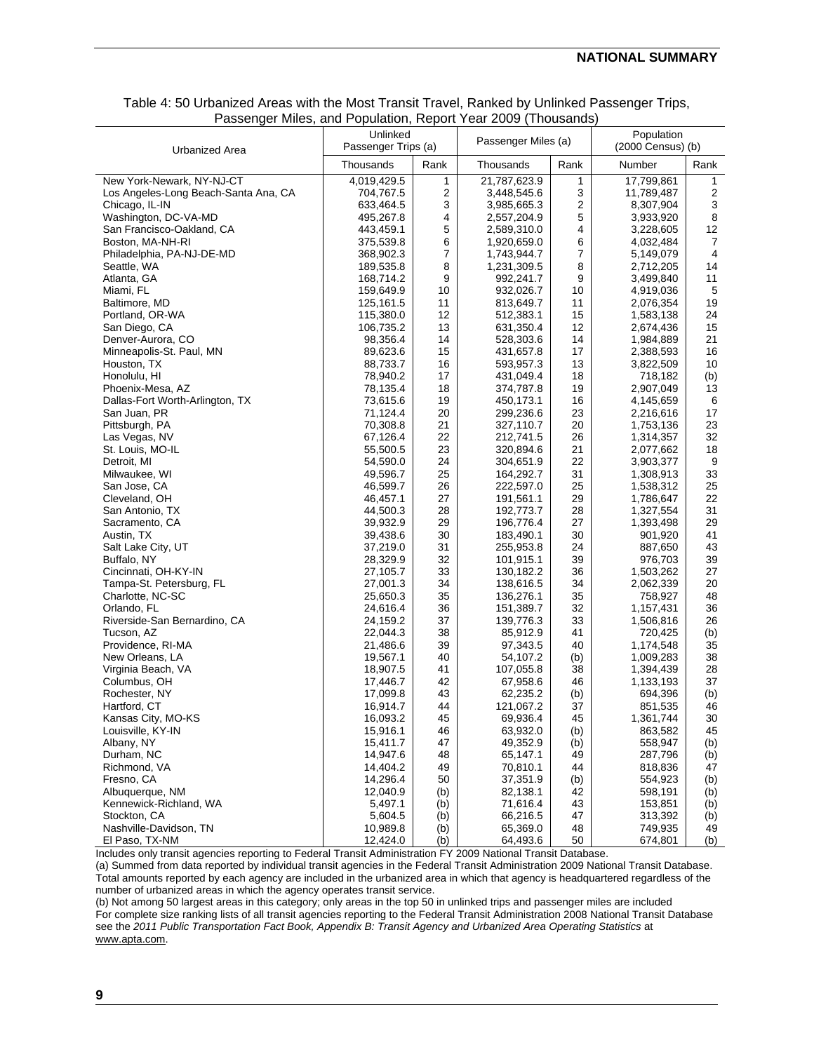Table 4: 50 Urbanized Areas with the Most Transit Travel, Ranked by Unlinked Passenger Trips, Passenger Miles, and Population, Report Year 2009 (Thousands)

| Urbanized Area | Unlinked Passenger Trips (a) | | Passenger Miles (a) | | Population (2000 Census) (b) | |
|---|---|---|---|---|---|---|
| | Thousands | Rank | Thousands | Rank | Number | Rank |
| New York-Newark, NY-NJ-CT | 4,019,429.5 | 1 | 21,787,623.9 | 1 | 17,799,861 | 1 |
| Los Angeles-Long Beach-Santa Ana, CA | 704,767.5 | 2 | 3,448,545.6 | 3 | 11,789,487 | 2 |
| Chicago, IL-IN | 633,464.5 | 3 | 3,985,665.3 | 2 | 8,307,904 | 3 |
| Washington, DC-VA-MD | 495,267.8 | 4 | 2,557,204.9 | 5 | 3,933,920 | 8 |
| San Francisco-Oakland, CA | 443,459.1 | 5 | 2,589,310.0 | 4 | 3,228,605 | 12 |
| Boston, MA-NH-RI | 375,539.8 | 6 | 1,920,659.0 | 6 | 4,032,484 | 7 |
| Philadelphia, PA-NJ-DE-MD | 368,902.3 | 7 | 1,743,944.7 | 7 | 5,149,079 | 4 |
| Seattle, WA | 189,535.8 | 8 | 1,231,309.5 | 8 | 2,712,205 | 14 |
| Atlanta, GA | 168,714.2 | 9 | 992,241.7 | 9 | 3,499,840 | 11 |
| Miami, FL | 159,649.9 | 10 | 932,026.7 | 10 | 4,919,036 | 5 |
| Baltimore, MD | 125,161.5 | 11 | 813,649.7 | 11 | 2,076,354 | 19 |
| Portland, OR-WA | 115,380.0 | 12 | 512,383.1 | 15 | 1,583,138 | 24 |
| San Diego, CA | 106,735.2 | 13 | 631,350.4 | 12 | 2,674,436 | 15 |
| Denver-Aurora, CO | 98,356.4 | 14 | 528,303.6 | 14 | 1,984,889 | 21 |
| Minneapolis-St. Paul, MN | 89,623.6 | 15 | 431,657.8 | 17 | 2,388,593 | 16 |
| Houston, TX | 88,733.7 | 16 | 593,957.3 | 13 | 3,822,509 | 10 |
| Honolulu, HI | 78,940.2 | 17 | 431,049.4 | 18 | 718,182 | (b) |
| Phoenix-Mesa, AZ | 78,135.4 | 18 | 374,787.8 | 19 | 2,907,049 | 13 |
| Dallas-Fort Worth-Arlington, TX | 73,615.6 | 19 | 450,173.1 | 16 | 4,145,659 | 6 |
| San Juan, PR | 71,124.4 | 20 | 299,236.6 | 23 | 2,216,616 | 17 |
| Pittsburgh, PA | 70,308.8 | 21 | 327,110.7 | 20 | 1,753,136 | 23 |
| Las Vegas, NV | 67,126.4 | 22 | 212,741.5 | 26 | 1,314,357 | 32 |
| St. Louis, MO-IL | 55,500.5 | 23 | 320,894.6 | 21 | 2,077,662 | 18 |
| Detroit, MI | 54,590.0 | 24 | 304,651.9 | 22 | 3,903,377 | 9 |
| Milwaukee, WI | 49,596.7 | 25 | 164,292.7 | 31 | 1,308,913 | 33 |
| San Jose, CA | 46,599.7 | 26 | 222,597.0 | 25 | 1,538,312 | 25 |
| Cleveland, OH | 46,457.1 | 27 | 191,561.1 | 29 | 1,786,647 | 22 |
| San Antonio, TX | 44,500.3 | 28 | 192,773.7 | 28 | 1,327,554 | 31 |
| Sacramento, CA | 39,932.9 | 29 | 196,776.4 | 27 | 1,393,498 | 29 |
| Austin, TX | 39,438.6 | 30 | 183,490.1 | 30 | 901,920 | 41 |
| Salt Lake City, UT | 37,219.0 | 31 | 255,953.8 | 24 | 887,650 | 43 |
| Buffalo, NY | 28,329.9 | 32 | 101,915.1 | 39 | 976,703 | 39 |
| Cincinnati, OH-KY-IN | 27,105.7 | 33 | 130,182.2 | 36 | 1,503,262 | 27 |
| Tampa-St. Petersburg, FL | 27,001.3 | 34 | 138,616.5 | 34 | 2,062,339 | 20 |
| Charlotte, NC-SC | 25,650.3 | 35 | 136,276.1 | 35 | 758,927 | 48 |
| Orlando, FL | 24,616.4 | 36 | 151,389.7 | 32 | 1,157,431 | 36 |
| Riverside-San Bernardino, CA | 24,159.2 | 37 | 139,776.3 | 33 | 1,506,816 | 26 |
| Tucson, AZ | 22,044.3 | 38 | 85,912.9 | 41 | 720,425 | (b) |
| Providence, RI-MA | 21,486.6 | 39 | 97,343.5 | 40 | 1,174,548 | 35 |
| New Orleans, LA | 19,567.1 | 40 | 54,107.2 | (b) | 1,009,283 | 38 |
| Virginia Beach, VA | 18,907.5 | 41 | 107,055.8 | 38 | 1,394,439 | 28 |
| Columbus, OH | 17,446.7 | 42 | 67,958.6 | 46 | 1,133,193 | 37 |
| Rochester, NY | 17,099.8 | 43 | 62,235.2 | (b) | 694,396 | (b) |
| Hartford, CT | 16,914.7 | 44 | 121,067.2 | 37 | 851,535 | 46 |
| Kansas City, MO-KS | 16,093.2 | 45 | 69,936.4 | 45 | 1,361,744 | 30 |
| Louisville, KY-IN | 15,916.1 | 46 | 63,932.0 | (b) | 863,582 | 45 |
| Albany, NY | 15,411.7 | 47 | 49,352.9 | (b) | 558,947 | (b) |
| Durham, NC | 14,947.6 | 48 | 65,147.1 | 49 | 287,796 | (b) |
| Richmond, VA | 14,404.2 | 49 | 70,810.1 | 44 | 818,836 | 47 |
| Fresno, CA | 14,296.4 | 50 | 37,351.9 | (b) | 554,923 | (b) |
| Albuquerque, NM | 12,040.9 | (b) | 82,138.1 | 42 | 598,191 | (b) |
| Kennewick-Richland, WA | 5,497.1 | (b) | 71,616.4 | 43 | 153,851 | (b) |
| Stockton, CA | 5,604.5 | (b) | 66,216.5 | 47 | 313,392 | (b) |
| Nashville-Davidson, TN | 10,989.8 | (b) | 65,369.0 | 48 | 749,935 | 49 |
| El Paso, TX-NM | 12,424.0 | (b) | 64,493.6 | 50 | 674,801 | (b) |

Includes only transit agencies reporting to Federal Transit Administration FY 2009 National Transit Database.

(a) Summed from data reported by individual transit agencies in the Federal Transit Administration 2009 National Transit Database. Total amounts reported by each agency are included in the urbanized area in which that agency is headquartered regardless of the number of urbanized areas in which the agency operates transit service.

(b) Not among 50 largest areas in this category; only areas in the top 50 in unlinked trips and passenger miles are included

For complete size ranking lists of all transit agencies reporting to the Federal Transit Administration 2008 National Transit Database see the *2011 Public Transportation Fact Book, Appendix B: Transit Agency and Urbanized Area Operating Statistics* at www.apta.com.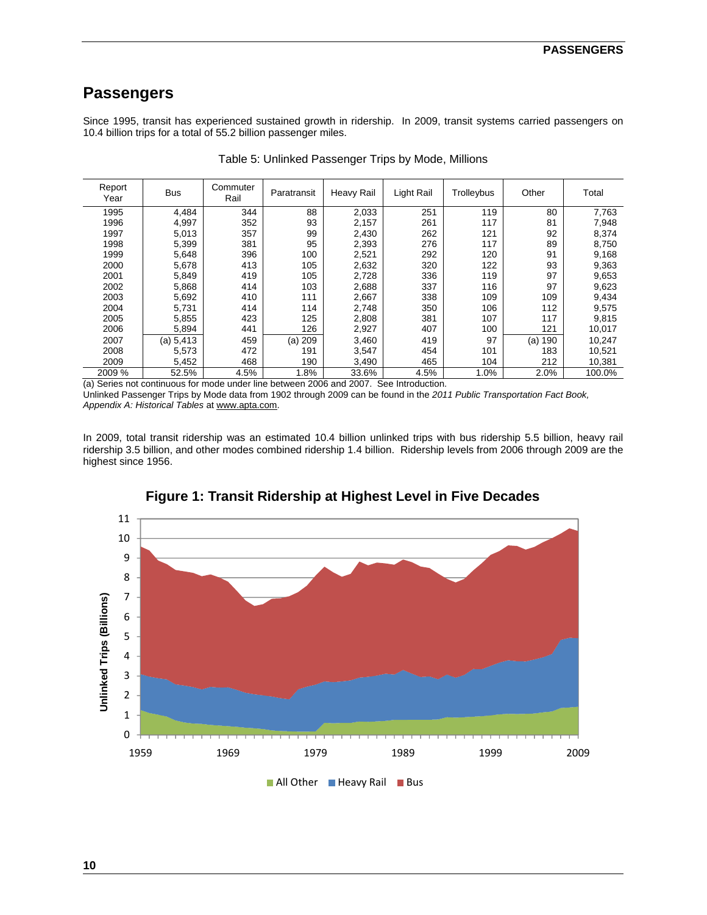# Passengers

Since 1995, transit has experienced sustained growth in ridership. In 2009, transit systems carried passengers on 10.4 billion trips for a total of 55.2 billion passenger miles.

Table 5: Unlinked Passenger Trips by Mode, Millions

| Report Year | Bus | Commuter Rail | Paratransit | Heavy Rail | Light Rail | Trolleybus | Other | Total |
|---|---|---|---|---|---|---|---|---|
| 1995 | 4,484 | 344 | 88 | 2,033 | 251 | 119 | 80 | 7,763 |
| 1996 | 4,997 | 352 | 93 | 2,157 | 261 | 117 | 81 | 7,948 |
| 1997 | 5,013 | 357 | 99 | 2,430 | 262 | 121 | 92 | 8,374 |
| 1998 | 5,399 | 381 | 95 | 2,393 | 276 | 117 | 89 | 8,750 |
| 1999 | 5,648 | 396 | 100 | 2,521 | 292 | 120 | 91 | 9,168 |
| 2000 | 5,678 | 413 | 105 | 2,632 | 320 | 122 | 93 | 9,363 |
| 2001 | 5,849 | 419 | 105 | 2,728 | 336 | 119 | 97 | 9,653 |
| 2002 | 5,868 | 414 | 103 | 2,688 | 337 | 116 | 97 | 9,623 |
| 2003 | 5,692 | 410 | 111 | 2,667 | 338 | 109 | 109 | 9,434 |
| 2004 | 5,731 | 414 | 114 | 2,748 | 350 | 106 | 112 | 9,575 |
| 2005 | 5,855 | 423 | 125 | 2,808 | 381 | 107 | 117 | 9,815 |
| 2006 | 5,894 | 441 | 126 | 2,927 | 407 | 100 | 121 | 10,017 |
| 2007 | (a) 5,413 | 459 | (a) 209 | 3,460 | 419 | 97 | (a) 190 | 10,247 |
| 2008 | 5,573 | 472 | 191 | 3,547 | 454 | 101 | 183 | 10,521 |
| 2009 | 5,452 | 468 | 190 | 3,490 | 465 | 104 | 212 | 10,381 |
| 2009 % | 52.5% | 4.5% | 1.8% | 33.6% | 4.5% | 1.0% | 2.0% | 100.0% |

(a) Series not continuous for mode under line between 2006 and 2007. See Introduction.
Unlinked Passenger Trips by Mode data from 1902 through 2009 can be found in the *2011 Public Transportation Fact Book, Appendix A: Historical Tables* at www.apta.com.

In 2009, total transit ridership was an estimated 10.4 billion unlinked trips with bus ridership 5.5 billion, heavy rail ridership 3.5 billion, and other modes combined ridership 1.4 billion. Ridership levels from 2006 through 2009 are the highest since 1956.

**Figure 1: Transit Ridership at Highest Level in Five Decades**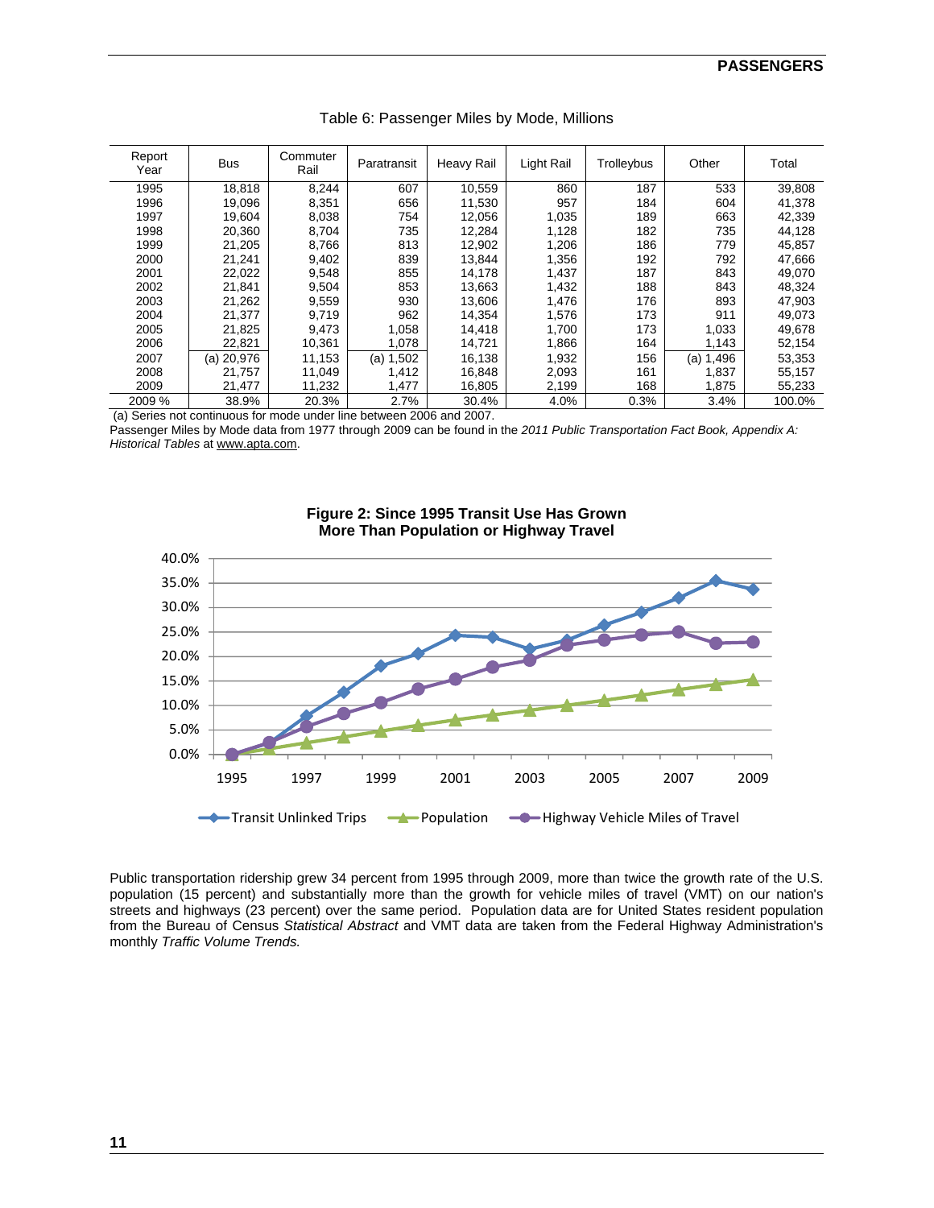Table 6: Passenger Miles by Mode, Millions

| Report Year | Bus | Commuter Rail | Paratransit | Heavy Rail | Light Rail | Trolleybus | Other | Total |
|---|---|---|---|---|---|---|---|---|
| 1995 | 18,818 | 8,244 | 607 | 10,559 | 860 | 187 | 533 | 39,808 |
| 1996 | 19,096 | 8,351 | 656 | 11,530 | 957 | 184 | 604 | 41,378 |
| 1997 | 19,604 | 8,038 | 754 | 12,056 | 1,035 | 189 | 663 | 42,339 |
| 1998 | 20,360 | 8,704 | 735 | 12,284 | 1,128 | 182 | 735 | 44,128 |
| 1999 | 21,205 | 8,766 | 813 | 12,902 | 1,206 | 186 | 779 | 45,857 |
| 2000 | 21,241 | 9,402 | 839 | 13,844 | 1,356 | 192 | 792 | 47,666 |
| 2001 | 22,022 | 9,548 | 855 | 14,178 | 1,437 | 187 | 843 | 49,070 |
| 2002 | 21,841 | 9,504 | 853 | 13,663 | 1,432 | 188 | 843 | 48,324 |
| 2003 | 21,262 | 9,559 | 930 | 13,606 | 1,476 | 176 | 893 | 47,903 |
| 2004 | 21,377 | 9,719 | 962 | 14,354 | 1,576 | 173 | 911 | 49,073 |
| 2005 | 21,825 | 9,473 | 1,058 | 14,418 | 1,700 | 173 | 1,033 | 49,678 |
| 2006 | 22,821 | 10,361 | 1,078 | 14,721 | 1,866 | 164 | 1,143 | 52,154 |
| 2007 | (a) 20,976 | 11,153 | (a) 1,502 | 16,138 | 1,932 | 156 | (a) 1,496 | 53,353 |
| 2008 | 21,757 | 11,049 | 1,412 | 16,848 | 2,093 | 161 | 1,837 | 55,157 |
| 2009 | 21,477 | 11,232 | 1,477 | 16,805 | 2,199 | 168 | 1,875 | 55,233 |
| 2009 % | 38.9% | 20.3% | 2.7% | 30.4% | 4.0% | 0.3% | 3.4% | 100.0% |

(a) Series not continuous for mode under line between 2006 and 2007.

Passenger Miles by Mode data from 1977 through 2009 can be found in the *2011 Public Transportation Fact Book, Appendix A: Historical Tables* at www.apta.com.

**Figure 2: Since 1995 Transit Use Has Grown More Than Population or Highway Travel**

Public transportation ridership grew 34 percent from 1995 through 2009, more than twice the growth rate of the U.S. population (15 percent) and substantially more than the growth for vehicle miles of travel (VMT) on our nation's streets and highways (23 percent) over the same period. Population data are for United States resident population from the Bureau of Census *Statistical Abstract* and VMT data are taken from the Federal Highway Administration's monthly *Traffic Volume Trends.*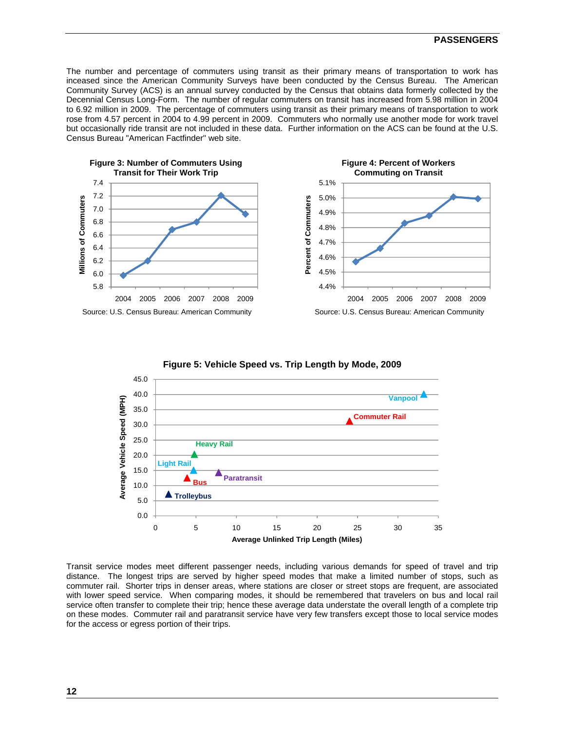The number and percentage of commuters using transit as their primary means of transportation to work has inceased since the American Community Surveys have been conducted by the Census Bureau. The American Community Survey (ACS) is an annual survey conducted by the Census that obtains data formerly collected by the Decennial Census Long-Form. The number of regular commuters on transit has increased from 5.98 million in 2004 to 6.92 million in 2009. The percentage of commuters using transit as their primary means of transportation to work rose from 4.57 percent in 2004 to 4.99 percent in 2009. Commuters who normally use another mode for work travel but occasionally ride transit are not included in these data. Further information on the ACS can be found at the U.S. Census Bureau "American Factfinder" web site.

**Figure 3: Number of Commuters Using Transit for Their Work Trip**

Source: U.S. Census Bureau: American Community

**Figure 4: Percent of Workers Commuting on Transit**

Source: U.S. Census Bureau: American Community

**Figure 5: Vehicle Speed vs. Trip Length by Mode, 2009**

Transit service modes meet different passenger needs, including various demands for speed of travel and trip distance. The longest trips are served by higher speed modes that make a limited number of stops, such as commuter rail. Shorter trips in denser areas, where stations are closer or street stops are frequent, are associated with lower speed service. When comparing modes, it should be remembered that travelers on bus and local rail service often transfer to complete their trip; hence these average data understate the overall length of a complete trip on these modes. Commuter rail and paratransit service have very few transfers except those to local service modes for the access or egress portion of their trips.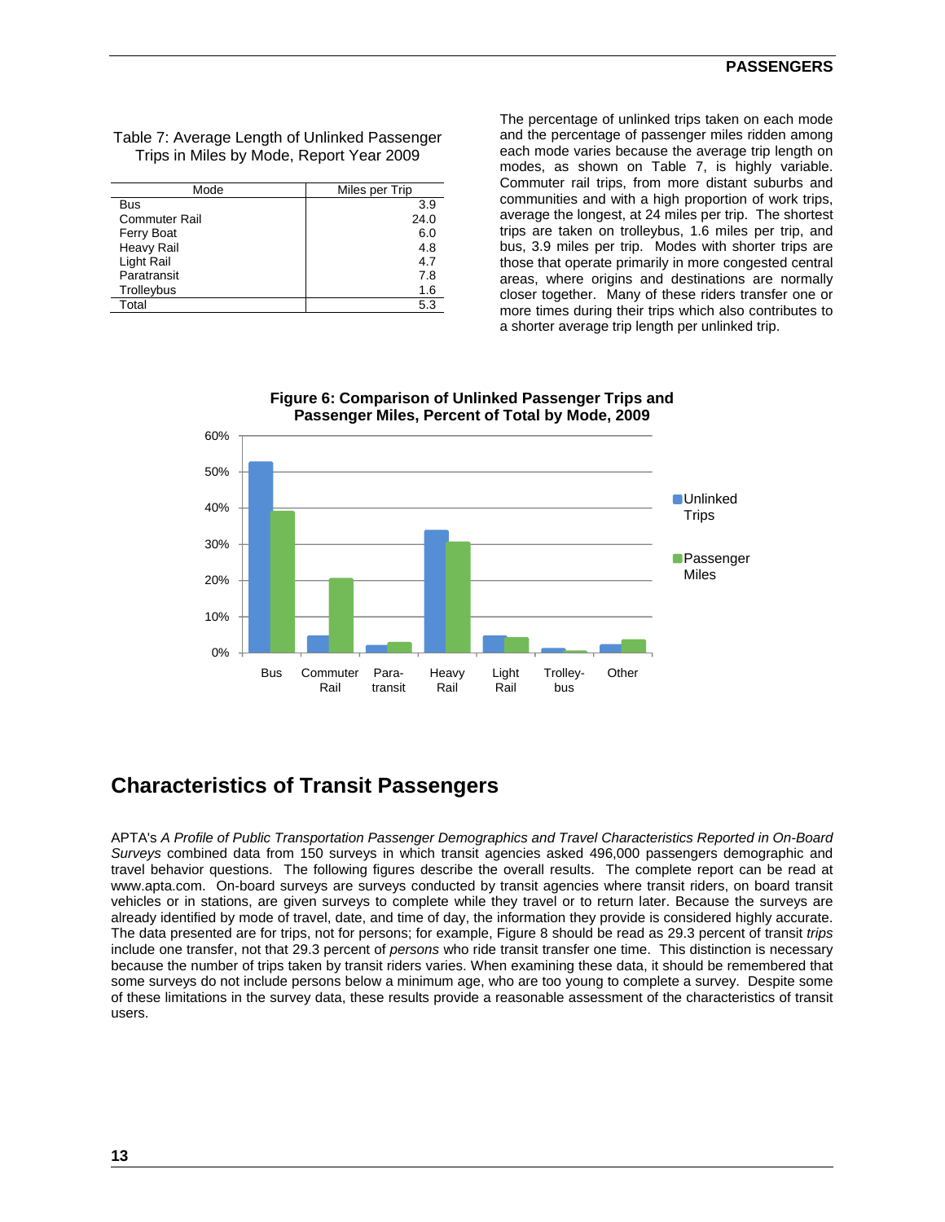Table 7: Average Length of Unlinked Passenger Trips in Miles by Mode, Report Year 2009

| Mode | Miles per Trip |
|---|---|
| Bus | 3.9 |
| Commuter Rail | 24.0 |
| Ferry Boat | 6.0 |
| Heavy Rail | 4.8 |
| Light Rail | 4.7 |
| Paratransit | 7.8 |
| Trolleybus | 1.6 |
| Total | 5.3 |

The percentage of unlinked trips taken on each mode and the percentage of passenger miles ridden among each mode varies because the average trip length on modes, as shown on Table 7, is highly variable. Commuter rail trips, from more distant suburbs and communities and with a high proportion of work trips, average the longest, at 24 miles per trip. The shortest trips are taken on trolleybus, 1.6 miles per trip, and bus, 3.9 miles per trip. Modes with shorter trips are those that operate primarily in more congested central areas, where origins and destinations are normally closer together. Many of these riders transfer one or more times during their trips which also contributes to a shorter average trip length per unlinked trip.

**Figure 6: Comparison of Unlinked Passenger Trips and Passenger Miles, Percent of Total by Mode, 2009**

## Characteristics of Transit Passengers

APTA's *A Profile of Public Transportation Passenger Demographics and Travel Characteristics Reported in On-Board Surveys* combined data from 150 surveys in which transit agencies asked 496,000 passengers demographic and travel behavior questions. The following figures describe the overall results. The complete report can be read at www.apta.com. On-board surveys are surveys conducted by transit agencies where transit riders, on board transit vehicles or in stations, are given surveys to complete while they travel or to return later. Because the surveys are already identified by mode of travel, date, and time of day, the information they provide is considered highly accurate. The data presented are for trips, not for persons; for example, Figure 8 should be read as 29.3 percent of transit *trips* include one transfer, not that 29.3 percent of *persons* who ride transit transfer one time. This distinction is necessary because the number of trips taken by transit riders varies. When examining these data, it should be remembered that some surveys do not include persons below a minimum age, who are too young to complete a survey. Despite some of these limitations in the survey data, these results provide a reasonable assessment of the characteristics of transit users.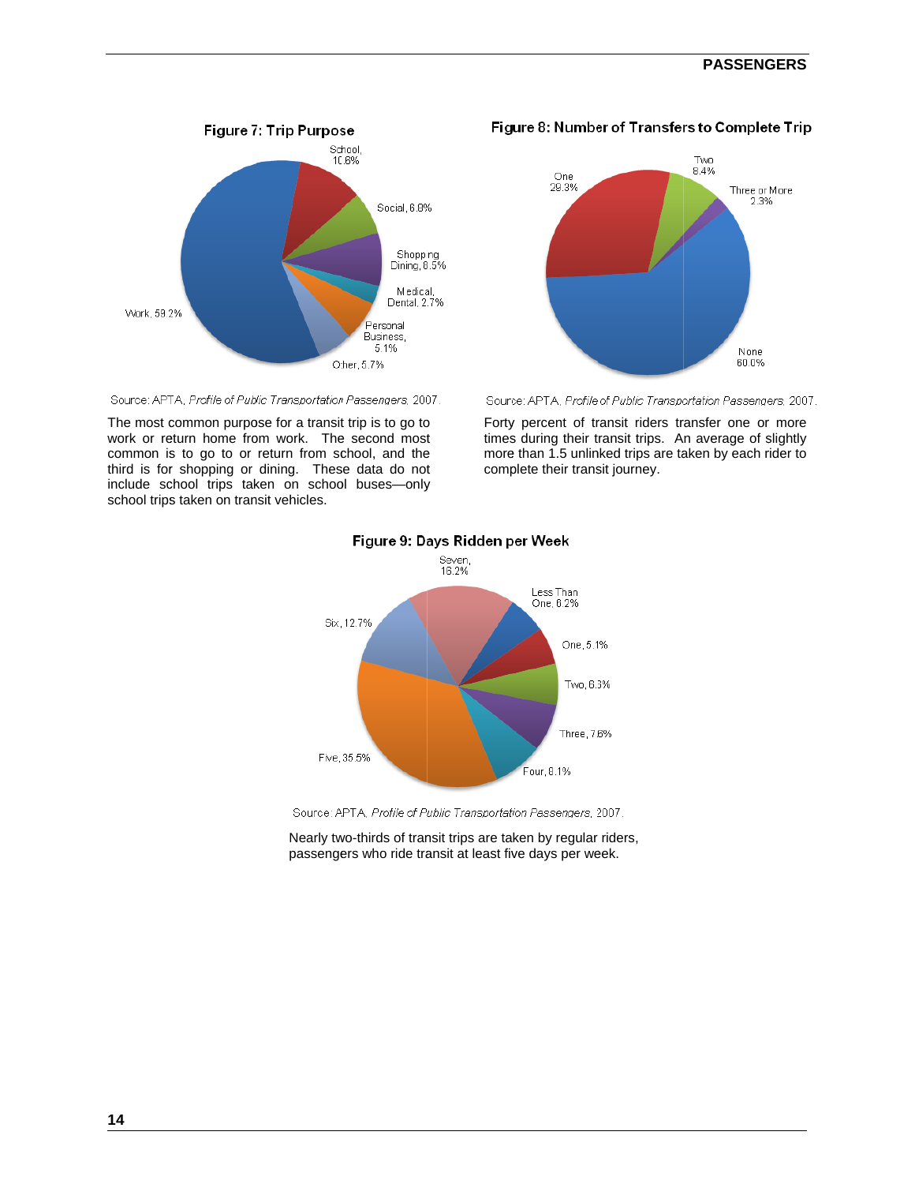**Figure 7: Trip Purpose**

School, 10.6%

Social, 6.8%

Shopping Dining, 8.5%

Medical, Dental, 2.7%

Personal Business, 5.1%

Other, 5.7%

Work, 59.2%

Source: APTA, *Profile of Public Transportation Passengers*, 2007.

The most common purpose for a transit trip is to go to work or return home from work. The second most common is to go to or return from school, and the third is for shopping or dining. These data do not include school trips taken on school buses—only school trips taken on transit vehicles.

**Figure 8: Number of Transfers to Complete Trip**

One 29.3%

Two 8.4%

Three or More 2.3%

None 60.0%

Source: APTA, *Profile of Public Transportation Passengers*, 2007.

Forty percent of transit riders transfer one or more times during their transit trips. An average of slightly more than 1.5 unlinked trips are taken by each rider to complete their transit journey.

**Figure 9: Days Ridden per Week**

Seven, 16.2%

Less Than One, 6.2%

One, 5.1%

Two, 6.3%

Three, 7.6%

Four, 8.1%

Five, 35.5%

Six, 12.7%

Source: APTA, *Profile of Public Transportation Passengers*, 2007.

Nearly two-thirds of transit trips are taken by regular riders, passengers who ride transit at least five days per week.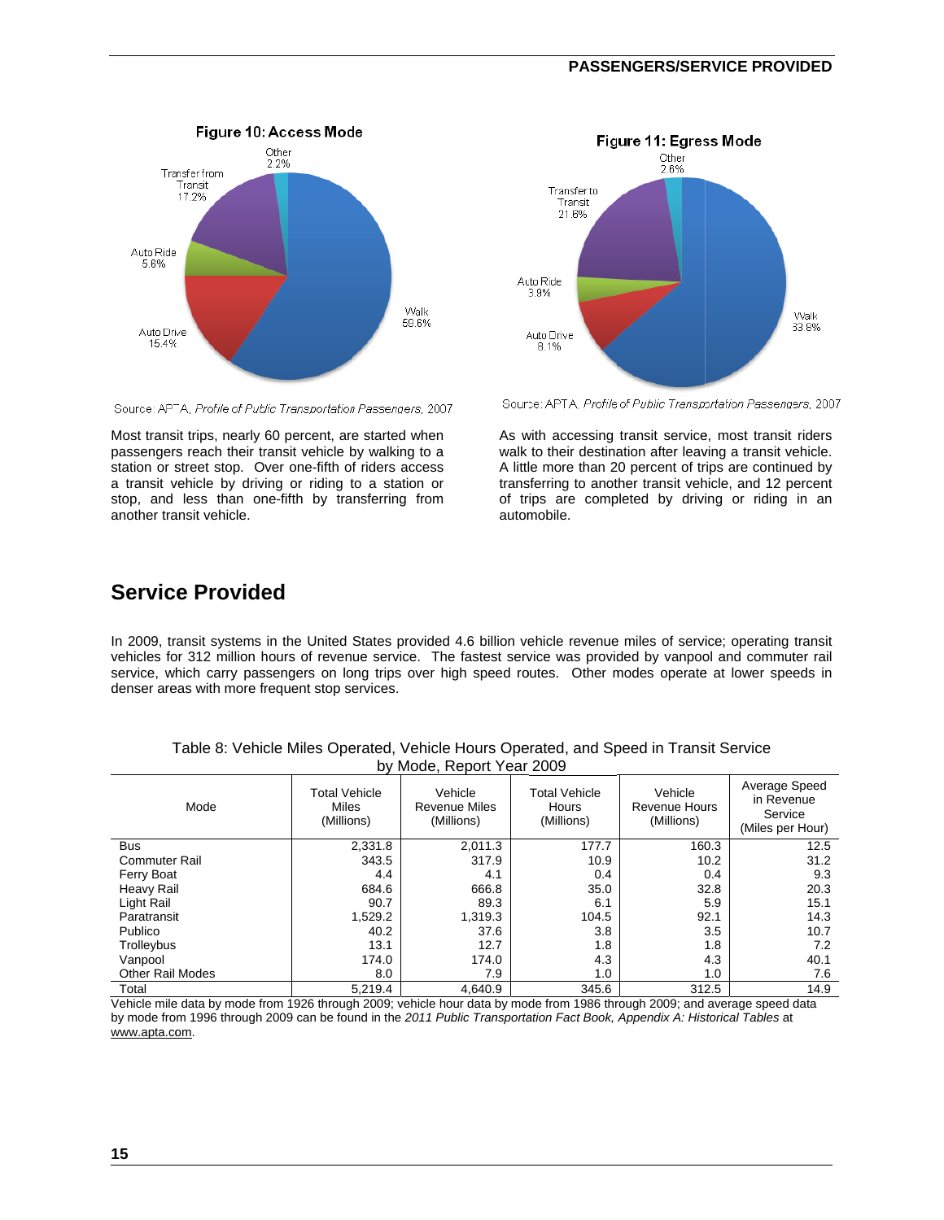**Figure 10: Access Mode**

Other 2.2%
Transfer from Transit 17.2%
Auto Ride 5.6%
Auto Drive 15.4%
Walk 59.6%

Source: APTA, *Profile of Public Transportation Passengers*, 2007

Most transit trips, nearly 60 percent, are started when passengers reach their transit vehicle by walking to a station or street stop. Over one-fifth of riders access a transit vehicle by driving or riding to a station or stop, and less than one-fifth by transferring from another transit vehicle.

**Figure 11: Egress Mode**

Other 2.6%
Transfer to Transit 21.6%
Auto Ride 3.9%
Auto Drive 8.1%
Walk 63.8%

Source: APTA, *Profile of Public Transportation Passengers*, 2007

As with accessing transit service, most transit riders walk to their destination after leaving a transit vehicle. A little more than 20 percent of trips are continued by transferring to another transit vehicle, and 12 percent of trips are completed by driving or riding in an automobile.

## Service Provided

In 2009, transit systems in the United States provided 4.6 billion vehicle revenue miles of service; operating transit vehicles for 312 million hours of revenue service. The fastest service was provided by vanpool and commuter rail service, which carry passengers on long trips over high speed routes. Other modes operate at lower speeds in denser areas with more frequent stop services.

Table 8: Vehicle Miles Operated, Vehicle Hours Operated, and Speed in Transit Service by Mode, Report Year 2009

| Mode | Total Vehicle Miles (Millions) | Vehicle Revenue Miles (Millions) | Total Vehicle Hours (Millions) | Vehicle Revenue Hours (Millions) | Average Speed in Revenue Service (Miles per Hour) |
|---|---|---|---|---|---|
| Bus | 2,331.8 | 2,011.3 | 177.7 | 160.3 | 12.5 |
| Commuter Rail | 343.5 | 317.9 | 10.9 | 10.2 | 31.2 |
| Ferry Boat | 4.4 | 4.1 | 0.4 | 0.4 | 9.3 |
| Heavy Rail | 684.6 | 666.8 | 35.0 | 32.8 | 20.3 |
| Light Rail | 90.7 | 89.3 | 6.1 | 5.9 | 15.1 |
| Paratransit | 1,529.2 | 1,319.3 | 104.5 | 92.1 | 14.3 |
| Publico | 40.2 | 37.6 | 3.8 | 3.5 | 10.7 |
| Trolleybus | 13.1 | 12.7 | 1.8 | 1.8 | 7.2 |
| Vanpool | 174.0 | 174.0 | 4.3 | 4.3 | 40.1 |
| Other Rail Modes | 8.0 | 7.9 | 1.0 | 1.0 | 7.6 |
| Total | 5,219.4 | 4,640.9 | 345.6 | 312.5 | 14.9 |

Vehicle mile data by mode from 1926 through 2009; vehicle hour data by mode from 1986 through 2009; and average speed data by mode from 1996 through 2009 can be found in the *2011 Public Transportation Fact Book, Appendix A: Historical Tables* at www.apta.com.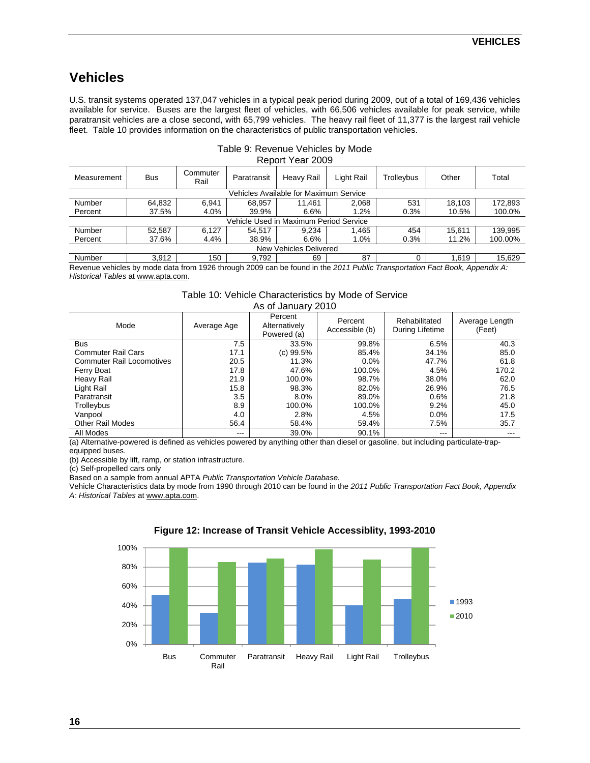# Vehicles

U.S. transit systems operated 137,047 vehicles in a typical peak period during 2009, out of a total of 169,436 vehicles available for service. Buses are the largest fleet of vehicles, with 66,506 vehicles available for peak service, while paratransit vehicles are a close second, with 65,799 vehicles. The heavy rail fleet of 11,377 is the largest rail vehicle fleet. Table 10 provides information on the characteristics of public transportation vehicles.

Table 9: Revenue Vehicles by Mode
Report Year 2009

| Measurement | Bus | Commuter Rail | Paratransit | Heavy Rail | Light Rail | Trolleybus | Other | Total |
|---|---|---|---|---|---|---|---|---|
| Vehicles Available for Maximum Service | | | | | | | | |
| Number | 64,832 | 6,941 | 68,957 | 11,461 | 2,068 | 531 | 18,103 | 172,893 |
| Percent | 37.5% | 4.0% | 39.9% | 6.6% | 1.2% | 0.3% | 10.5% | 100.0% |
| Vehicle Used in Maximum Period Service | | | | | | | | |
| Number | 52,587 | 6,127 | 54,517 | 9,234 | 1,465 | 454 | 15,611 | 139,995 |
| Percent | 37.6% | 4.4% | 38.9% | 6.6% | 1.0% | 0.3% | 11.2% | 100.00% |
| New Vehicles Delivered | | | | | | | | |
| Number | 3,912 | 150 | 9,792 | 69 | 87 | 0 | 1,619 | 15,629 |

Revenue vehicles by mode data from 1926 through 2009 can be found in the *2011 Public Transportation Fact Book, Appendix A: Historical Tables* at www.apta.com.

Table 10: Vehicle Characteristics by Mode of Service
As of January 2010

| Mode | Average Age | Percent Alternatively Powered (a) | Percent Accessible (b) | Rehabilitated During Lifetime | Average Length (Feet) |
|---|---|---|---|---|---|
| Bus | 7.5 | 33.5% | 99.8% | 6.5% | 40.3 |
| Commuter Rail Cars | 17.1 | (c) 99.5% | 85.4% | 34.1% | 85.0 |
| Commuter Rail Locomotives | 20.5 | 11.3% | 0.0% | 47.7% | 61.8 |
| Ferry Boat | 17.8 | 47.6% | 100.0% | 4.5% | 170.2 |
| Heavy Rail | 21.9 | 100.0% | 98.7% | 38.0% | 62.0 |
| Light Rail | 15.8 | 98.3% | 82.0% | 26.9% | 76.5 |
| Paratransit | 3.5 | 8.0% | 89.0% | 0.6% | 21.8 |
| Trolleybus | 8.9 | 100.0% | 100.0% | 9.2% | 45.0 |
| Vanpool | 4.0 | 2.8% | 4.5% | 0.0% | 17.5 |
| Other Rail Modes | 56.4 | 58.4% | 59.4% | 7.5% | 35.7 |
| All Modes | --- | 39.0% | 90.1% | --- | --- |

(a) Alternative-powered is defined as vehicles powered by anything other than diesel or gasoline, but including particulate-trap-equipped buses.
(b) Accessible by lift, ramp, or station infrastructure.
(c) Self-propelled cars only
Based on a sample from annual APTA *Public Transportation Vehicle Database.*
Vehicle Characteristics data by mode from 1990 through 2010 can be found in the *2011 Public Transportation Fact Book, Appendix A: Historical Tables* at www.apta.com.

**Figure 12: Increase of Transit Vehicle Accessiblity, 1993-2010**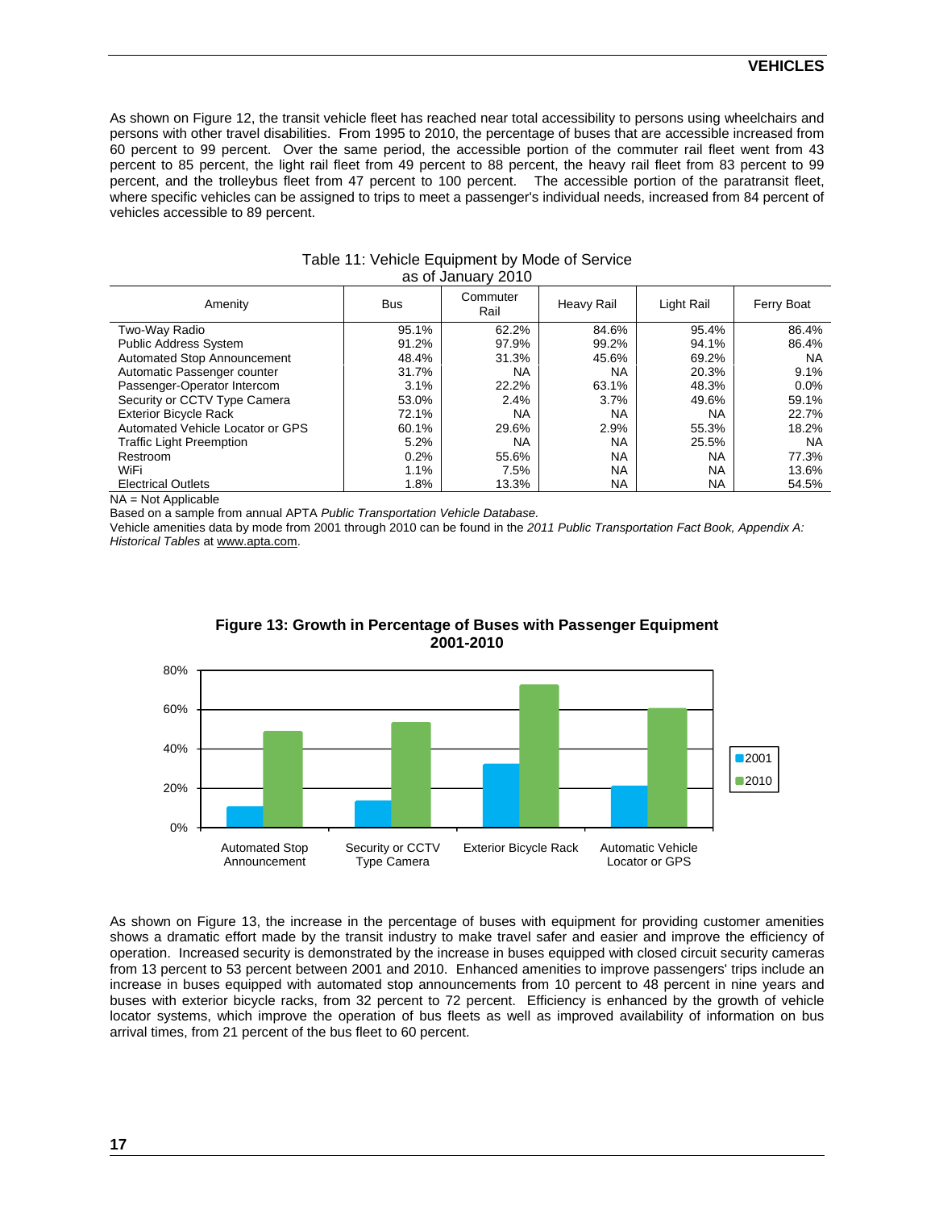As shown on Figure 12, the transit vehicle fleet has reached near total accessibility to persons using wheelchairs and persons with other travel disabilities. From 1995 to 2010, the percentage of buses that are accessible increased from 60 percent to 99 percent. Over the same period, the accessible portion of the commuter rail fleet went from 43 percent to 85 percent, the light rail fleet from 49 percent to 88 percent, the heavy rail fleet from 83 percent to 99 percent, and the trolleybus fleet from 47 percent to 100 percent. The accessible portion of the paratransit fleet, where specific vehicles can be assigned to trips to meet a passenger's individual needs, increased from 84 percent of vehicles accessible to 89 percent.

Table 11: Vehicle Equipment by Mode of Service as of January 2010

| Amenity | Bus | Commuter Rail | Heavy Rail | Light Rail | Ferry Boat |
|---|---|---|---|---|---|
| Two-Way Radio | 95.1% | 62.2% | 84.6% | 95.4% | 86.4% |
| Public Address System | 91.2% | 97.9% | 99.2% | 94.1% | 86.4% |
| Automated Stop Announcement | 48.4% | 31.3% | 45.6% | 69.2% | NA |
| Automatic Passenger counter | 31.7% | NA | NA | 20.3% | 9.1% |
| Passenger-Operator Intercom | 3.1% | 22.2% | 63.1% | 48.3% | 0.0% |
| Security or CCTV Type Camera | 53.0% | 2.4% | 3.7% | 49.6% | 59.1% |
| Exterior Bicycle Rack | 72.1% | NA | NA | NA | 22.7% |
| Automated Vehicle Locator or GPS | 60.1% | 29.6% | 2.9% | 55.3% | 18.2% |
| Traffic Light Preemption | 5.2% | NA | NA | 25.5% | NA |
| Restroom | 0.2% | 55.6% | NA | NA | 77.3% |
| WiFi | 1.1% | 7.5% | NA | NA | 13.6% |
| Electrical Outlets | 1.8% | 13.3% | NA | NA | 54.5% |

NA = Not Applicable

Based on a sample from annual APTA *Public Transportation Vehicle Database.*

Vehicle amenities data by mode from 2001 through 2010 can be found in the *2011 Public Transportation Fact Book, Appendix A: Historical Tables* at www.apta.com.

**Figure 13: Growth in Percentage of Buses with Passenger Equipment 2001-2010**

| Equipment | 2001 | 2010 |
|---|---|---|
| Automated Stop Announcement | ~10% | ~48% |
| Security or CCTV Type Camera | ~13% | ~53% |
| Exterior Bicycle Rack | ~32% | ~72% |
| Automatic Vehicle Locator or GPS | ~21% | ~60% |

As shown on Figure 13, the increase in the percentage of buses with equipment for providing customer amenities shows a dramatic effort made by the transit industry to make travel safer and easier and improve the efficiency of operation. Increased security is demonstrated by the increase in buses equipped with closed circuit security cameras from 13 percent to 53 percent between 2001 and 2010. Enhanced amenities to improve passengers' trips include an increase in buses equipped with automated stop announcements from 10 percent to 48 percent in nine years and buses with exterior bicycle racks, from 32 percent to 72 percent. Efficiency is enhanced by the growth of vehicle locator systems, which improve the operation of bus fleets as well as improved availability of information on bus arrival times, from 21 percent of the bus fleet to 60 percent.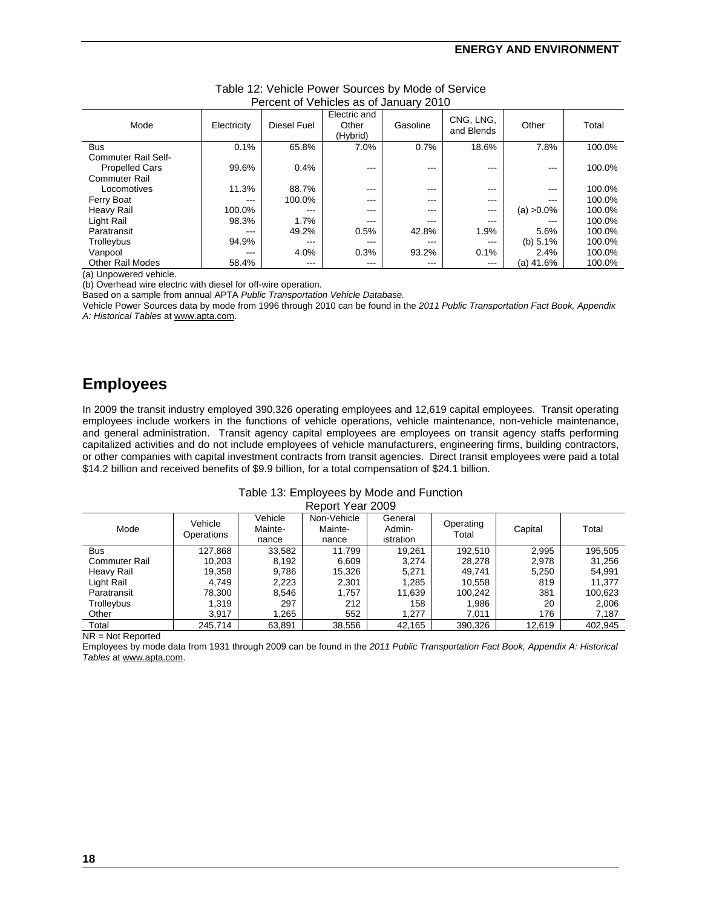Table 12: Vehicle Power Sources by Mode of Service
Percent of Vehicles as of January 2010

| Mode | Electricity | Diesel Fuel | Electric and Other (Hybrid) | Gasoline | CNG, LNG, and Blends | Other | Total |
|---|---|---|---|---|---|---|---|
| Bus | 0.1% | 65.8% | 7.0% | 0.7% | 18.6% | 7.8% | 100.0% |
| Commuter Rail Self-Propelled Cars | 99.6% | 0.4% | --- | --- | --- | --- | 100.0% |
| Commuter Rail Locomotives | 11.3% | 88.7% | --- | --- | --- | --- | 100.0% |
| Ferry Boat | --- | 100.0% | --- | --- | --- | --- | 100.0% |
| Heavy Rail | 100.0% | --- | --- | --- | --- | (a) >0.0% | 100.0% |
| Light Rail | 98.3% | 1.7% | --- | --- | --- | --- | 100.0% |
| Paratransit | --- | 49.2% | 0.5% | 42.8% | 1.9% | 5.6% | 100.0% |
| Trolleybus | 94.9% | --- | --- | --- | --- | (b) 5.1% | 100.0% |
| Vanpool | --- | 4.0% | 0.3% | 93.2% | 0.1% | 2.4% | 100.0% |
| Other Rail Modes | 58.4% | --- | --- | --- | --- | (a) 41.6% | 100.0% |

(a) Unpowered vehicle.
(b) Overhead wire electric with diesel for off-wire operation.
Based on a sample from annual APTA *Public Transportation Vehicle Database.*
Vehicle Power Sources data by mode from 1996 through 2010 can be found in the *2011 Public Transportation Fact Book, Appendix A: Historical Tables* at www.apta.com.

# Employees

In 2009 the transit industry employed 390,326 operating employees and 12,619 capital employees. Transit operating employees include workers in the functions of vehicle operations, vehicle maintenance, non-vehicle maintenance, and general administration. Transit agency capital employees are employees on transit agency staffs performing capitalized activities and do not include employees of vehicle manufacturers, engineering firms, building contractors, or other companies with capital investment contracts from transit agencies. Direct transit employees were paid a total $14.2 billion and received benefits of $9.9 billion, for a total compensation of $24.1 billion.

Table 13: Employees by Mode and Function
Report Year 2009

| Mode | Vehicle Operations | Vehicle Mainte-nance | Non-Vehicle Mainte-nance | General Admin-istration | Operating Total | Capital | Total |
|---|---|---|---|---|---|---|---|
| Bus | 127,868 | 33,582 | 11,799 | 19,261 | 192,510 | 2,995 | 195,505 |
| Commuter Rail | 10,203 | 8,192 | 6,609 | 3,274 | 28,278 | 2,978 | 31,256 |
| Heavy Rail | 19,358 | 9,786 | 15,326 | 5,271 | 49,741 | 5,250 | 54,991 |
| Light Rail | 4,749 | 2,223 | 2,301 | 1,285 | 10,558 | 819 | 11,377 |
| Paratransit | 78,300 | 8,546 | 1,757 | 11,639 | 100,242 | 381 | 100,623 |
| Trolleybus | 1,319 | 297 | 212 | 158 | 1,986 | 20 | 2,006 |
| Other | 3,917 | 1,265 | 552 | 1,277 | 7,011 | 176 | 7,187 |
| Total | 245,714 | 63,891 | 38,556 | 42,165 | 390,326 | 12,619 | 402,945 |

NR = Not Reported
Employees by mode data from 1931 through 2009 can be found in the *2011 Public Transportation Fact Book, Appendix A: Historical Tables* at www.apta.com.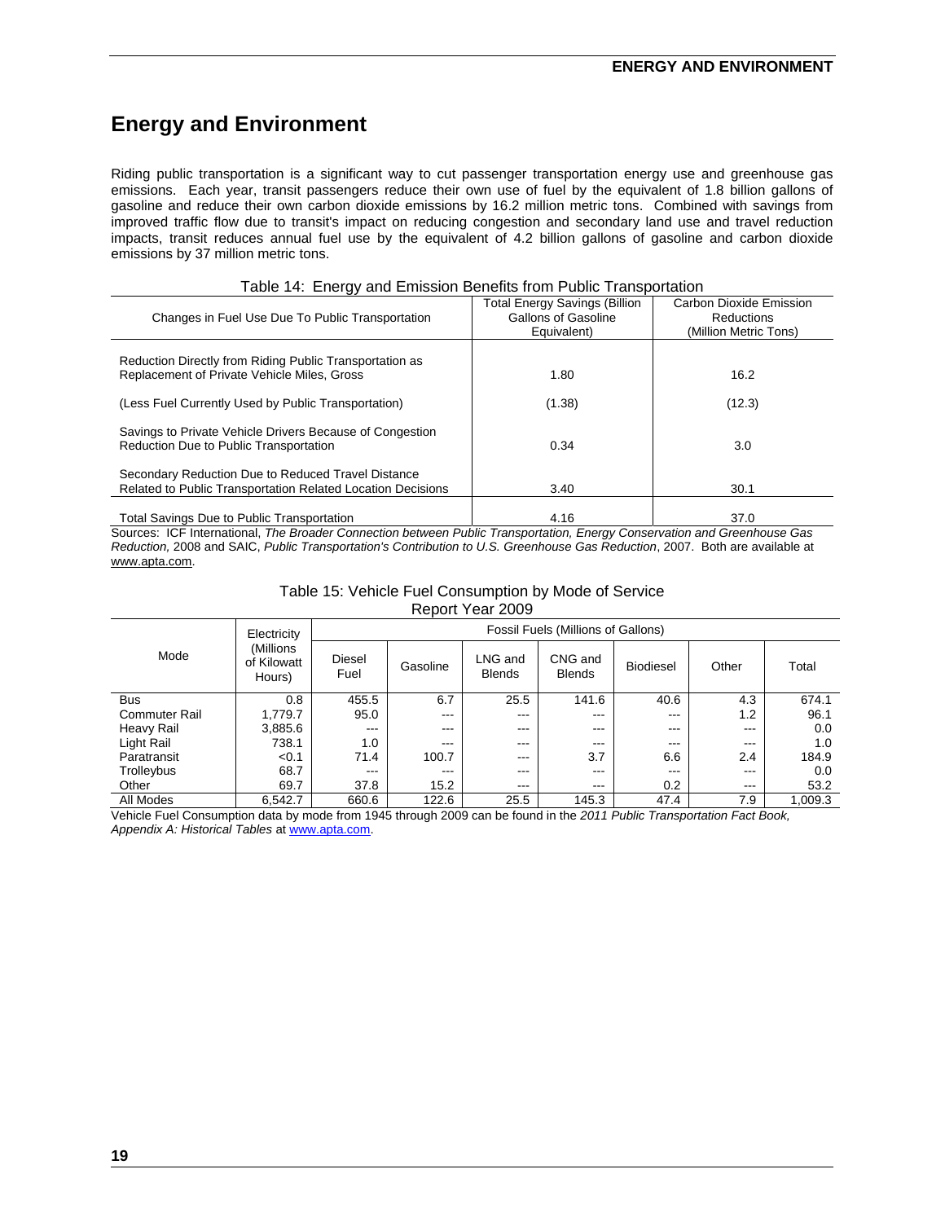# Energy and Environment

Riding public transportation is a significant way to cut passenger transportation energy use and greenhouse gas emissions. Each year, transit passengers reduce their own use of fuel by the equivalent of 1.8 billion gallons of gasoline and reduce their own carbon dioxide emissions by 16.2 million metric tons. Combined with savings from improved traffic flow due to transit's impact on reducing congestion and secondary land use and travel reduction impacts, transit reduces annual fuel use by the equivalent of 4.2 billion gallons of gasoline and carbon dioxide emissions by 37 million metric tons.

Table 14: Energy and Emission Benefits from Public Transportation

| Changes in Fuel Use Due To Public Transportation | Total Energy Savings (Billion Gallons of Gasoline Equivalent) | Carbon Dioxide Emission Reductions (Million Metric Tons) |
|---|---|---|
| Reduction Directly from Riding Public Transportation as Replacement of Private Vehicle Miles, Gross | 1.80 | 16.2 |
| (Less Fuel Currently Used by Public Transportation) | (1.38) | (12.3) |
| Savings to Private Vehicle Drivers Because of Congestion Reduction Due to Public Transportation | 0.34 | 3.0 |
| Secondary Reduction Due to Reduced Travel Distance Related to Public Transportation Related Location Decisions | 3.40 | 30.1 |
| Total Savings Due to Public Transportation | 4.16 | 37.0 |

Sources: ICF International, *The Broader Connection between Public Transportation, Energy Conservation and Greenhouse Gas Reduction,* 2008 and SAIC, *Public Transportation's Contribution to U.S. Greenhouse Gas Reduction*, 2007. Both are available at www.apta.com.

Table 15: Vehicle Fuel Consumption by Mode of Service
Report Year 2009

| Mode | Electricity (Millions of Kilowatt Hours) | Fossil Fuels (Millions of Gallons) | | | | | | |
|---|---|---|---|---|---|---|---|---|
| | | Diesel Fuel | Gasoline | LNG and Blends | CNG and Blends | Biodiesel | Other | Total |
| Bus | 0.8 | 455.5 | 6.7 | 25.5 | 141.6 | 40.6 | 4.3 | 674.1 |
| Commuter Rail | 1,779.7 | 95.0 | --- | --- | --- | --- | 1.2 | 96.1 |
| Heavy Rail | 3,885.6 | --- | --- | --- | --- | --- | --- | 0.0 |
| Light Rail | 738.1 | 1.0 | --- | --- | --- | --- | --- | 1.0 |
| Paratransit | <0.1 | 71.4 | 100.7 | --- | 3.7 | 6.6 | 2.4 | 184.9 |
| Trolleybus | 68.7 | --- | --- | --- | --- | --- | --- | 0.0 |
| Other | 69.7 | 37.8 | 15.2 | --- | --- | 0.2 | --- | 53.2 |
| All Modes | 6,542.7 | 660.6 | 122.6 | 25.5 | 145.3 | 47.4 | 7.9 | 1,009.3 |

Vehicle Fuel Consumption data by mode from 1945 through 2009 can be found in the *2011 Public Transportation Fact Book, Appendix A: Historical Tables* at www.apta.com.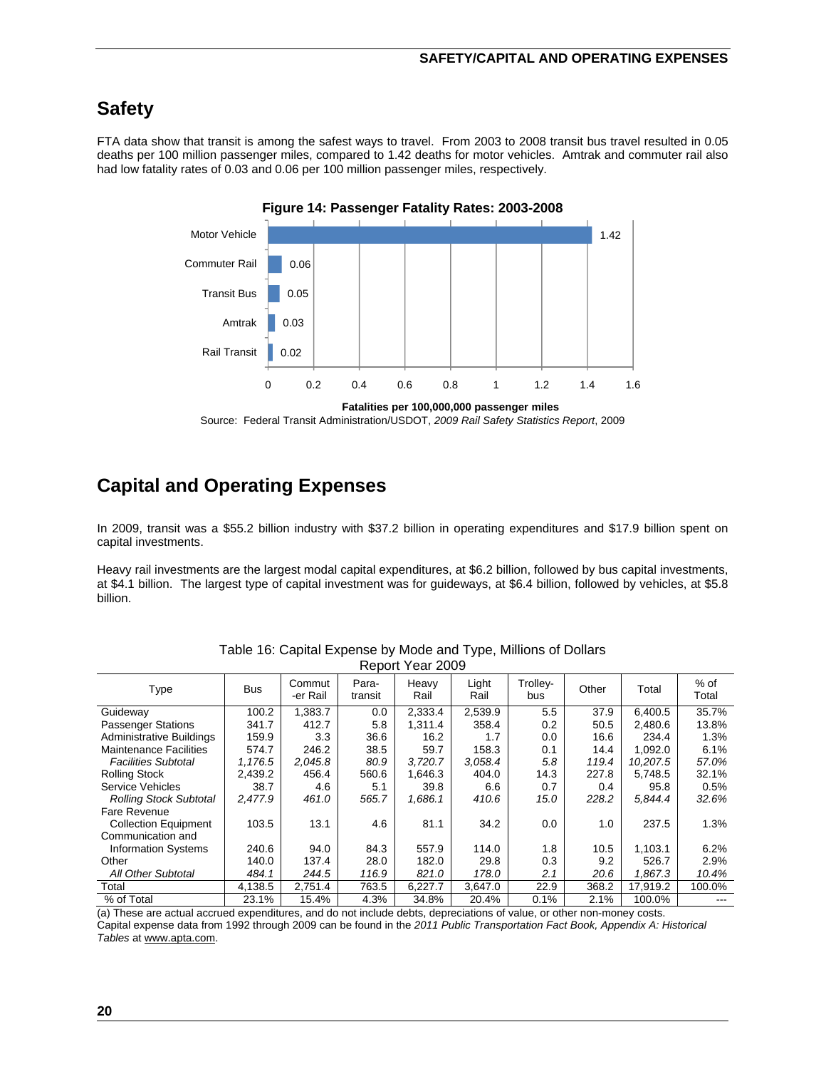# Safety

FTA data show that transit is among the safest ways to travel. From 2003 to 2008 transit bus travel resulted in 0.05 deaths per 100 million passenger miles, compared to 1.42 deaths for motor vehicles. Amtrak and commuter rail also had low fatality rates of 0.03 and 0.06 per 100 million passenger miles, respectively.

**Figure 14: Passenger Fatality Rates: 2003-2008**

| Mode | Fatalities per 100,000,000 passenger miles |
|---|---|
| Motor Vehicle | 1.42 |
| Commuter Rail | 0.06 |
| Transit Bus | 0.05 |
| Amtrak | 0.03 |
| Rail Transit | 0.02 |

Source: Federal Transit Administration/USDOT, *2009 Rail Safety Statistics Report*, 2009

# Capital and Operating Expenses

In 2009, transit was a $55.2 billion industry with $37.2 billion in operating expenditures and $17.9 billion spent on capital investments.

Heavy rail investments are the largest modal capital expenditures, at $6.2 billion, followed by bus capital investments, at $4.1 billion. The largest type of capital investment was for guideways, at $6.4 billion, followed by vehicles, at $5.8 billion.

Table 16: Capital Expense by Mode and Type, Millions of Dollars
Report Year 2009

| Type | Bus | Commuter Rail | Para-transit | Heavy Rail | Light Rail | Trolley-bus | Other | Total | % of Total |
|---|---|---|---|---|---|---|---|---|---|
| Guideway | 100.2 | 1,383.7 | 0.0 | 2,333.4 | 2,539.9 | 5.5 | 37.9 | 6,400.5 | 35.7% |
| Passenger Stations | 341.7 | 412.7 | 5.8 | 1,311.4 | 358.4 | 0.2 | 50.5 | 2,480.6 | 13.8% |
| Administrative Buildings | 159.9 | 3.3 | 36.6 | 16.2 | 1.7 | 0.0 | 16.6 | 234.4 | 1.3% |
| Maintenance Facilities | 574.7 | 246.2 | 38.5 | 59.7 | 158.3 | 0.1 | 14.4 | 1,092.0 | 6.1% |
| *Facilities Subtotal* | *1,176.5* | *2,045.8* | *80.9* | *3,720.7* | *3,058.4* | *5.8* | *119.4* | *10,207.5* | *57.0%* |
| Rolling Stock | 2,439.2 | 456.4 | 560.6 | 1,646.3 | 404.0 | 14.3 | 227.8 | 5,748.5 | 32.1% |
| Service Vehicles | 38.7 | 4.6 | 5.1 | 39.8 | 6.6 | 0.7 | 0.4 | 95.8 | 0.5% |
| *Rolling Stock Subtotal* | *2,477.9* | *461.0* | *565.7* | *1,686.1* | *410.6* | *15.0* | *228.2* | *5,844.4* | *32.6%* |
| Fare Revenue Collection Equipment | 103.5 | 13.1 | 4.6 | 81.1 | 34.2 | 0.0 | 1.0 | 237.5 | 1.3% |
| Communication and Information Systems | 240.6 | 94.0 | 84.3 | 557.9 | 114.0 | 1.8 | 10.5 | 1,103.1 | 6.2% |
| Other | 140.0 | 137.4 | 28.0 | 182.0 | 29.8 | 0.3 | 9.2 | 526.7 | 2.9% |
| *All Other Subtotal* | *484.1* | *244.5* | *116.9* | *821.0* | *178.0* | *2.1* | *20.6* | *1,867.3* | *10.4%* |
| Total | 4,138.5 | 2,751.4 | 763.5 | 6,227.7 | 3,647.0 | 22.9 | 368.2 | 17,919.2 | 100.0% |
| % of Total | 23.1% | 15.4% | 4.3% | 34.8% | 20.4% | 0.1% | 2.1% | 100.0% | --- |

(a) These are actual accrued expenditures, and do not include debts, depreciations of value, or other non-money costs.
Capital expense data from 1992 through 2009 can be found in the *2011 Public Transportation Fact Book, Appendix A: Historical Tables* at www.apta.com.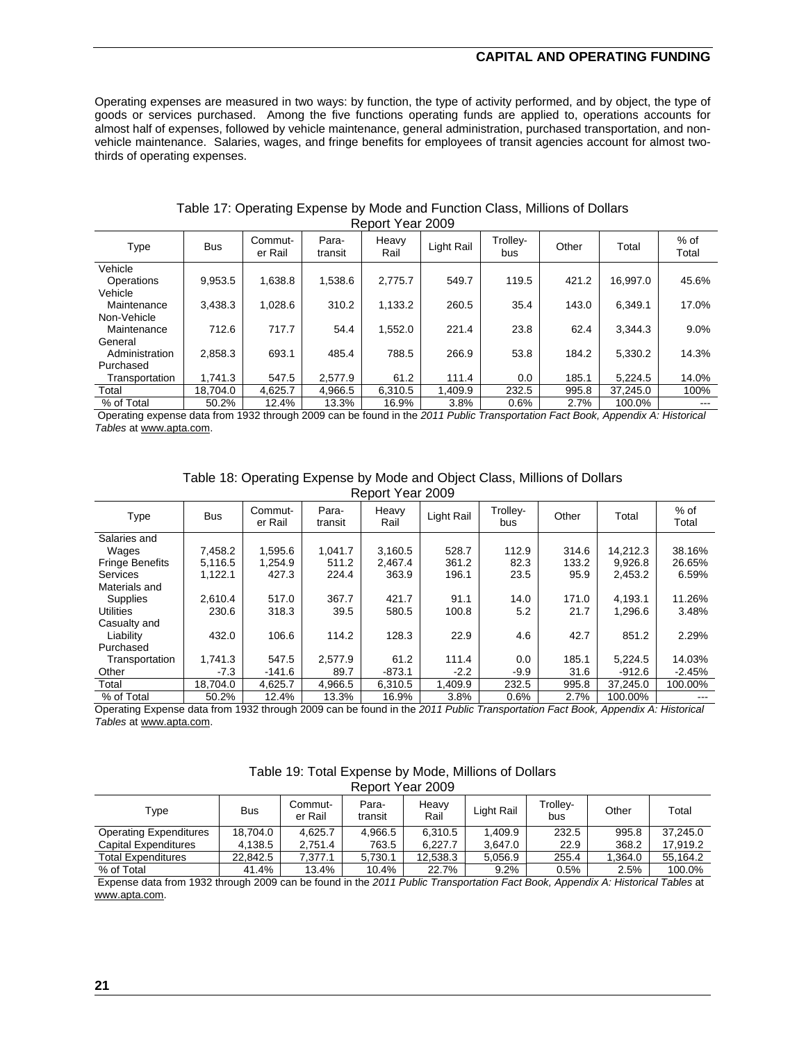Operating expenses are measured in two ways: by function, the type of activity performed, and by object, the type of goods or services purchased. Among the five functions operating funds are applied to, operations accounts for almost half of expenses, followed by vehicle maintenance, general administration, purchased transportation, and non-vehicle maintenance. Salaries, wages, and fringe benefits for employees of transit agencies account for almost two-thirds of operating expenses.

Table 17: Operating Expense by Mode and Function Class, Millions of Dollars
Report Year 2009

| Type | Bus | Commuter Rail | Paratransit | Heavy Rail | Light Rail | Trolleybus | Other | Total | % of Total |
|---|---|---|---|---|---|---|---|---|---|
| Vehicle Operations | 9,953.5 | 1,638.8 | 1,538.6 | 2,775.7 | 549.7 | 119.5 | 421.2 | 16,997.0 | 45.6% |
| Vehicle Maintenance | 3,438.3 | 1,028.6 | 310.2 | 1,133.2 | 260.5 | 35.4 | 143.0 | 6,349.1 | 17.0% |
| Non-Vehicle Maintenance | 712.6 | 717.7 | 54.4 | 1,552.0 | 221.4 | 23.8 | 62.4 | 3,344.3 | 9.0% |
| General Administration | 2,858.3 | 693.1 | 485.4 | 788.5 | 266.9 | 53.8 | 184.2 | 5,330.2 | 14.3% |
| Purchased Transportation | 1,741.3 | 547.5 | 2,577.9 | 61.2 | 111.4 | 0.0 | 185.1 | 5,224.5 | 14.0% |
| Total | 18,704.0 | 4,625.7 | 4,966.5 | 6,310.5 | 1,409.9 | 232.5 | 995.8 | 37,245.0 | 100% |
| % of Total | 50.2% | 12.4% | 13.3% | 16.9% | 3.8% | 0.6% | 2.7% | 100.0% | --- |

Operating expense data from 1932 through 2009 can be found in the *2011 Public Transportation Fact Book, Appendix A: Historical Tables* at www.apta.com.

Table 18: Operating Expense by Mode and Object Class, Millions of Dollars
Report Year 2009

| Type | Bus | Commuter Rail | Paratransit | Heavy Rail | Light Rail | Trolleybus | Other | Total | % of Total |
|---|---|---|---|---|---|---|---|---|---|
| Salaries and Wages | 7,458.2 | 1,595.6 | 1,041.7 | 3,160.5 | 528.7 | 112.9 | 314.6 | 14,212.3 | 38.16% |
| Fringe Benefits | 5,116.5 | 1,254.9 | 511.2 | 2,467.4 | 361.2 | 82.3 | 133.2 | 9,926.8 | 26.65% |
| Services | 1,122.1 | 427.3 | 224.4 | 363.9 | 196.1 | 23.5 | 95.9 | 2,453.2 | 6.59% |
| Materials and Supplies | 2,610.4 | 517.0 | 367.7 | 421.7 | 91.1 | 14.0 | 171.0 | 4,193.1 | 11.26% |
| Utilities | 230.6 | 318.3 | 39.5 | 580.5 | 100.8 | 5.2 | 21.7 | 1,296.6 | 3.48% |
| Casualty and Liability | 432.0 | 106.6 | 114.2 | 128.3 | 22.9 | 4.6 | 42.7 | 851.2 | 2.29% |
| Purchased Transportation | 1,741.3 | 547.5 | 2,577.9 | 61.2 | 111.4 | 0.0 | 185.1 | 5,224.5 | 14.03% |
| Other | -7.3 | -141.6 | 89.7 | -873.1 | -2.2 | -9.9 | 31.6 | -912.6 | -2.45% |
| Total | 18,704.0 | 4,625.7 | 4,966.5 | 6,310.5 | 1,409.9 | 232.5 | 995.8 | 37,245.0 | 100.00% |
| % of Total | 50.2% | 12.4% | 13.3% | 16.9% | 3.8% | 0.6% | 2.7% | 100.00% | --- |

Operating Expense data from 1932 through 2009 can be found in the *2011 Public Transportation Fact Book, Appendix A: Historical Tables* at www.apta.com.

Table 19: Total Expense by Mode, Millions of Dollars
Report Year 2009

| Type | Bus | Commuter Rail | Paratransit | Heavy Rail | Light Rail | Trolleybus | Other | Total |
|---|---|---|---|---|---|---|---|---|
| Operating Expenditures | 18,704.0 | 4,625.7 | 4,966.5 | 6,310.5 | 1,409.9 | 232.5 | 995.8 | 37,245.0 |
| Capital Expenditures | 4,138.5 | 2,751.4 | 763.5 | 6,227.7 | 3,647.0 | 22.9 | 368.2 | 17,919.2 |
| Total Expenditures | 22,842.5 | 7,377.1 | 5,730.1 | 12,538.3 | 5,056.9 | 255.4 | 1,364.0 | 55,164.2 |
| % of Total | 41.4% | 13.4% | 10.4% | 22.7% | 9.2% | 0.5% | 2.5% | 100.0% |

Expense data from 1932 through 2009 can be found in the *2011 Public Transportation Fact Book, Appendix A: Historical Tables* at www.apta.com.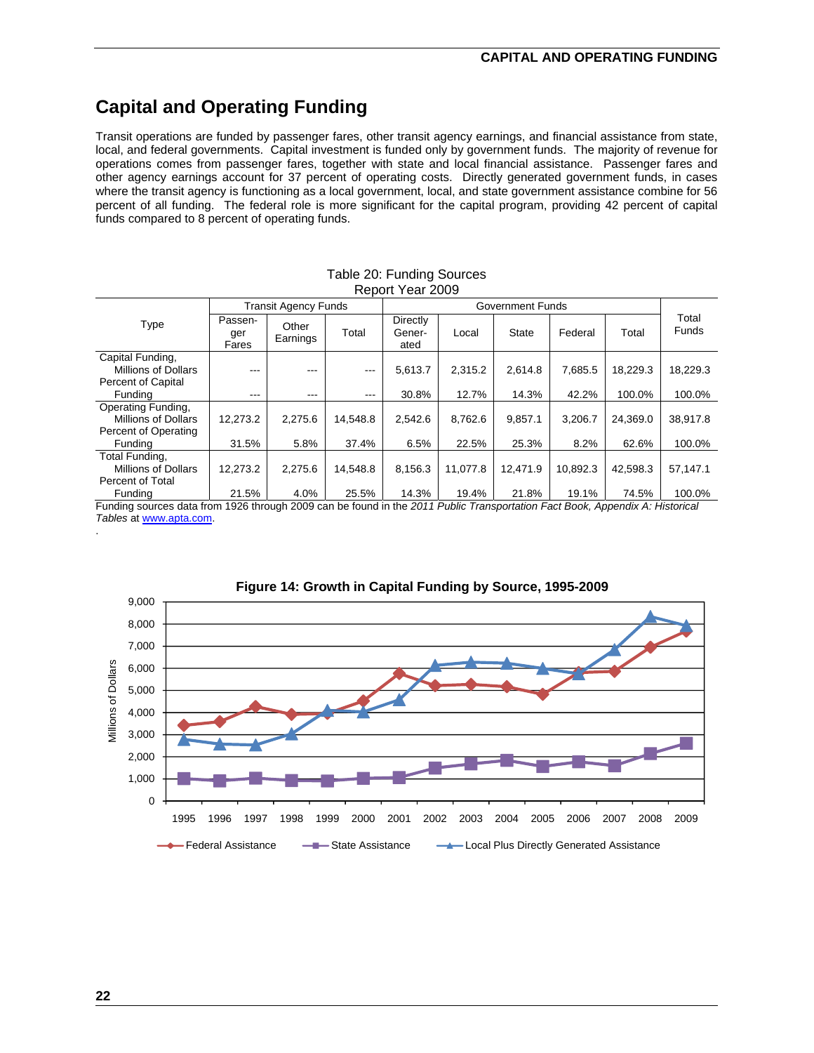# Capital and Operating Funding

Transit operations are funded by passenger fares, other transit agency earnings, and financial assistance from state, local, and federal governments. Capital investment is funded only by government funds. The majority of revenue for operations comes from passenger fares, together with state and local financial assistance. Passenger fares and other agency earnings account for 37 percent of operating costs. Directly generated government funds, in cases where the transit agency is functioning as a local government, local, and state government assistance combine for 56 percent of all funding. The federal role is more significant for the capital program, providing 42 percent of capital funds compared to 8 percent of operating funds.

Table 20: Funding Sources
Report Year 2009

| Type | Transit Agency Funds | | | Government Funds | | | | | Total Funds |
|---|---|---|---|---|---|---|---|---|---|
| | Passenger Fares | Other Earnings | Total | Directly Generated | Local | State | Federal | Total | |
| Capital Funding, Millions of Dollars | --- | --- | --- | 5,613.7 | 2,315.2 | 2,614.8 | 7,685.5 | 18,229.3 | 18,229.3 |
| Percent of Capital Funding | --- | --- | --- | 30.8% | 12.7% | 14.3% | 42.2% | 100.0% | 100.0% |
| Operating Funding, Millions of Dollars | 12,273.2 | 2,275.6 | 14,548.8 | 2,542.6 | 8,762.6 | 9,857.1 | 3,206.7 | 24,369.0 | 38,917.8 |
| Percent of Operating Funding | 31.5% | 5.8% | 37.4% | 6.5% | 22.5% | 25.3% | 8.2% | 62.6% | 100.0% |
| Total Funding, Millions of Dollars | 12,273.2 | 2,275.6 | 14,548.8 | 8,156.3 | 11,077.8 | 12,471.9 | 10,892.3 | 42,598.3 | 57,147.1 |
| Percent of Total Funding | 21.5% | 4.0% | 25.5% | 14.3% | 19.4% | 21.8% | 19.1% | 74.5% | 100.0% |

Funding sources data from 1926 through 2009 can be found in the *2011 Public Transportation Fact Book, Appendix A: Historical Tables* at www.apta.com.

**Figure 14: Growth in Capital Funding by Source, 1995-2009**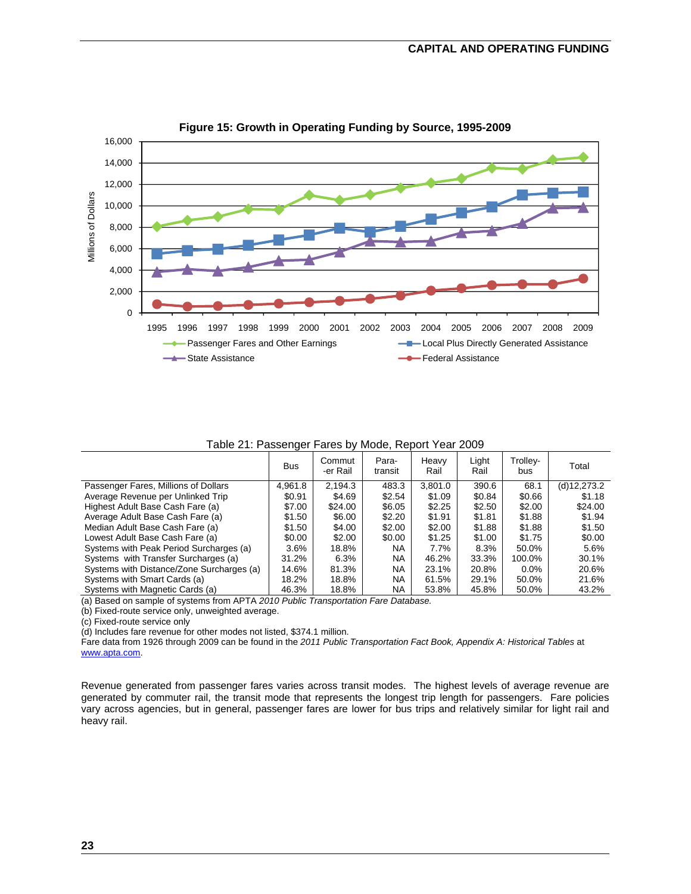**Figure 15: Growth in Operating Funding by Source, 1995-2009**

Table 21: Passenger Fares by Mode, Report Year 2009

| | Bus | Commut-er Rail | Para-transit | Heavy Rail | Light Rail | Trolley-bus | Total |
|---|---|---|---|---|---|---|---|
| Passenger Fares, Millions of Dollars | 4,961.8 | 2,194.3 | 483.3 | 3,801.0 | 390.6 | 68.1 | (d)12,273.2 |
| Average Revenue per Unlinked Trip | $0.91 | $4.69 | $2.54 | $1.09 | $0.84 | $0.66 | $1.18 |
| Highest Adult Base Cash Fare (a) | $7.00 | $24.00 | $6.05 | $2.25 | $2.50 | $2.00 | $24.00 |
| Average Adult Base Cash Fare (a) | $1.50 | $6.00 | $2.20 | $1.91 | $1.81 | $1.88 | $1.94 |
| Median Adult Base Cash Fare (a) | $1.50 | $4.00 | $2.00 | $2.00 | $1.88 | $1.88 | $1.50 |
| Lowest Adult Base Cash Fare (a) | $0.00 | $2.00 | $0.00 | $1.25 | $1.00 | $1.75 | $0.00 |
| Systems with Peak Period Surcharges (a) | 3.6% | 18.8% | NA | 7.7% | 8.3% | 50.0% | 5.6% |
| Systems with Transfer Surcharges (a) | 31.2% | 6.3% | NA | 46.2% | 33.3% | 100.0% | 30.1% |
| Systems with Distance/Zone Surcharges (a) | 14.6% | 81.3% | NA | 23.1% | 20.8% | 0.0% | 20.6% |
| Systems with Smart Cards (a) | 18.2% | 18.8% | NA | 61.5% | 29.1% | 50.0% | 21.6% |
| Systems with Magnetic Cards (a) | 46.3% | 18.8% | NA | 53.8% | 45.8% | 50.0% | 43.2% |

(a) Based on sample of systems from APTA *2010 Public Transportation Fare Database.*

(b) Fixed-route service only, unweighted average.

(c) Fixed-route service only

(d) Includes fare revenue for other modes not listed, $374.1 million.

Fare data from 1926 through 2009 can be found in the *2011 Public Transportation Fact Book, Appendix A: Historical Tables* at www.apta.com.

Revenue generated from passenger fares varies across transit modes. The highest levels of average revenue are generated by commuter rail, the transit mode that represents the longest trip length for passengers. Fare policies vary across agencies, but in general, passenger fares are lower for bus trips and relatively similar for light rail and heavy rail.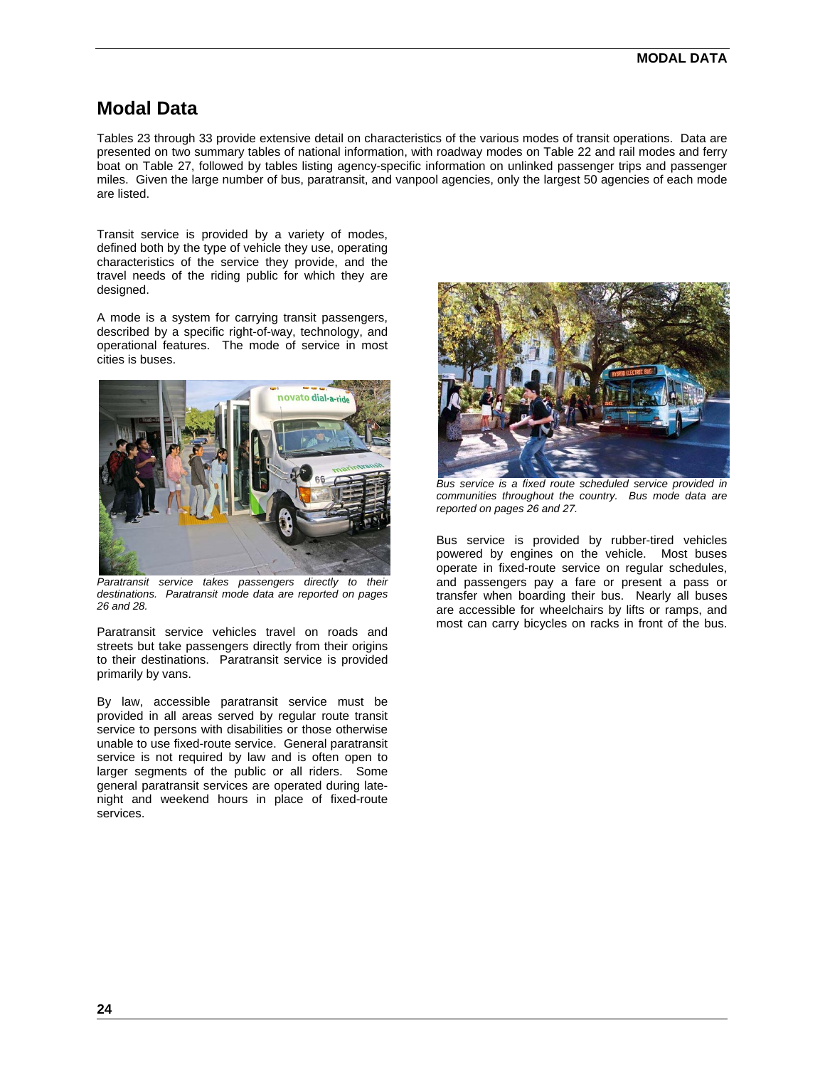# Modal Data

Tables 23 through 33 provide extensive detail on characteristics of the various modes of transit operations. Data are presented on two summary tables of national information, with roadway modes on Table 22 and rail modes and ferry boat on Table 27, followed by tables listing agency-specific information on unlinked passenger trips and passenger miles. Given the large number of bus, paratransit, and vanpool agencies, only the largest 50 agencies of each mode are listed.

Transit service is provided by a variety of modes, defined both by the type of vehicle they use, operating characteristics of the service they provide, and the travel needs of the riding public for which they are designed.

A mode is a system for carrying transit passengers, described by a specific right-of-way, technology, and operational features. The mode of service in most cities is buses.

*Paratransit service takes passengers directly to their destinations. Paratransit mode data are reported on pages 26 and 28.*

Paratransit service vehicles travel on roads and streets but take passengers directly from their origins to their destinations. Paratransit service is provided primarily by vans.

By law, accessible paratransit service must be provided in all areas served by regular route transit service to persons with disabilities or those otherwise unable to use fixed-route service. General paratransit service is not required by law and is often open to larger segments of the public or all riders. Some general paratransit services are operated during late-night and weekend hours in place of fixed-route services.

*Bus service is a fixed route scheduled service provided in communities throughout the country. Bus mode data are reported on pages 26 and 27.*

Bus service is provided by rubber-tired vehicles powered by engines on the vehicle. Most buses operate in fixed-route service on regular schedules, and passengers pay a fare or present a pass or transfer when boarding their bus. Nearly all buses are accessible for wheelchairs by lifts or ramps, and most can carry bicycles on racks in front of the bus.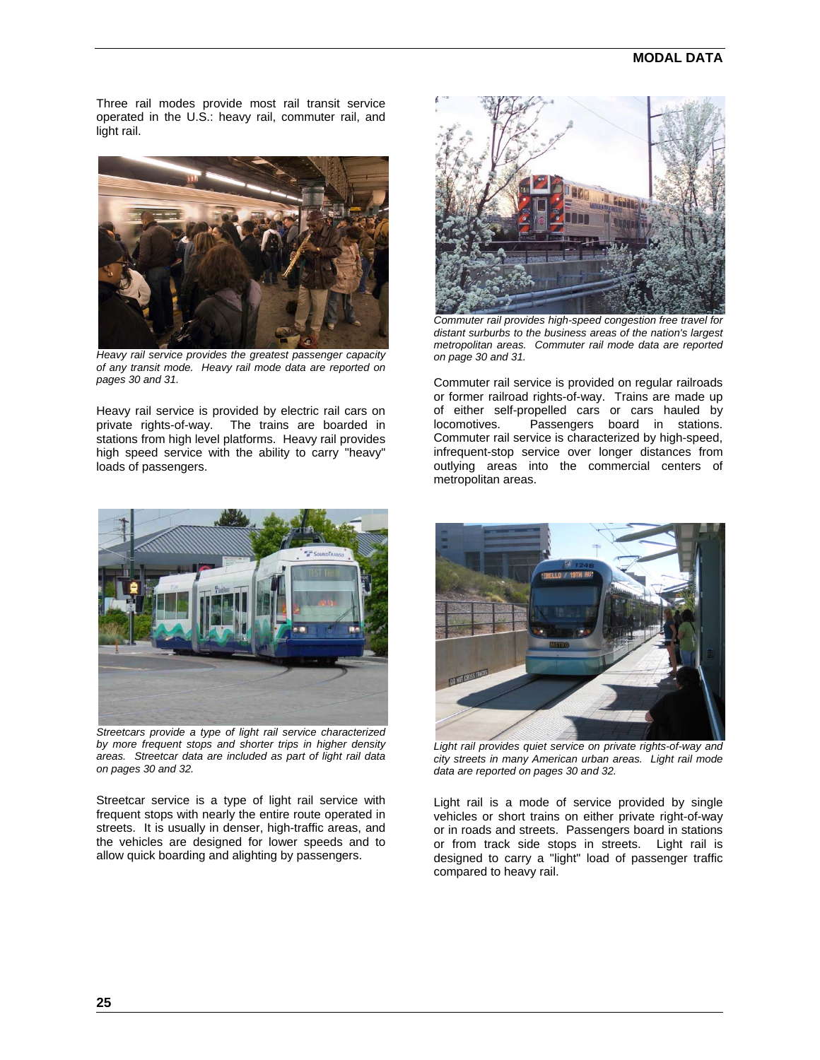Three rail modes provide most rail transit service operated in the U.S.: heavy rail, commuter rail, and light rail.

*Heavy rail service provides the greatest passenger capacity of any transit mode. Heavy rail mode data are reported on pages 30 and 31.*

Heavy rail service is provided by electric rail cars on private rights-of-way. The trains are boarded in stations from high level platforms. Heavy rail provides high speed service with the ability to carry "heavy" loads of passengers.

*Commuter rail provides high-speed congestion free travel for distant surburbs to the business areas of the nation's largest metropolitan areas. Commuter rail mode data are reported on page 30 and 31.*

Commuter rail service is provided on regular railroads or former railroad rights-of-way. Trains are made up of either self-propelled cars or cars hauled by locomotives. Passengers board in stations. Commuter rail service is characterized by high-speed, infrequent-stop service over longer distances from outlying areas into the commercial centers of metropolitan areas.

*Streetcars provide a type of light rail service characterized by more frequent stops and shorter trips in higher density areas. Streetcar data are included as part of light rail data on pages 30 and 32.*

Streetcar service is a type of light rail service with frequent stops with nearly the entire route operated in streets. It is usually in denser, high-traffic areas, and the vehicles are designed for lower speeds and to allow quick boarding and alighting by passengers.

*Light rail provides quiet service on private rights-of-way and city streets in many American urban areas. Light rail mode data are reported on pages 30 and 32.*

Light rail is a mode of service provided by single vehicles or short trains on either private right-of-way or in roads and streets. Passengers board in stations or from track side stops in streets. Light rail is designed to carry a "light" load of passenger traffic compared to heavy rail.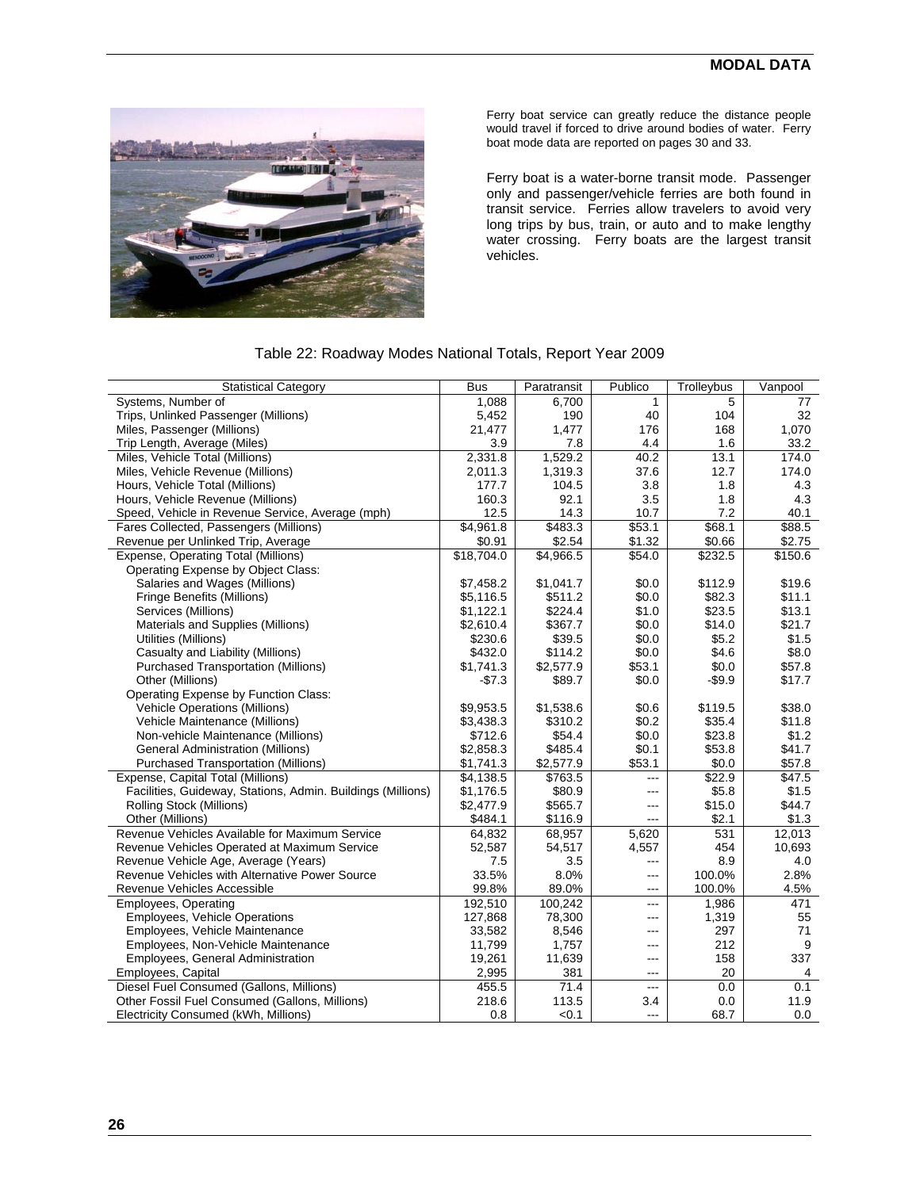Ferry boat service can greatly reduce the distance people would travel if forced to drive around bodies of water. Ferry boat mode data are reported on pages 30 and 33.

Ferry boat is a water-borne transit mode. Passenger only and passenger/vehicle ferries are both found in transit service. Ferries allow travelers to avoid very long trips by bus, train, or auto and to make lengthy water crossing. Ferry boats are the largest transit vehicles.

Table 22: Roadway Modes National Totals, Report Year 2009

| Statistical Category | Bus | Paratransit | Publico | Trolleybus | Vanpool |
|---|---|---|---|---|---|
| Systems, Number of | 1,088 | 6,700 | 1 | 5 | 77 |
| Trips, Unlinked Passenger (Millions) | 5,452 | 190 | 40 | 104 | 32 |
| Miles, Passenger (Millions) | 21,477 | 1,477 | 176 | 168 | 1,070 |
| Trip Length, Average (Miles) | 3.9 | 7.8 | 4.4 | 1.6 | 33.2 |
| Miles, Vehicle Total (Millions) | 2,331.8 | 1,529.2 | 40.2 | 13.1 | 174.0 |
| Miles, Vehicle Revenue (Millions) | 2,011.3 | 1,319.3 | 37.6 | 12.7 | 174.0 |
| Hours, Vehicle Total (Millions) | 177.7 | 104.5 | 3.8 | 1.8 | 4.3 |
| Hours, Vehicle Revenue (Millions) | 160.3 | 92.1 | 3.5 | 1.8 | 4.3 |
| Speed, Vehicle in Revenue Service, Average (mph) | 12.5 | 14.3 | 10.7 | 7.2 | 40.1 |
| Fares Collected, Passengers (Millions) | $4,961.8 | $483.3 | $53.1 | $68.1 | $88.5 |
| Revenue per Unlinked Trip, Average | $0.91 | $2.54 | $1.32 | $0.66 | $2.75 |
| Expense, Operating Total (Millions) | $18,704.0 | $4,966.5 | $54.0 | $232.5 | $150.6 |
| Operating Expense by Object Class: | | | | | |
| Salaries and Wages (Millions) | $7,458.2 | $1,041.7 | $0.0 | $112.9 | $19.6 |
| Fringe Benefits (Millions) | $5,116.5 | $511.2 | $0.0 | $82.3 | $11.1 |
| Services (Millions) | $1,122.1 | $224.4 | $1.0 | $23.5 | $13.1 |
| Materials and Supplies (Millions) | $2,610.4 | $367.7 | $0.0 | $14.0 | $21.7 |
| Utilities (Millions) | $230.6 | $39.5 | $0.0 | $5.2 | $1.5 |
| Casualty and Liability (Millions) | $432.0 | $114.2 | $0.0 | $4.6 | $8.0 |
| Purchased Transportation (Millions) | $1,741.3 | $2,577.9 | $53.1 | $0.0 | $57.8 |
| Other (Millions) | -$7.3 | $89.7 | $0.0 | -$9.9 | $17.7 |
| Operating Expense by Function Class: | | | | | |
| Vehicle Operations (Millions) | $9,953.5 | $1,538.6 | $0.6 | $119.5 | $38.0 |
| Vehicle Maintenance (Millions) | $3,438.3 | $310.2 | $0.2 | $35.4 | $11.8 |
| Non-vehicle Maintenance (Millions) | $712.6 | $54.4 | $0.0 | $23.8 | $1.2 |
| General Administration (Millions) | $2,858.3 | $485.4 | $0.1 | $53.8 | $41.7 |
| Purchased Transportation (Millions) | $1,741.3 | $2,577.9 | $53.1 | $0.0 | $57.8 |
| Expense, Capital Total (Millions) | $4,138.5 | $763.5 | --- | $22.9 | $47.5 |
| Facilities, Guideway, Stations, Admin. Buildings (Millions) | $1,176.5 | $80.9 | --- | $5.8 | $1.5 |
| Rolling Stock (Millions) | $2,477.9 | $565.7 | --- | $15.0 | $44.7 |
| Other (Millions) | $484.1 | $116.9 | --- | $2.1 | $1.3 |
| Revenue Vehicles Available for Maximum Service | 64,832 | 68,957 | 5,620 | 531 | 12,013 |
| Revenue Vehicles Operated at Maximum Service | 52,587 | 54,517 | 4,557 | 454 | 10,693 |
| Revenue Vehicle Age, Average (Years) | 7.5 | 3.5 | --- | 8.9 | 4.0 |
| Revenue Vehicles with Alternative Power Source | 33.5% | 8.0% | --- | 100.0% | 2.8% |
| Revenue Vehicles Accessible | 99.8% | 89.0% | --- | 100.0% | 4.5% |
| Employees, Operating | 192,510 | 100,242 | --- | 1,986 | 471 |
| Employees, Vehicle Operations | 127,868 | 78,300 | --- | 1,319 | 55 |
| Employees, Vehicle Maintenance | 33,582 | 8,546 | --- | 297 | 71 |
| Employees, Non-Vehicle Maintenance | 11,799 | 1,757 | --- | 212 | 9 |
| Employees, General Administration | 19,261 | 11,639 | --- | 158 | 337 |
| Employees, Capital | 2,995 | 381 | --- | 20 | 4 |
| Diesel Fuel Consumed (Gallons, Millions) | 455.5 | 71.4 | --- | 0.0 | 0.1 |
| Other Fossil Fuel Consumed (Gallons, Millions) | 218.6 | 113.5 | 3.4 | 0.0 | 11.9 |
| Electricity Consumed (kWh, Millions) | 0.8 | <0.1 | --- | 68.7 | 0.0 |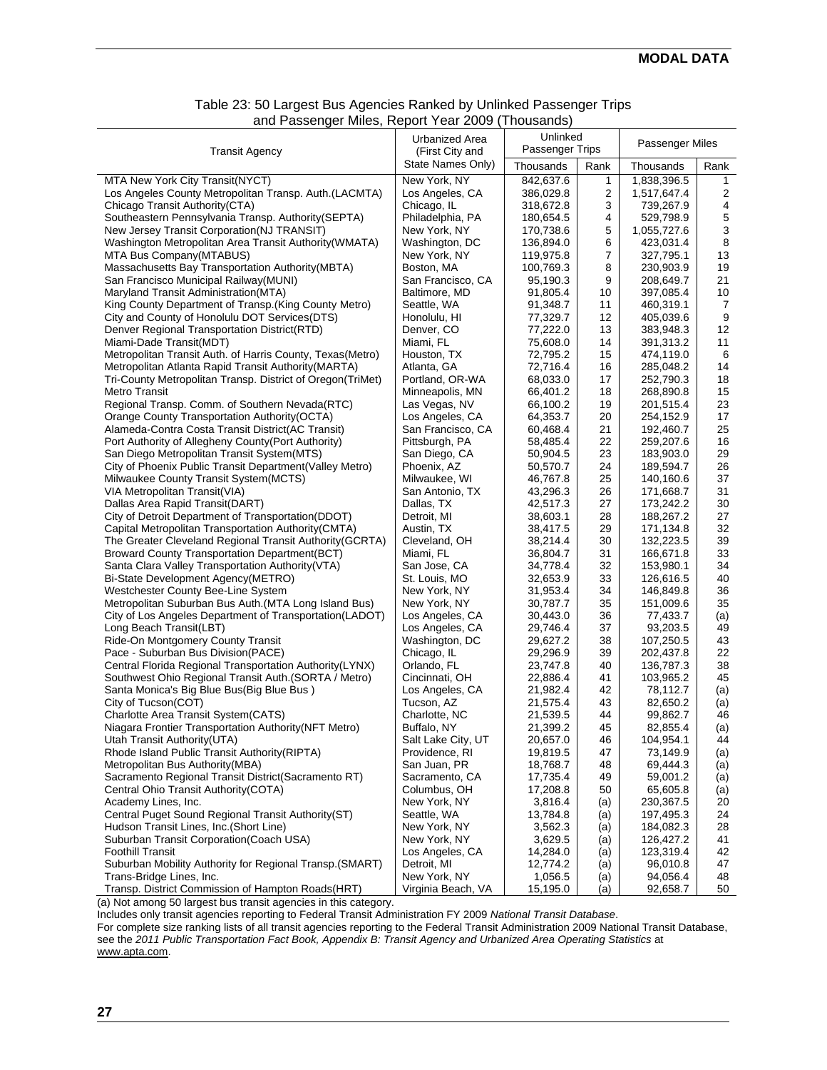Table 23: 50 Largest Bus Agencies Ranked by Unlinked Passenger Trips and Passenger Miles, Report Year 2009 (Thousands)

| Transit Agency | Urbanized Area (First City and State Names Only) | Unlinked Passenger Trips | | Passenger Miles | |
|---|---|---|---|---|---|
| | | Thousands | Rank | Thousands | Rank |
| MTA New York City Transit(NYCT) | New York, NY | 842,637.6 | 1 | 1,838,396.5 | 1 |
| Los Angeles County Metropolitan Transp. Auth.(LACMTA) | Los Angeles, CA | 386,029.8 | 2 | 1,517,647.4 | 2 |
| Chicago Transit Authority(CTA) | Chicago, IL | 318,672.8 | 3 | 739,267.9 | 4 |
| Southeastern Pennsylvania Transp. Authority(SEPTA) | Philadelphia, PA | 180,654.5 | 4 | 529,798.9 | 5 |
| New Jersey Transit Corporation(NJ TRANSIT) | New York, NY | 170,738.6 | 5 | 1,055,727.6 | 3 |
| Washington Metropolitan Area Transit Authority(WMATA) | Washington, DC | 136,894.0 | 6 | 423,031.4 | 8 |
| MTA Bus Company(MTABUS) | New York, NY | 119,975.8 | 7 | 327,795.1 | 13 |
| Massachusetts Bay Transportation Authority(MBTA) | Boston, MA | 100,769.3 | 8 | 230,903.9 | 19 |
| San Francisco Municipal Railway(MUNI) | San Francisco, CA | 95,190.3 | 9 | 208,649.7 | 21 |
| Maryland Transit Administration(MTA) | Baltimore, MD | 91,805.4 | 10 | 397,085.4 | 10 |
| King County Department of Transp.(King County Metro) | Seattle, WA | 91,348.7 | 11 | 460,319.1 | 7 |
| City and County of Honolulu DOT Services(DTS) | Honolulu, HI | 77,329.7 | 12 | 405,039.6 | 9 |
| Denver Regional Transportation District(RTD) | Denver, CO | 77,222.0 | 13 | 383,948.3 | 12 |
| Miami-Dade Transit(MDT) | Miami, FL | 75,608.0 | 14 | 391,313.2 | 11 |
| Metropolitan Transit Auth. of Harris County, Texas(Metro) | Houston, TX | 72,795.2 | 15 | 474,119.0 | 6 |
| Metropolitan Atlanta Rapid Transit Authority(MARTA) | Atlanta, GA | 72,716.4 | 16 | 285,048.2 | 14 |
| Tri-County Metropolitan Transp. District of Oregon(TriMet) | Portland, OR-WA | 68,033.0 | 17 | 252,790.3 | 18 |
| Metro Transit | Minneapolis, MN | 66,401.2 | 18 | 268,890.8 | 15 |
| Regional Transp. Comm. of Southern Nevada(RTC) | Las Vegas, NV | 66,100.2 | 19 | 201,515.4 | 23 |
| Orange County Transportation Authority(OCTA) | Los Angeles, CA | 64,353.7 | 20 | 254,152.9 | 17 |
| Alameda-Contra Costa Transit District(AC Transit) | San Francisco, CA | 60,468.4 | 21 | 192,460.7 | 25 |
| Port Authority of Allegheny County(Port Authority) | Pittsburgh, PA | 58,485.4 | 22 | 259,207.6 | 16 |
| San Diego Metropolitan Transit System(MTS) | San Diego, CA | 50,904.5 | 23 | 183,903.0 | 29 |
| City of Phoenix Public Transit Department(Valley Metro) | Phoenix, AZ | 50,570.7 | 24 | 189,594.7 | 26 |
| Milwaukee County Transit System(MCTS) | Milwaukee, WI | 46,767.8 | 25 | 140,160.6 | 37 |
| VIA Metropolitan Transit(VIA) | San Antonio, TX | 43,296.3 | 26 | 171,668.7 | 31 |
| Dallas Area Rapid Transit(DART) | Dallas, TX | 42,517.3 | 27 | 173,242.2 | 30 |
| City of Detroit Department of Transportation(DDOT) | Detroit, MI | 38,603.1 | 28 | 188,267.2 | 27 |
| Capital Metropolitan Transportation Authority(CMTA) | Austin, TX | 38,417.5 | 29 | 171,134.8 | 32 |
| The Greater Cleveland Regional Transit Authority(GCRTA) | Cleveland, OH | 38,214.4 | 30 | 132,223.5 | 39 |
| Broward County Transportation Department(BCT) | Miami, FL | 36,804.7 | 31 | 166,671.8 | 33 |
| Santa Clara Valley Transportation Authority(VTA) | San Jose, CA | 34,778.4 | 32 | 153,980.1 | 34 |
| Bi-State Development Agency(METRO) | St. Louis, MO | 32,653.9 | 33 | 126,616.5 | 40 |
| Westchester County Bee-Line System | New York, NY | 31,953.4 | 34 | 146,849.8 | 36 |
| Metropolitan Suburban Bus Auth.(MTA Long Island Bus) | New York, NY | 30,787.7 | 35 | 151,009.6 | 35 |
| City of Los Angeles Department of Transportation(LADOT) | Los Angeles, CA | 30,443.0 | 36 | 77,433.7 | (a) |
| Long Beach Transit(LBT) | Los Angeles, CA | 29,746.4 | 37 | 93,203.5 | 49 |
| Ride-On Montgomery County Transit | Washington, DC | 29,627.2 | 38 | 107,250.5 | 43 |
| Pace - Suburban Bus Division(PACE) | Chicago, IL | 29,296.9 | 39 | 202,437.8 | 22 |
| Central Florida Regional Transportation Authority(LYNX) | Orlando, FL | 23,747.8 | 40 | 136,787.3 | 38 |
| Southwest Ohio Regional Transit Auth.(SORTA / Metro) | Cincinnati, OH | 22,886.4 | 41 | 103,965.2 | 45 |
| Santa Monica's Big Blue Bus(Big Blue Bus ) | Los Angeles, CA | 21,982.4 | 42 | 78,112.7 | (a) |
| City of Tucson(COT) | Tucson, AZ | 21,575.4 | 43 | 82,650.2 | (a) |
| Charlotte Area Transit System(CATS) | Charlotte, NC | 21,539.5 | 44 | 99,862.7 | 46 |
| Niagara Frontier Transportation Authority(NFT Metro) | Buffalo, NY | 21,399.2 | 45 | 82,855.4 | (a) |
| Utah Transit Authority(UTA) | Salt Lake City, UT | 20,657.0 | 46 | 104,954.1 | 44 |
| Rhode Island Public Transit Authority(RIPTA) | Providence, RI | 19,819.5 | 47 | 73,149.9 | (a) |
| Metropolitan Bus Authority(MBA) | San Juan, PR | 18,768.7 | 48 | 69,444.3 | (a) |
| Sacramento Regional Transit District(Sacramento RT) | Sacramento, CA | 17,735.4 | 49 | 59,001.2 | (a) |
| Central Ohio Transit Authority(COTA) | Columbus, OH | 17,208.8 | 50 | 65,605.8 | (a) |
| Academy Lines, Inc. | New York, NY | 3,816.4 | (a) | 230,367.5 | 20 |
| Central Puget Sound Regional Transit Authority(ST) | Seattle, WA | 13,784.8 | (a) | 197,495.3 | 24 |
| Hudson Transit Lines, Inc.(Short Line) | New York, NY | 3,562.3 | (a) | 184,082.3 | 28 |
| Suburban Transit Corporation(Coach USA) | New York, NY | 3,629.5 | (a) | 126,427.2 | 41 |
| Foothill Transit | Los Angeles, CA | 14,284.0 | (a) | 123,319.4 | 42 |
| Suburban Mobility Authority for Regional Transp.(SMART) | Detroit, MI | 12,774.2 | (a) | 96,010.8 | 47 |
| Trans-Bridge Lines, Inc. | New York, NY | 1,056.5 | (a) | 94,056.4 | 48 |
| Transp. District Commission of Hampton Roads(HRT) | Virginia Beach, VA | 15,195.0 | (a) | 92,658.7 | 50 |

(a) Not among 50 largest bus transit agencies in this category.

Includes only transit agencies reporting to Federal Transit Administration FY 2009 *National Transit Database*.

For complete size ranking lists of all transit agencies reporting to the Federal Transit Administration 2009 National Transit Database, see the *2011 Public Transportation Fact Book, Appendix B: Transit Agency and Urbanized Area Operating Statistics* at www.apta.com.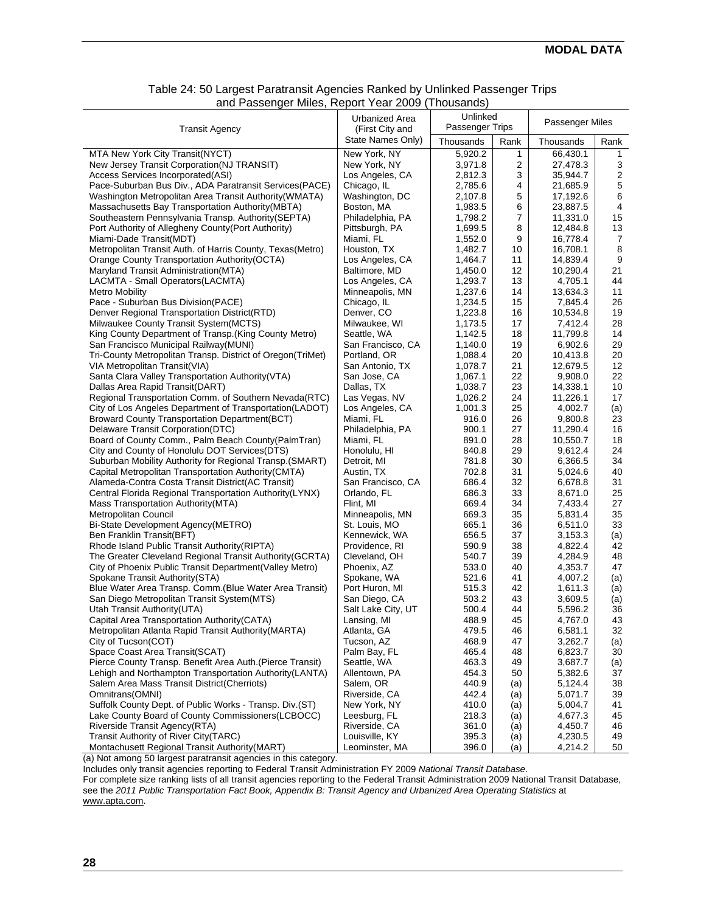Table 24: 50 Largest Paratransit Agencies Ranked by Unlinked Passenger Trips and Passenger Miles, Report Year 2009 (Thousands)

| Transit Agency | Urbanized Area (First City and State Names Only) | Unlinked Passenger Trips | | Passenger Miles | |
|---|---|---|---|---|---|
| | | Thousands | Rank | Thousands | Rank |
| MTA New York City Transit(NYCT) | New York, NY | 5,920.2 | 1 | 66,430.1 | 1 |
| New Jersey Transit Corporation(NJ TRANSIT) | New York, NY | 3,971.8 | 2 | 27,478.3 | 3 |
| Access Services Incorporated(ASI) | Los Angeles, CA | 2,812.3 | 3 | 35,944.7 | 2 |
| Pace-Suburban Bus Div., ADA Paratransit Services(PACE) | Chicago, IL | 2,785.6 | 4 | 21,685.9 | 5 |
| Washington Metropolitan Area Transit Authority(WMATA) | Washington, DC | 2,107.8 | 5 | 17,192.6 | 6 |
| Massachusetts Bay Transportation Authority(MBTA) | Boston, MA | 1,983.5 | 6 | 23,887.5 | 4 |
| Southeastern Pennsylvania Transp. Authority(SEPTA) | Philadelphia, PA | 1,798.2 | 7 | 11,331.0 | 15 |
| Port Authority of Allegheny County(Port Authority) | Pittsburgh, PA | 1,699.5 | 8 | 12,484.8 | 13 |
| Miami-Dade Transit(MDT) | Miami, FL | 1,552.0 | 9 | 16,778.4 | 7 |
| Metropolitan Transit Auth. of Harris County, Texas(Metro) | Houston, TX | 1,482.7 | 10 | 16,708.1 | 8 |
| Orange County Transportation Authority(OCTA) | Los Angeles, CA | 1,464.7 | 11 | 14,839.4 | 9 |
| Maryland Transit Administration(MTA) | Baltimore, MD | 1,450.0 | 12 | 10,290.4 | 21 |
| LACMTA - Small Operators(LACMTA) | Los Angeles, CA | 1,293.7 | 13 | 4,705.1 | 44 |
| Metro Mobility | Minneapolis, MN | 1,237.6 | 14 | 13,634.3 | 11 |
| Pace - Suburban Bus Division(PACE) | Chicago, IL | 1,234.5 | 15 | 7,845.4 | 26 |
| Denver Regional Transportation District(RTD) | Denver, CO | 1,223.8 | 16 | 10,534.8 | 19 |
| Milwaukee County Transit System(MCTS) | Milwaukee, WI | 1,173.5 | 17 | 7,412.4 | 28 |
| King County Department of Transp.(King County Metro) | Seattle, WA | 1,142.5 | 18 | 11,799.8 | 14 |
| San Francisco Municipal Railway(MUNI) | San Francisco, CA | 1,140.0 | 19 | 6,902.6 | 29 |
| Tri-County Metropolitan Transp. District of Oregon(TriMet) | Portland, OR | 1,088.4 | 20 | 10,413.8 | 20 |
| VIA Metropolitan Transit(VIA) | San Antonio, TX | 1,078.7 | 21 | 12,679.5 | 12 |
| Santa Clara Valley Transportation Authority(VTA) | San Jose, CA | 1,067.1 | 22 | 9,908.0 | 22 |
| Dallas Area Rapid Transit(DART) | Dallas, TX | 1,038.7 | 23 | 14,338.1 | 10 |
| Regional Transportation Comm. of Southern Nevada(RTC) | Las Vegas, NV | 1,026.2 | 24 | 11,226.1 | 17 |
| City of Los Angeles Department of Transportation(LADOT) | Los Angeles, CA | 1,001.3 | 25 | 4,002.7 | (a) |
| Broward County Transportation Department(BCT) | Miami, FL | 916.0 | 26 | 9,800.8 | 23 |
| Delaware Transit Corporation(DTC) | Philadelphia, PA | 900.1 | 27 | 11,290.4 | 16 |
| Board of County Comm., Palm Beach County(PalmTran) | Miami, FL | 891.0 | 28 | 10,550.7 | 18 |
| City and County of Honolulu DOT Services(DTS) | Honolulu, HI | 840.8 | 29 | 9,612.4 | 24 |
| Suburban Mobility Authority for Regional Transp.(SMART) | Detroit, MI | 781.8 | 30 | 6,366.5 | 34 |
| Capital Metropolitan Transportation Authority(CMTA) | Austin, TX | 702.8 | 31 | 5,024.6 | 40 |
| Alameda-Contra Costa Transit District(AC Transit) | San Francisco, CA | 686.4 | 32 | 6,678.8 | 31 |
| Central Florida Regional Transportation Authority(LYNX) | Orlando, FL | 686.3 | 33 | 8,671.0 | 25 |
| Mass Transportation Authority(MTA) | Flint, MI | 669.4 | 34 | 7,433.4 | 27 |
| Metropolitan Council | Minneapolis, MN | 669.3 | 35 | 5,831.4 | 35 |
| Bi-State Development Agency(METRO) | St. Louis, MO | 665.1 | 36 | 6,511.0 | 33 |
| Ben Franklin Transit(BFT) | Kennewick, WA | 656.5 | 37 | 3,153.3 | (a) |
| Rhode Island Public Transit Authority(RIPTA) | Providence, RI | 590.9 | 38 | 4,822.4 | 42 |
| The Greater Cleveland Regional Transit Authority(GCRTA) | Cleveland, OH | 540.7 | 39 | 4,284.9 | 48 |
| City of Phoenix Public Transit Department(Valley Metro) | Phoenix, AZ | 533.0 | 40 | 4,353.7 | 47 |
| Spokane Transit Authority(STA) | Spokane, WA | 521.6 | 41 | 4,007.2 | (a) |
| Blue Water Area Transp. Comm.(Blue Water Area Transit) | Port Huron, MI | 515.3 | 42 | 1,611.3 | (a) |
| San Diego Metropolitan Transit System(MTS) | San Diego, CA | 503.2 | 43 | 3,609.5 | (a) |
| Utah Transit Authority(UTA) | Salt Lake City, UT | 500.4 | 44 | 5,596.2 | 36 |
| Capital Area Transportation Authority(CATA) | Lansing, MI | 488.9 | 45 | 4,767.0 | 43 |
| Metropolitan Atlanta Rapid Transit Authority(MARTA) | Atlanta, GA | 479.5 | 46 | 6,581.1 | 32 |
| City of Tucson(COT) | Tucson, AZ | 468.9 | 47 | 3,262.7 | (a) |
| Space Coast Area Transit(SCAT) | Palm Bay, FL | 465.4 | 48 | 6,823.7 | 30 |
| Pierce County Transp. Benefit Area Auth.(Pierce Transit) | Seattle, WA | 463.3 | 49 | 3,687.7 | (a) |
| Lehigh and Northampton Transportation Authority(LANTA) | Allentown, PA | 454.3 | 50 | 5,382.6 | 37 |
| Salem Area Mass Transit District(Cherriots) | Salem, OR | 440.9 | (a) | 5,124.4 | 38 |
| Omnitrans(OMNI) | Riverside, CA | 442.4 | (a) | 5,071.7 | 39 |
| Suffolk County Dept. of Public Works - Transp. Div.(ST) | New York, NY | 410.0 | (a) | 5,004.7 | 41 |
| Lake County Board of County Commissioners(LCBOCC) | Leesburg, FL | 218.3 | (a) | 4,677.3 | 45 |
| Riverside Transit Agency(RTA) | Riverside, CA | 361.0 | (a) | 4,450.7 | 46 |
| Transit Authority of River City(TARC) | Louisville, KY | 395.3 | (a) | 4,230.5 | 49 |
| Montachusett Regional Transit Authority(MART) | Leominster, MA | 396.0 | (a) | 4,214.2 | 50 |

(a) Not among 50 largest paratransit agencies in this category.

Includes only transit agencies reporting to Federal Transit Administration FY 2009 *National Transit Database*.

For complete size ranking lists of all transit agencies reporting to the Federal Transit Administration 2009 National Transit Database, see the *2011 Public Transportation Fact Book, Appendix B: Transit Agency and Urbanized Area Operating Statistics* at www.apta.com.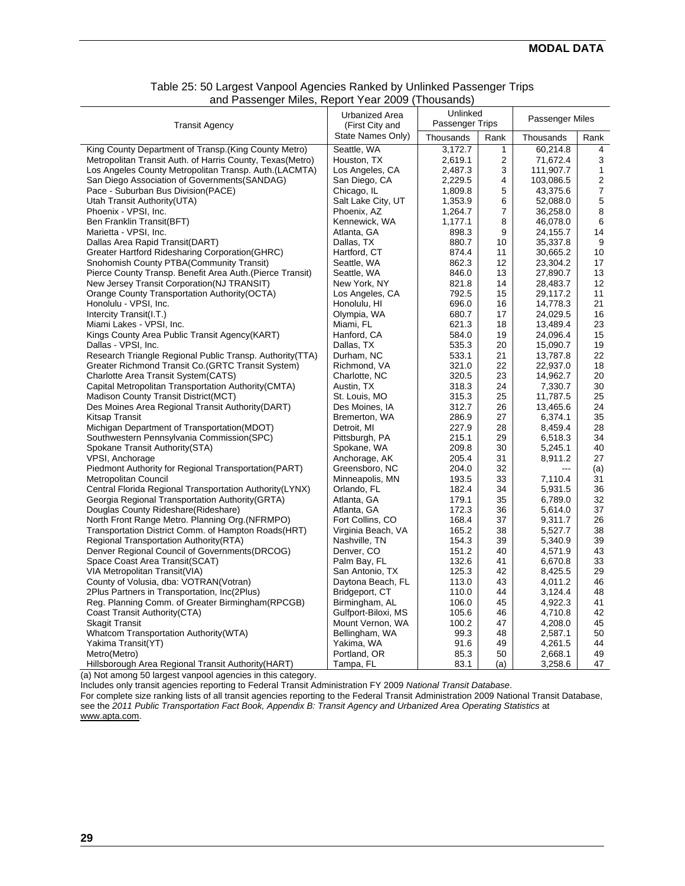Table 25: 50 Largest Vanpool Agencies Ranked by Unlinked Passenger Trips and Passenger Miles, Report Year 2009 (Thousands)

| Transit Agency | Urbanized Area (First City and State Names Only) | Unlinked Passenger Trips | | Passenger Miles | |
|---|---|---|---|---|---|
| | | Thousands | Rank | Thousands | Rank |
| King County Department of Transp.(King County Metro) | Seattle, WA | 3,172.7 | 1 | 60,214.8 | 4 |
| Metropolitan Transit Auth. of Harris County, Texas(Metro) | Houston, TX | 2,619.1 | 2 | 71,672.4 | 3 |
| Los Angeles County Metropolitan Transp. Auth.(LACMTA) | Los Angeles, CA | 2,487.3 | 3 | 111,907.7 | 1 |
| San Diego Association of Governments(SANDAG) | San Diego, CA | 2,229.5 | 4 | 103,086.5 | 2 |
| Pace - Suburban Bus Division(PACE) | Chicago, IL | 1,809.8 | 5 | 43,375.6 | 7 |
| Utah Transit Authority(UTA) | Salt Lake City, UT | 1,353.9 | 6 | 52,088.0 | 5 |
| Phoenix - VPSI, Inc. | Phoenix, AZ | 1,264.7 | 7 | 36,258.0 | 8 |
| Ben Franklin Transit(BFT) | Kennewick, WA | 1,177.1 | 8 | 46,078.0 | 6 |
| Marietta - VPSI, Inc. | Atlanta, GA | 898.3 | 9 | 24,155.7 | 14 |
| Dallas Area Rapid Transit(DART) | Dallas, TX | 880.7 | 10 | 35,337.8 | 9 |
| Greater Hartford Ridesharing Corporation(GHRC) | Hartford, CT | 874.4 | 11 | 30,665.2 | 10 |
| Snohomish County PTBA(Community Transit) | Seattle, WA | 862.3 | 12 | 23,304.2 | 17 |
| Pierce County Transp. Benefit Area Auth.(Pierce Transit) | Seattle, WA | 846.0 | 13 | 27,890.7 | 13 |
| New Jersey Transit Corporation(NJ TRANSIT) | New York, NY | 821.8 | 14 | 28,483.7 | 12 |
| Orange County Transportation Authority(OCTA) | Los Angeles, CA | 792.5 | 15 | 29,117.2 | 11 |
| Honolulu - VPSI, Inc. | Honolulu, HI | 696.0 | 16 | 14,778.3 | 21 |
| Intercity Transit(I.T.) | Olympia, WA | 680.7 | 17 | 24,029.5 | 16 |
| Miami Lakes - VPSI, Inc. | Miami, FL | 621.3 | 18 | 13,489.4 | 23 |
| Kings County Area Public Transit Agency(KART) | Hanford, CA | 584.0 | 19 | 24,096.4 | 15 |
| Dallas - VPSI, Inc. | Dallas, TX | 535.3 | 20 | 15,090.7 | 19 |
| Research Triangle Regional Public Transp. Authority(TTA) | Durham, NC | 533.1 | 21 | 13,787.8 | 22 |
| Greater Richmond Transit Co.(GRTC Transit System) | Richmond, VA | 321.0 | 22 | 22,937.0 | 18 |
| Charlotte Area Transit System(CATS) | Charlotte, NC | 320.5 | 23 | 14,962.7 | 20 |
| Capital Metropolitan Transportation Authority(CMTA) | Austin, TX | 318.3 | 24 | 7,330.7 | 30 |
| Madison County Transit District(MCT) | St. Louis, MO | 315.3 | 25 | 11,787.5 | 25 |
| Des Moines Area Regional Transit Authority(DART) | Des Moines, IA | 312.7 | 26 | 13,465.6 | 24 |
| Kitsap Transit | Bremerton, WA | 286.9 | 27 | 6,374.1 | 35 |
| Michigan Department of Transportation(MDOT) | Detroit, MI | 227.9 | 28 | 8,459.4 | 28 |
| Southwestern Pennsylvania Commission(SPC) | Pittsburgh, PA | 215.1 | 29 | 6,518.3 | 34 |
| Spokane Transit Authority(STA) | Spokane, WA | 209.8 | 30 | 5,245.1 | 40 |
| VPSI, Anchorage | Anchorage, AK | 205.4 | 31 | 8,911.2 | 27 |
| Piedmont Authority for Regional Transportation(PART) | Greensboro, NC | 204.0 | 32 | --- | (a) |
| Metropolitan Council | Minneapolis, MN | 193.5 | 33 | 7,110.4 | 31 |
| Central Florida Regional Transportation Authority(LYNX) | Orlando, FL | 182.4 | 34 | 5,931.5 | 36 |
| Georgia Regional Transportation Authority(GRTA) | Atlanta, GA | 179.1 | 35 | 6,789.0 | 32 |
| Douglas County Rideshare(Rideshare) | Atlanta, GA | 172.3 | 36 | 5,614.0 | 37 |
| North Front Range Metro. Planning Org.(NFRMPO) | Fort Collins, CO | 168.4 | 37 | 9,311.7 | 26 |
| Transportation District Comm. of Hampton Roads(HRT) | Virginia Beach, VA | 165.2 | 38 | 5,527.7 | 38 |
| Regional Transportation Authority(RTA) | Nashville, TN | 154.3 | 39 | 5,340.9 | 39 |
| Denver Regional Council of Governments(DRCOG) | Denver, CO | 151.2 | 40 | 4,571.9 | 43 |
| Space Coast Area Transit(SCAT) | Palm Bay, FL | 132.6 | 41 | 6,670.8 | 33 |
| VIA Metropolitan Transit(VIA) | San Antonio, TX | 125.3 | 42 | 8,425.5 | 29 |
| County of Volusia, dba: VOTRAN(Votran) | Daytona Beach, FL | 113.0 | 43 | 4,011.2 | 46 |
| 2Plus Partners in Transportation, Inc(2Plus) | Bridgeport, CT | 110.0 | 44 | 3,124.4 | 48 |
| Reg. Planning Comm. of Greater Birmingham(RPCGB) | Birmingham, AL | 106.0 | 45 | 4,922.3 | 41 |
| Coast Transit Authority(CTA) | Gulfport-Biloxi, MS | 105.6 | 46 | 4,710.8 | 42 |
| Skagit Transit | Mount Vernon, WA | 100.2 | 47 | 4,208.0 | 45 |
| Whatcom Transportation Authority(WTA) | Bellingham, WA | 99.3 | 48 | 2,587.1 | 50 |
| Yakima Transit(YT) | Yakima, WA | 91.6 | 49 | 4,261.5 | 44 |
| Metro(Metro) | Portland, OR | 85.3 | 50 | 2,668.1 | 49 |
| Hillsborough Area Regional Transit Authority(HART) | Tampa, FL | 83.1 | (a) | 3,258.6 | 47 |

(a) Not among 50 largest vanpool agencies in this category.

Includes only transit agencies reporting to Federal Transit Administration FY 2009 *National Transit Database*.

For complete size ranking lists of all transit agencies reporting to the Federal Transit Administration 2009 National Transit Database, see the *2011 Public Transportation Fact Book, Appendix B: Transit Agency and Urbanized Area Operating Statistics* at www.apta.com.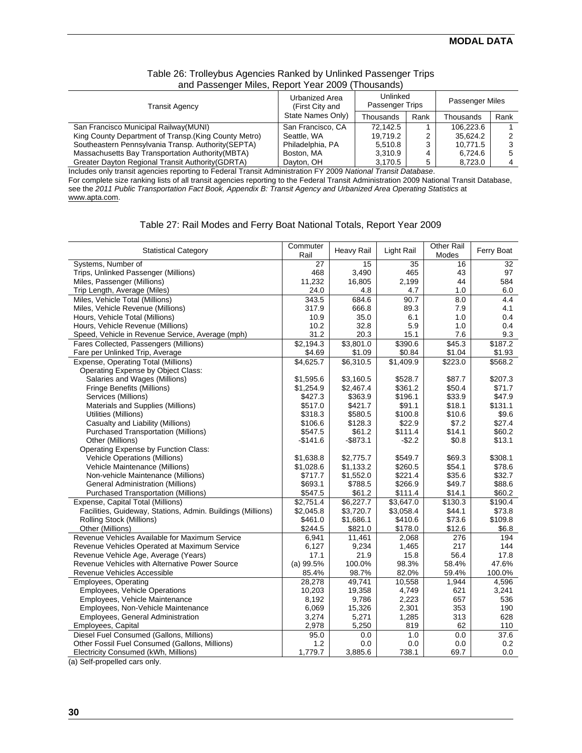## MODAL DATA

### Table 26: Trolleybus Agencies Ranked by Unlinked Passenger Trips and Passenger Miles, Report Year 2009 (Thousands)

| Transit Agency | Urbanized Area (First City and State Names Only) | Unlinked Passenger Trips | | Passenger Miles | |
|---|---|---|---|---|---|
| | | Thousands | Rank | Thousands | Rank |
| San Francisco Municipal Railway(MUNI) | San Francisco, CA | 72,142.5 | 1 | 106,223.6 | 1 |
| King County Department of Transp.(King County Metro) | Seattle, WA | 19,719.2 | 2 | 35,624.2 | 2 |
| Southeastern Pennsylvania Transp. Authority(SEPTA) | Philadelphia, PA | 5,510.8 | 3 | 10,771.5 | 3 |
| Massachusetts Bay Transportation Authority(MBTA) | Boston, MA | 3,310.9 | 4 | 6,724.6 | 5 |
| Greater Dayton Regional Transit Authority(GDRTA) | Dayton, OH | 3,170.5 | 5 | 8,723.0 | 4 |

Includes only transit agencies reporting to Federal Transit Administration FY 2009 *National Transit Database*.
For complete size ranking lists of all transit agencies reporting to the Federal Transit Administration 2009 National Transit Database, see the *2011 Public Transportation Fact Book, Appendix B: Transit Agency and Urbanized Area Operating Statistics* at www.apta.com.

### Table 27: Rail Modes and Ferry Boat National Totals, Report Year 2009

| Statistical Category | Commuter Rail | Heavy Rail | Light Rail | Other Rail Modes | Ferry Boat |
|---|---|---|---|---|---|
| Systems, Number of | 27 | 15 | 35 | 16 | 32 |
| Trips, Unlinked Passenger (Millions) | 468 | 3,490 | 465 | 43 | 97 |
| Miles, Passenger (Millions) | 11,232 | 16,805 | 2,199 | 44 | 584 |
| Trip Length, Average (Miles) | 24.0 | 4.8 | 4.7 | 1.0 | 6.0 |
| Miles, Vehicle Total (Millions) | 343.5 | 684.6 | 90.7 | 8.0 | 4.4 |
| Miles, Vehicle Revenue (Millions) | 317.9 | 666.8 | 89.3 | 7.9 | 4.1 |
| Hours, Vehicle Total (Millions) | 10.9 | 35.0 | 6.1 | 1.0 | 0.4 |
| Hours, Vehicle Revenue (Millions) | 10.2 | 32.8 | 5.9 | 1.0 | 0.4 |
| Speed, Vehicle in Revenue Service, Average (mph) | 31.2 | 20.3 | 15.1 | 7.6 | 9.3 |
| Fares Collected, Passengers (Millions) | $2,194.3 | $3,801.0 | $390.6 | $45.3 | $187.2 |
| Fare per Unlinked Trip, Average | $4.69 | $1.09 | $0.84 | $1.04 | $1.93 |
| Expense, Operating Total (Millions) | $4,625.7 | $6,310.5 | $1,409.9 | $223.0 | $568.2 |
| Operating Expense by Object Class: | | | | | |
| Salaries and Wages (Millions) | $1,595.6 | $3,160.5 | $528.7 | $87.7 | $207.3 |
| Fringe Benefits (Millions) | $1,254.9 | $2,467.4 | $361.2 | $50.4 | $71.7 |
| Services (Millions) | $427.3 | $363.9 | $196.1 | $33.9 | $47.9 |
| Materials and Supplies (Millions) | $517.0 | $421.7 | $91.1 | $18.1 | $131.1 |
| Utilities (Millions) | $318.3 | $580.5 | $100.8 | $10.6 | $9.6 |
| Casualty and Liability (Millions) | $106.6 | $128.3 | $22.9 | $7.2 | $27.4 |
| Purchased Transportation (Millions) | $547.5 | $61.2 | $111.4 | $14.1 | $60.2 |
| Other (Millions) | -$141.6 | -$873.1 | -$2.2 | $0.8 | $13.1 |
| Operating Expense by Function Class: | | | | | |
| Vehicle Operations (Millions) | $1,638.8 | $2,775.7 | $549.7 | $69.3 | $308.1 |
| Vehicle Maintenance (Millions) | $1,028.6 | $1,133.2 | $260.5 | $54.1 | $78.6 |
| Non-vehicle Maintenance (Millions) | $717.7 | $1,552.0 | $221.4 | $35.6 | $32.7 |
| General Administration (Millions) | $693.1 | $788.5 | $266.9 | $49.7 | $88.6 |
| Purchased Transportation (Millions) | $547.5 | $61.2 | $111.4 | $14.1 | $60.2 |
| Expense, Capital Total (Millions) | $2,751.4 | $6,227.7 | $3,647.0 | $130.3 | $190.4 |
| Facilities, Guideway, Stations, Admin. Buildings (Millions) | $2,045.8 | $3,720.7 | $3,058.4 | $44.1 | $73.8 |
| Rolling Stock (Millions) | $461.0 | $1,686.1 | $410.6 | $73.6 | $109.8 |
| Other (Millions) | $244.5 | $821.0 | $178.0 | $12.6 | $6.8 |
| Revenue Vehicles Available for Maximum Service | 6,941 | 11,461 | 2,068 | 276 | 194 |
| Revenue Vehicles Operated at Maximum Service | 6,127 | 9,234 | 1,465 | 217 | 144 |
| Revenue Vehicle Age, Average (Years) | 17.1 | 21.9 | 15.8 | 56.4 | 17.8 |
| Revenue Vehicles with Alternative Power Source | (a) 99.5% | 100.0% | 98.3% | 58.4% | 47.6% |
| Revenue Vehicles Accessible | 85.4% | 98.7% | 82.0% | 59.4% | 100.0% |
| Employees, Operating | 28,278 | 49,741 | 10,558 | 1,944 | 4,596 |
| Employees, Vehicle Operations | 10,203 | 19,358 | 4,749 | 621 | 3,241 |
| Employees, Vehicle Maintenance | 8,192 | 9,786 | 2,223 | 657 | 536 |
| Employees, Non-Vehicle Maintenance | 6,069 | 15,326 | 2,301 | 353 | 190 |
| Employees, General Administration | 3,274 | 5,271 | 1,285 | 313 | 628 |
| Employees, Capital | 2,978 | 5,250 | 819 | 62 | 110 |
| Diesel Fuel Consumed (Gallons, Millions) | 95.0 | 0.0 | 1.0 | 0.0 | 37.6 |
| Other Fossil Fuel Consumed (Gallons, Millions) | 1.2 | 0.0 | 0.0 | 0.0 | 0.2 |
| Electricity Consumed (kWh, Millions) | 1,779.7 | 3,885.6 | 738.1 | 69.7 | 0.0 |

(a) Self-propelled cars only.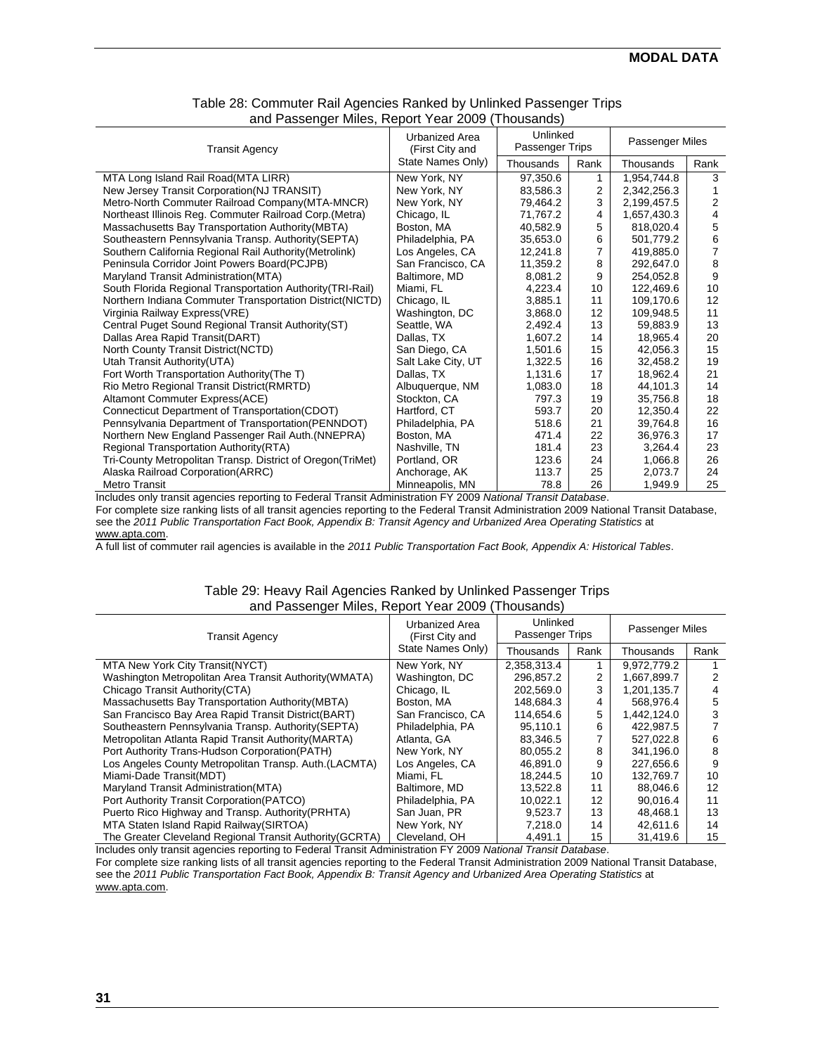Table 28: Commuter Rail Agencies Ranked by Unlinked Passenger Trips and Passenger Miles, Report Year 2009 (Thousands)

| Transit Agency | Urbanized Area (First City and State Names Only) | Unlinked Passenger Trips | | Passenger Miles | |
|---|---|---|---|---|---|
| | | Thousands | Rank | Thousands | Rank |
| MTA Long Island Rail Road(MTA LIRR) | New York, NY | 97,350.6 | 1 | 1,954,744.8 | 3 |
| New Jersey Transit Corporation(NJ TRANSIT) | New York, NY | 83,586.3 | 2 | 2,342,256.3 | 1 |
| Metro-North Commuter Railroad Company(MTA-MNCR) | New York, NY | 79,464.2 | 3 | 2,199,457.5 | 2 |
| Northeast Illinois Reg. Commuter Railroad Corp.(Metra) | Chicago, IL | 71,767.2 | 4 | 1,657,430.3 | 4 |
| Massachusetts Bay Transportation Authority(MBTA) | Boston, MA | 40,582.9 | 5 | 818,020.4 | 5 |
| Southeastern Pennsylvania Transp. Authority(SEPTA) | Philadelphia, PA | 35,653.0 | 6 | 501,779.2 | 6 |
| Southern California Regional Rail Authority(Metrolink) | Los Angeles, CA | 12,241.8 | 7 | 419,885.0 | 7 |
| Peninsula Corridor Joint Powers Board(PCJPB) | San Francisco, CA | 11,359.2 | 8 | 292,647.0 | 8 |
| Maryland Transit Administration(MTA) | Baltimore, MD | 8,081.2 | 9 | 254,052.8 | 9 |
| South Florida Regional Transportation Authority(TRI-Rail) | Miami, FL | 4,223.4 | 10 | 122,469.6 | 10 |
| Northern Indiana Commuter Transportation District(NICTD) | Chicago, IL | 3,885.1 | 11 | 109,170.6 | 12 |
| Virginia Railway Express(VRE) | Washington, DC | 3,868.0 | 12 | 109,948.5 | 11 |
| Central Puget Sound Regional Transit Authority(ST) | Seattle, WA | 2,492.4 | 13 | 59,883.9 | 13 |
| Dallas Area Rapid Transit(DART) | Dallas, TX | 1,607.2 | 14 | 18,965.4 | 20 |
| North County Transit District(NCTD) | San Diego, CA | 1,501.6 | 15 | 42,056.3 | 15 |
| Utah Transit Authority(UTA) | Salt Lake City, UT | 1,322.5 | 16 | 32,458.2 | 19 |
| Fort Worth Transportation Authority(The T) | Dallas, TX | 1,131.6 | 17 | 18,962.4 | 21 |
| Rio Metro Regional Transit District(RMRTD) | Albuquerque, NM | 1,083.0 | 18 | 44,101.3 | 14 |
| Altamont Commuter Express(ACE) | Stockton, CA | 797.3 | 19 | 35,756.8 | 18 |
| Connecticut Department of Transportation(CDOT) | Hartford, CT | 593.7 | 20 | 12,350.4 | 22 |
| Pennsylvania Department of Transportation(PENNDOT) | Philadelphia, PA | 518.6 | 21 | 39,764.8 | 16 |
| Northern New England Passenger Rail Auth.(NNEPRA) | Boston, MA | 471.4 | 22 | 36,976.3 | 17 |
| Regional Transportation Authority(RTA) | Nashville, TN | 181.4 | 23 | 3,264.4 | 23 |
| Tri-County Metropolitan Transp. District of Oregon(TriMet) | Portland, OR | 123.6 | 24 | 1,066.8 | 26 |
| Alaska Railroad Corporation(ARRC) | Anchorage, AK | 113.7 | 25 | 2,073.7 | 24 |
| Metro Transit | Minneapolis, MN | 78.8 | 26 | 1,949.9 | 25 |

Includes only transit agencies reporting to Federal Transit Administration FY 2009 *National Transit Database*.
For complete size ranking lists of all transit agencies reporting to the Federal Transit Administration 2009 National Transit Database, see the *2011 Public Transportation Fact Book, Appendix B: Transit Agency and Urbanized Area Operating Statistics* at www.apta.com.
A full list of commuter rail agencies is available in the *2011 Public Transportation Fact Book, Appendix A: Historical Tables*.

Table 29: Heavy Rail Agencies Ranked by Unlinked Passenger Trips and Passenger Miles, Report Year 2009 (Thousands)

| Transit Agency | Urbanized Area (First City and State Names Only) | Unlinked Passenger Trips | | Passenger Miles | |
|---|---|---|---|---|---|
| | | Thousands | Rank | Thousands | Rank |
| MTA New York City Transit(NYCT) | New York, NY | 2,358,313.4 | 1 | 9,972,779.2 | 1 |
| Washington Metropolitan Area Transit Authority(WMATA) | Washington, DC | 296,857.2 | 2 | 1,667,899.7 | 2 |
| Chicago Transit Authority(CTA) | Chicago, IL | 202,569.0 | 3 | 1,201,135.7 | 4 |
| Massachusetts Bay Transportation Authority(MBTA) | Boston, MA | 148,684.3 | 4 | 568,976.4 | 5 |
| San Francisco Bay Area Rapid Transit District(BART) | San Francisco, CA | 114,654.6 | 5 | 1,442,124.0 | 3 |
| Southeastern Pennsylvania Transp. Authority(SEPTA) | Philadelphia, PA | 95,110.1 | 6 | 422,987.5 | 7 |
| Metropolitan Atlanta Rapid Transit Authority(MARTA) | Atlanta, GA | 83,346.5 | 7 | 527,022.8 | 6 |
| Port Authority Trans-Hudson Corporation(PATH) | New York, NY | 80,055.2 | 8 | 341,196.0 | 8 |
| Los Angeles County Metropolitan Transp. Auth.(LACMTA) | Los Angeles, CA | 46,891.0 | 9 | 227,656.6 | 9 |
| Miami-Dade Transit(MDT) | Miami, FL | 18,244.5 | 10 | 132,769.7 | 10 |
| Maryland Transit Administration(MTA) | Baltimore, MD | 13,522.8 | 11 | 88,046.6 | 12 |
| Port Authority Transit Corporation(PATCO) | Philadelphia, PA | 10,022.1 | 12 | 90,016.4 | 11 |
| Puerto Rico Highway and Transp. Authority(PRHTA) | San Juan, PR | 9,523.7 | 13 | 48,468.1 | 13 |
| MTA Staten Island Rapid Railway(SIRTOA) | New York, NY | 7,218.0 | 14 | 42,611.6 | 14 |
| The Greater Cleveland Regional Transit Authority(GCRTA) | Cleveland, OH | 4,491.1 | 15 | 31,419.6 | 15 |

Includes only transit agencies reporting to Federal Transit Administration FY 2009 *National Transit Database*.
For complete size ranking lists of all transit agencies reporting to the Federal Transit Administration 2009 National Transit Database, see the *2011 Public Transportation Fact Book, Appendix B: Transit Agency and Urbanized Area Operating Statistics* at www.apta.com.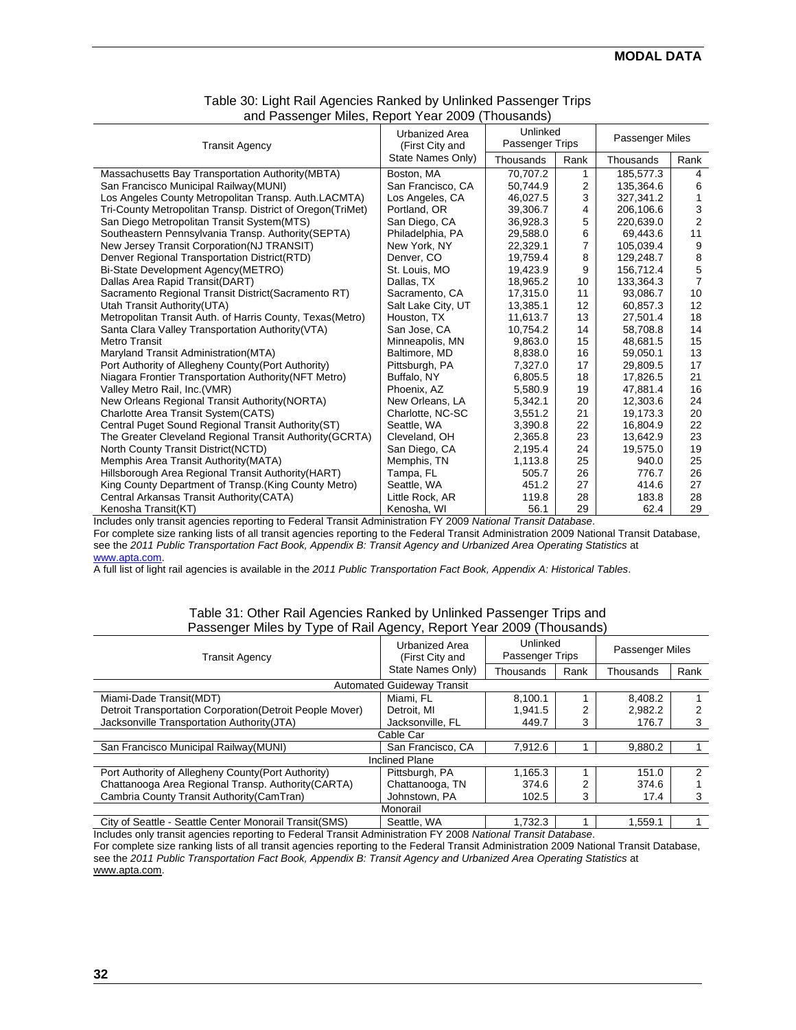Table 30: Light Rail Agencies Ranked by Unlinked Passenger Trips and Passenger Miles, Report Year 2009 (Thousands)

| Transit Agency | Urbanized Area (First City and State Names Only) | Unlinked Passenger Trips | | Passenger Miles | |
|---|---|---|---|---|---|
| | | Thousands | Rank | Thousands | Rank |
| Massachusetts Bay Transportation Authority(MBTA) | Boston, MA | 70,707.2 | 1 | 185,577.3 | 4 |
| San Francisco Municipal Railway(MUNI) | San Francisco, CA | 50,744.9 | 2 | 135,364.6 | 6 |
| Los Angeles County Metropolitan Transp. Auth.LACMTA) | Los Angeles, CA | 46,027.5 | 3 | 327,341.2 | 1 |
| Tri-County Metropolitan Transp. District of Oregon(TriMet) | Portland, OR | 39,306.7 | 4 | 206,106.6 | 3 |
| San Diego Metropolitan Transit System(MTS) | San Diego, CA | 36,928.3 | 5 | 220,639.0 | 2 |
| Southeastern Pennsylvania Transp. Authority(SEPTA) | Philadelphia, PA | 29,588.0 | 6 | 69,443.6 | 11 |
| New Jersey Transit Corporation(NJ TRANSIT) | New York, NY | 22,329.1 | 7 | 105,039.4 | 9 |
| Denver Regional Transportation District(RTD) | Denver, CO | 19,759.4 | 8 | 129,248.7 | 8 |
| Bi-State Development Agency(METRO) | St. Louis, MO | 19,423.9 | 9 | 156,712.4 | 5 |
| Dallas Area Rapid Transit(DART) | Dallas, TX | 18,965.2 | 10 | 133,364.3 | 7 |
| Sacramento Regional Transit District(Sacramento RT) | Sacramento, CA | 17,315.0 | 11 | 93,086.7 | 10 |
| Utah Transit Authority(UTA) | Salt Lake City, UT | 13,385.1 | 12 | 60,857.3 | 12 |
| Metropolitan Transit Auth. of Harris County, Texas(Metro) | Houston, TX | 11,613.7 | 13 | 27,501.4 | 18 |
| Santa Clara Valley Transportation Authority(VTA) | San Jose, CA | 10,754.2 | 14 | 58,708.8 | 14 |
| Metro Transit | Minneapolis, MN | 9,863.0 | 15 | 48,681.5 | 15 |
| Maryland Transit Administration(MTA) | Baltimore, MD | 8,838.0 | 16 | 59,050.1 | 13 |
| Port Authority of Allegheny County(Port Authority) | Pittsburgh, PA | 7,327.0 | 17 | 29,809.5 | 17 |
| Niagara Frontier Transportation Authority(NFT Metro) | Buffalo, NY | 6,805.5 | 18 | 17,826.5 | 21 |
| Valley Metro Rail, Inc.(VMR) | Phoenix, AZ | 5,580.9 | 19 | 47,881.4 | 16 |
| New Orleans Regional Transit Authority(NORTA) | New Orleans, LA | 5,342.1 | 20 | 12,303.6 | 24 |
| Charlotte Area Transit System(CATS) | Charlotte, NC-SC | 3,551.2 | 21 | 19,173.3 | 20 |
| Central Puget Sound Regional Transit Authority(ST) | Seattle, WA | 3,390.8 | 22 | 16,804.9 | 22 |
| The Greater Cleveland Regional Transit Authority(GCRTA) | Cleveland, OH | 2,365.8 | 23 | 13,642.9 | 23 |
| North County Transit District(NCTD) | San Diego, CA | 2,195.4 | 24 | 19,575.0 | 19 |
| Memphis Area Transit Authority(MATA) | Memphis, TN | 1,113.8 | 25 | 940.0 | 25 |
| Hillsborough Area Regional Transit Authority(HART) | Tampa, FL | 505.7 | 26 | 776.7 | 26 |
| King County Department of Transp.(King County Metro) | Seattle, WA | 451.2 | 27 | 414.6 | 27 |
| Central Arkansas Transit Authority(CATA) | Little Rock, AR | 119.8 | 28 | 183.8 | 28 |
| Kenosha Transit(KT) | Kenosha, WI | 56.1 | 29 | 62.4 | 29 |

Includes only transit agencies reporting to Federal Transit Administration FY 2009 *National Transit Database*.
For complete size ranking lists of all transit agencies reporting to the Federal Transit Administration 2009 National Transit Database, see the *2011 Public Transportation Fact Book, Appendix B: Transit Agency and Urbanized Area Operating Statistics* at www.apta.com.
A full list of light rail agencies is available in the *2011 Public Transportation Fact Book, Appendix A: Historical Tables*.

Table 31: Other Rail Agencies Ranked by Unlinked Passenger Trips and Passenger Miles by Type of Rail Agency, Report Year 2009 (Thousands)

| Transit Agency | Urbanized Area (First City and State Names Only) | Unlinked Passenger Trips | | Passenger Miles | |
|---|---|---|---|---|---|
| | | Thousands | Rank | Thousands | Rank |
| **Automated Guideway Transit** | | | | | |
| Miami-Dade Transit(MDT) | Miami, FL | 8,100.1 | 1 | 8,408.2 | 1 |
| Detroit Transportation Corporation(Detroit People Mover) | Detroit, MI | 1,941.5 | 2 | 2,982.2 | 2 |
| Jacksonville Transportation Authority(JTA) | Jacksonville, FL | 449.7 | 3 | 176.7 | 3 |
| **Cable Car** | | | | | |
| San Francisco Municipal Railway(MUNI) | San Francisco, CA | 7,912.6 | 1 | 9,880.2 | 1 |
| **Inclined Plane** | | | | | |
| Port Authority of Allegheny County(Port Authority) | Pittsburgh, PA | 1,165.3 | 1 | 151.0 | 2 |
| Chattanooga Area Regional Transp. Authority(CARTA) | Chattanooga, TN | 374.6 | 2 | 374.6 | 1 |
| Cambria County Transit Authority(CamTran) | Johnstown, PA | 102.5 | 3 | 17.4 | 3 |
| **Monorail** | | | | | |
| City of Seattle - Seattle Center Monorail Transit(SMS) | Seattle, WA | 1,732.3 | 1 | 1,559.1 | 1 |

Includes only transit agencies reporting to Federal Transit Administration FY 2008 *National Transit Database*.
For complete size ranking lists of all transit agencies reporting to the Federal Transit Administration 2009 National Transit Database, see the *2011 Public Transportation Fact Book, Appendix B: Transit Agency and Urbanized Area Operating Statistics* at www.apta.com.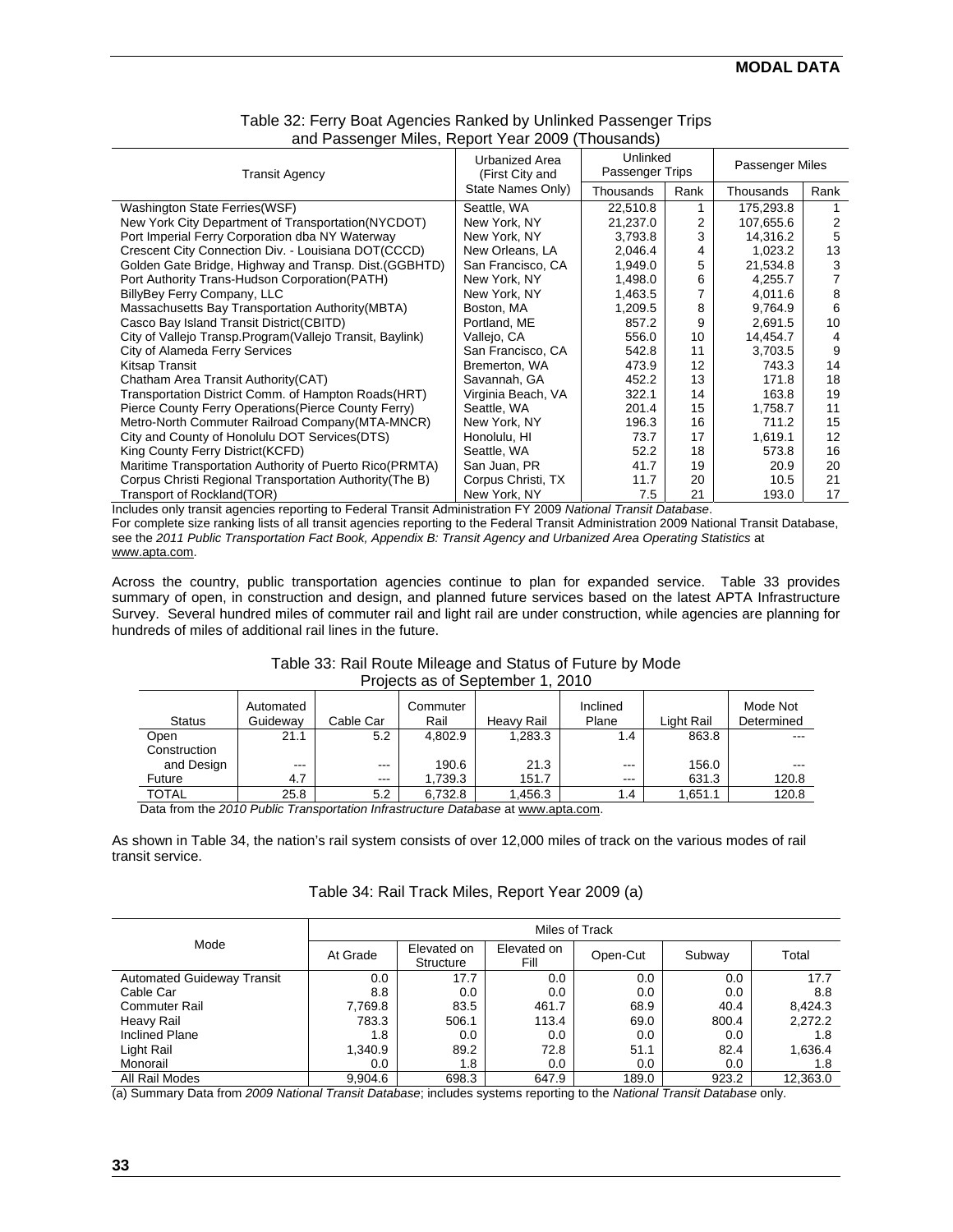Table 32: Ferry Boat Agencies Ranked by Unlinked Passenger Trips and Passenger Miles, Report Year 2009 (Thousands)

| Transit Agency | Urbanized Area (First City and State Names Only) | Unlinked Passenger Trips | | Passenger Miles | |
|---|---|---|---|---|---|
| | | Thousands | Rank | Thousands | Rank |
| Washington State Ferries(WSF) | Seattle, WA | 22,510.8 | 1 | 175,293.8 | 1 |
| New York City Department of Transportation(NYCDOT) | New York, NY | 21,237.0 | 2 | 107,655.6 | 2 |
| Port Imperial Ferry Corporation dba NY Waterway | New York, NY | 3,793.8 | 3 | 14,316.2 | 5 |
| Crescent City Connection Div. - Louisiana DOT(CCCD) | New Orleans, LA | 2,046.4 | 4 | 1,023.2 | 13 |
| Golden Gate Bridge, Highway and Transp. Dist.(GGBHTD) | San Francisco, CA | 1,949.0 | 5 | 21,534.8 | 3 |
| Port Authority Trans-Hudson Corporation(PATH) | New York, NY | 1,498.0 | 6 | 4,255.7 | 7 |
| BillyBey Ferry Company, LLC | New York, NY | 1,463.5 | 7 | 4,011.6 | 8 |
| Massachusetts Bay Transportation Authority(MBTA) | Boston, MA | 1,209.5 | 8 | 9,764.9 | 6 |
| Casco Bay Island Transit District(CBITD) | Portland, ME | 857.2 | 9 | 2,691.5 | 10 |
| City of Vallejo Transp.Program(Vallejo Transit, Baylink) | Vallejo, CA | 556.0 | 10 | 14,454.7 | 4 |
| City of Alameda Ferry Services | San Francisco, CA | 542.8 | 11 | 3,703.5 | 9 |
| Kitsap Transit | Bremerton, WA | 473.9 | 12 | 743.3 | 14 |
| Chatham Area Transit Authority(CAT) | Savannah, GA | 452.2 | 13 | 171.8 | 18 |
| Transportation District Comm. of Hampton Roads(HRT) | Virginia Beach, VA | 322.1 | 14 | 163.8 | 19 |
| Pierce County Ferry Operations(Pierce County Ferry) | Seattle, WA | 201.4 | 15 | 1,758.7 | 11 |
| Metro-North Commuter Railroad Company(MTA-MNCR) | New York, NY | 196.3 | 16 | 711.2 | 15 |
| City and County of Honolulu DOT Services(DTS) | Honolulu, HI | 73.7 | 17 | 1,619.1 | 12 |
| King County Ferry District(KCFD) | Seattle, WA | 52.2 | 18 | 573.8 | 16 |
| Maritime Transportation Authority of Puerto Rico(PRMTA) | San Juan, PR | 41.7 | 19 | 20.9 | 20 |
| Corpus Christi Regional Transportation Authority(The B) | Corpus Christi, TX | 11.7 | 20 | 10.5 | 21 |
| Transport of Rockland(TOR) | New York, NY | 7.5 | 21 | 193.0 | 17 |

Includes only transit agencies reporting to Federal Transit Administration FY 2009 *National Transit Database*.
For complete size ranking lists of all transit agencies reporting to the Federal Transit Administration 2009 National Transit Database, see the *2011 Public Transportation Fact Book, Appendix B: Transit Agency and Urbanized Area Operating Statistics* at www.apta.com.

Across the country, public transportation agencies continue to plan for expanded service. Table 33 provides summary of open, in construction and design, and planned future services based on the latest APTA Infrastructure Survey. Several hundred miles of commuter rail and light rail are under construction, while agencies are planning for hundreds of miles of additional rail lines in the future.

Table 33: Rail Route Mileage and Status of Future by Mode Projects as of September 1, 2010

| Status | Automated Guideway | Cable Car | Commuter Rail | Heavy Rail | Inclined Plane | Light Rail | Mode Not Determined |
|---|---|---|---|---|---|---|---|
| Open | 21.1 | 5.2 | 4,802.9 | 1,283.3 | 1.4 | 863.8 | --- |
| Construction and Design | --- | --- | 190.6 | 21.3 | --- | 156.0 | --- |
| Future | 4.7 | --- | 1,739.3 | 151.7 | --- | 631.3 | 120.8 |
| TOTAL | 25.8 | 5.2 | 6,732.8 | 1,456.3 | 1.4 | 1,651.1 | 120.8 |

Data from the *2010 Public Transportation Infrastructure Database* at www.apta.com.

As shown in Table 34, the nation's rail system consists of over 12,000 miles of track on the various modes of rail transit service.

Table 34: Rail Track Miles, Report Year 2009 (a)

| Mode | Miles of Track | | | | | |
|---|---|---|---|---|---|---|
| | At Grade | Elevated on Structure | Elevated on Fill | Open-Cut | Subway | Total |
| Automated Guideway Transit | 0.0 | 17.7 | 0.0 | 0.0 | 0.0 | 17.7 |
| Cable Car | 8.8 | 0.0 | 0.0 | 0.0 | 0.0 | 8.8 |
| Commuter Rail | 7,769.8 | 83.5 | 461.7 | 68.9 | 40.4 | 8,424.3 |
| Heavy Rail | 783.3 | 506.1 | 113.4 | 69.0 | 800.4 | 2,272.2 |
| Inclined Plane | 1.8 | 0.0 | 0.0 | 0.0 | 0.0 | 1.8 |
| Light Rail | 1,340.9 | 89.2 | 72.8 | 51.1 | 82.4 | 1,636.4 |
| Monorail | 0.0 | 1.8 | 0.0 | 0.0 | 0.0 | 1.8 |
| All Rail Modes | 9,904.6 | 698.3 | 647.9 | 189.0 | 923.2 | 12,363.0 |

(a) Summary Data from *2009 National Transit Database*; includes systems reporting to the *National Transit Database* only.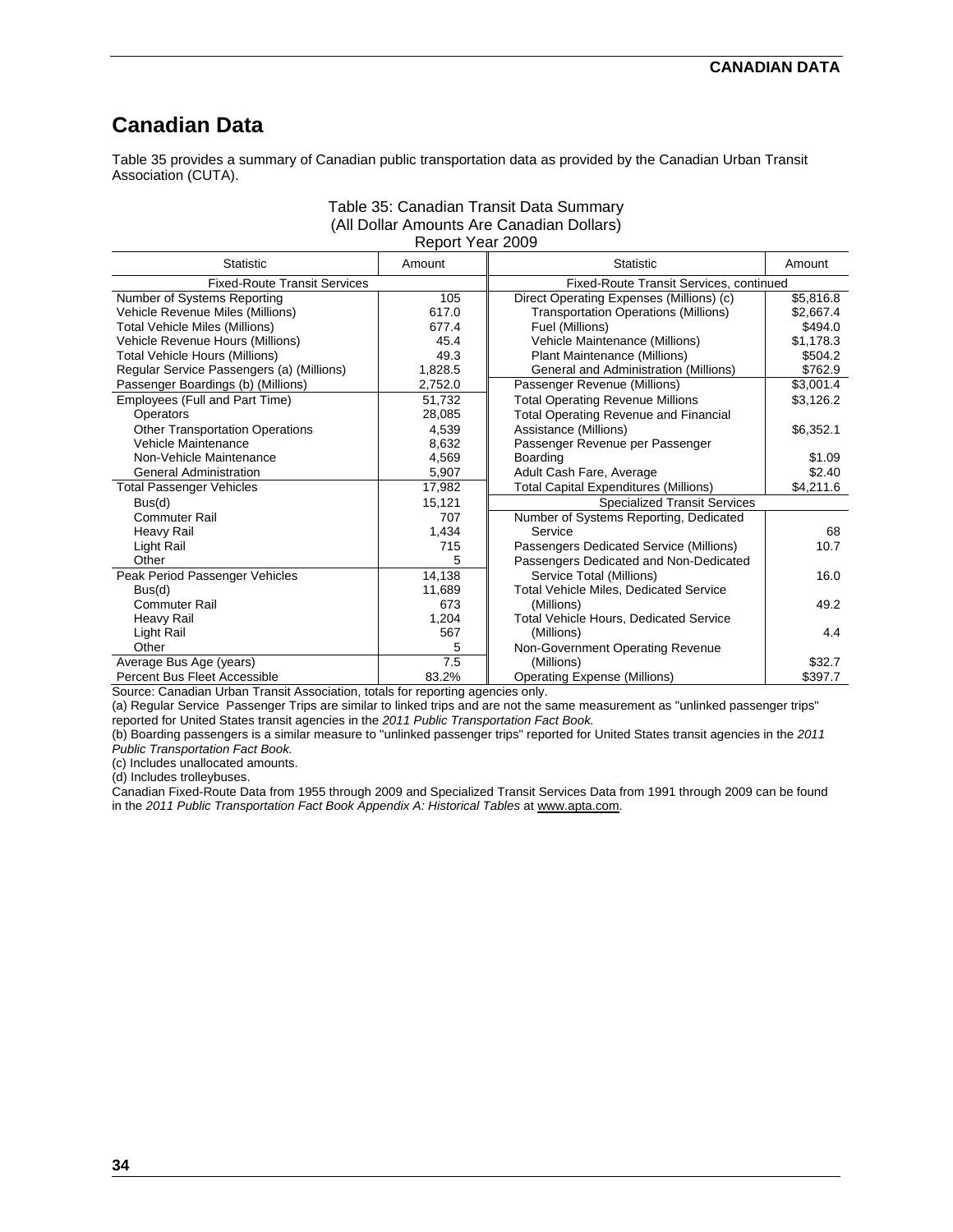# Canadian Data

Table 35 provides a summary of Canadian public transportation data as provided by the Canadian Urban Transit Association (CUTA).

Table 35: Canadian Transit Data Summary
(All Dollar Amounts Are Canadian Dollars)
Report Year 2009

| Statistic | Amount | Statistic | Amount |
|---|---|---|---|
| Fixed-Route Transit Services | | Fixed-Route Transit Services, continued | |
| Number of Systems Reporting | 105 | Direct Operating Expenses (Millions) (c) | $5,816.8 |
| Vehicle Revenue Miles (Millions) | 617.0 | Transportation Operations (Millions) | $2,667.4 |
| Total Vehicle Miles (Millions) | 677.4 | Fuel (Millions) | $494.0 |
| Vehicle Revenue Hours (Millions) | 45.4 | Vehicle Maintenance (Millions) | $1,178.3 |
| Total Vehicle Hours (Millions) | 49.3 | Plant Maintenance (Millions) | $504.2 |
| Regular Service Passengers (a) (Millions) | 1,828.5 | General and Administration (Millions) | $762.9 |
| Passenger Boardings (b) (Millions) | 2,752.0 | Passenger Revenue (Millions) | $3,001.4 |
| Employees (Full and Part Time) | 51,732 | Total Operating Revenue Millions | $3,126.2 |
| Operators | 28,085 | Total Operating Revenue and Financial Assistance (Millions) | $6,352.1 |
| Other Transportation Operations | 4,539 | | |
| Vehicle Maintenance | 8,632 | Passenger Revenue per Passenger Boarding | $1.09 |
| Non-Vehicle Maintenance | 4,569 | | |
| General Administration | 5,907 | Adult Cash Fare, Average | $2.40 |
| Total Passenger Vehicles | 17,982 | Total Capital Expenditures (Millions) | $4,211.6 |
| Bus(d) | 15,121 | Specialized Transit Services | |
| Commuter Rail | 707 | Number of Systems Reporting, Dedicated Service | 68 |
| Heavy Rail | 1,434 | | |
| Light Rail | 715 | Passengers Dedicated Service (Millions) | 10.7 |
| Other | 5 | Passengers Dedicated and Non-Dedicated Service Total (Millions) | 16.0 |
| Peak Period Passenger Vehicles | 14,138 | | |
| Bus(d) | 11,689 | Total Vehicle Miles, Dedicated Service (Millions) | 49.2 |
| Commuter Rail | 673 | | |
| Heavy Rail | 1,204 | Total Vehicle Hours, Dedicated Service (Millions) | 4.4 |
| Light Rail | 567 | | |
| Other | 5 | Non-Government Operating Revenue (Millions) | $32.7 |
| Average Bus Age (years) | 7.5 | | |
| Percent Bus Fleet Accessible | 83.2% | Operating Expense (Millions) | $397.7 |

Source: Canadian Urban Transit Association, totals for reporting agencies only.

(a) Regular Service Passenger Trips are similar to linked trips and are not the same measurement as "unlinked passenger trips" reported for United States transit agencies in the *2011 Public Transportation Fact Book.*

(b) Boarding passengers is a similar measure to "unlinked passenger trips" reported for United States transit agencies in the *2011 Public Transportation Fact Book.*

(c) Includes unallocated amounts.

(d) Includes trolleybuses.

Canadian Fixed-Route Data from 1955 through 2009 and Specialized Transit Services Data from 1991 through 2009 can be found in the *2011 Public Transportation Fact Book Appendix A: Historical Tables* at www.apta.com.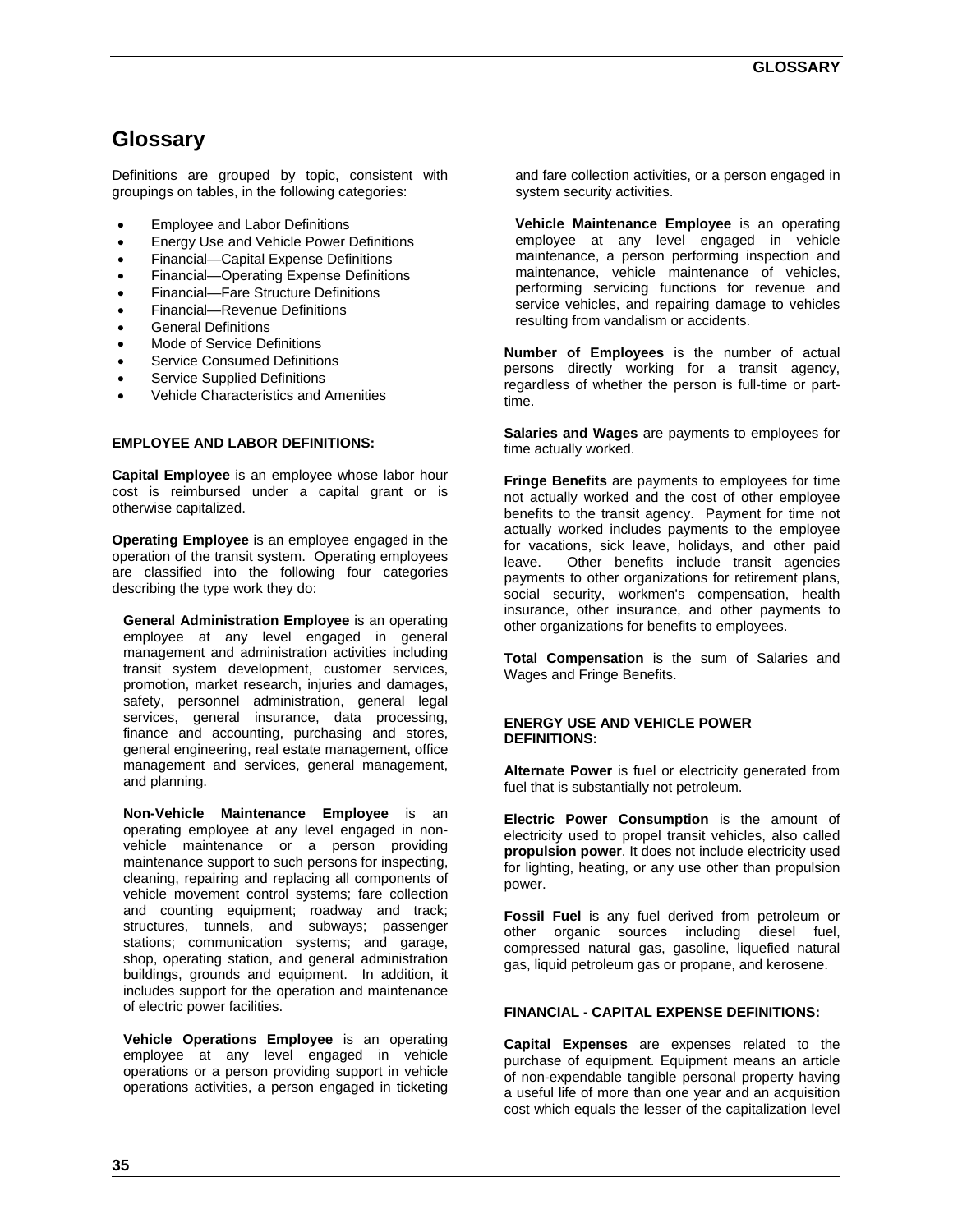# Glossary

Definitions are grouped by topic, consistent with groupings on tables, in the following categories:

- Employee and Labor Definitions
- Energy Use and Vehicle Power Definitions
- Financial—Capital Expense Definitions
- Financial—Operating Expense Definitions
- Financial—Fare Structure Definitions
- Financial—Revenue Definitions
- General Definitions
- Mode of Service Definitions
- Service Consumed Definitions
- Service Supplied Definitions
- Vehicle Characteristics and Amenities

#### EMPLOYEE AND LABOR DEFINITIONS:

**Capital Employee** is an employee whose labor hour cost is reimbursed under a capital grant or is otherwise capitalized.

**Operating Employee** is an employee engaged in the operation of the transit system. Operating employees are classified into the following four categories describing the type work they do:

> **General Administration Employee** is an operating employee at any level engaged in general management and administration activities including transit system development, customer services, promotion, market research, injuries and damages, safety, personnel administration, general legal services, general insurance, data processing, finance and accounting, purchasing and stores, general engineering, real estate management, office management and services, general management, and planning.
>
> **Non-Vehicle Maintenance Employee** is an operating employee at any level engaged in non-vehicle maintenance or a person providing maintenance support to such persons for inspecting, cleaning, repairing and replacing all components of vehicle movement control systems; fare collection and counting equipment; roadway and track; structures, tunnels, and subways; passenger stations; communication systems; and garage, shop, operating station, and general administration buildings, grounds and equipment. In addition, it includes support for the operation and maintenance of electric power facilities.
>
> **Vehicle Operations Employee** is an operating employee at any level engaged in vehicle operations or a person providing support in vehicle operations activities, a person engaged in ticketing and fare collection activities, or a person engaged in system security activities.
>
> **Vehicle Maintenance Employee** is an operating employee at any level engaged in vehicle maintenance, a person performing inspection and maintenance, vehicle maintenance of vehicles, performing servicing functions for revenue and service vehicles, and repairing damage to vehicles resulting from vandalism or accidents.

**Number of Employees** is the number of actual persons directly working for a transit agency, regardless of whether the person is full-time or part-time.

**Salaries and Wages** are payments to employees for time actually worked.

**Fringe Benefits** are payments to employees for time not actually worked and the cost of other employee benefits to the transit agency. Payment for time not actually worked includes payments to the employee for vacations, sick leave, holidays, and other paid leave. Other benefits include transit agencies payments to other organizations for retirement plans, social security, workmen's compensation, health insurance, other insurance, and other payments to other organizations for benefits to employees.

**Total Compensation** is the sum of Salaries and Wages and Fringe Benefits.

#### ENERGY USE AND VEHICLE POWER DEFINITIONS:

**Alternate Power** is fuel or electricity generated from fuel that is substantially not petroleum.

**Electric Power Consumption** is the amount of electricity used to propel transit vehicles, also called **propulsion power**. It does not include electricity used for lighting, heating, or any use other than propulsion power.

**Fossil Fuel** is any fuel derived from petroleum or other organic sources including diesel fuel, compressed natural gas, gasoline, liquefied natural gas, liquid petroleum gas or propane, and kerosene.

#### FINANCIAL - CAPITAL EXPENSE DEFINITIONS:

**Capital Expenses** are expenses related to the purchase of equipment. Equipment means an article of non-expendable tangible personal property having a useful life of more than one year and an acquisition cost which equals the lesser of the capitalization level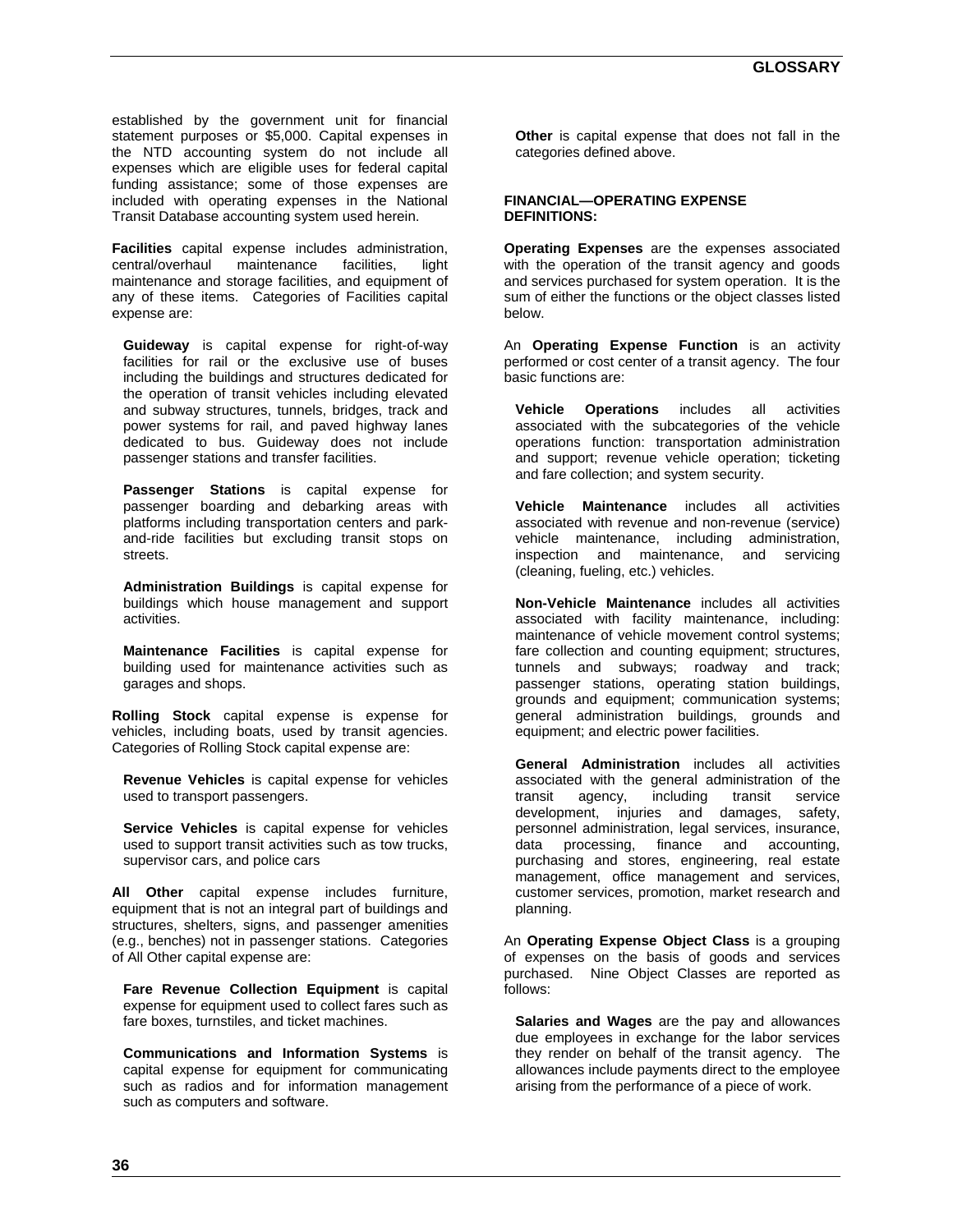established by the government unit for financial statement purposes or $5,000. Capital expenses in the NTD accounting system do not include all expenses which are eligible uses for federal capital funding assistance; some of those expenses are included with operating expenses in the National Transit Database accounting system used herein.

**Facilities** capital expense includes administration, central/overhaul maintenance facilities, light maintenance and storage facilities, and equipment of any of these items. Categories of Facilities capital expense are:

**Guideway** is capital expense for right-of-way facilities for rail or the exclusive use of buses including the buildings and structures dedicated for the operation of transit vehicles including elevated and subway structures, tunnels, bridges, track and power systems for rail, and paved highway lanes dedicated to bus. Guideway does not include passenger stations and transfer facilities.

**Passenger Stations** is capital expense for passenger boarding and debarking areas with platforms including transportation centers and park-and-ride facilities but excluding transit stops on streets.

**Administration Buildings** is capital expense for buildings which house management and support activities.

**Maintenance Facilities** is capital expense for building used for maintenance activities such as garages and shops.

**Rolling Stock** capital expense is expense for vehicles, including boats, used by transit agencies. Categories of Rolling Stock capital expense are:

**Revenue Vehicles** is capital expense for vehicles used to transport passengers.

**Service Vehicles** is capital expense for vehicles used to support transit activities such as tow trucks, supervisor cars, and police cars

**All Other** capital expense includes furniture, equipment that is not an integral part of buildings and structures, shelters, signs, and passenger amenities (e.g., benches) not in passenger stations. Categories of All Other capital expense are:

**Fare Revenue Collection Equipment** is capital expense for equipment used to collect fares such as fare boxes, turnstiles, and ticket machines.

**Communications and Information Systems** is capital expense for equipment for communicating such as radios and for information management such as computers and software.

**Other** is capital expense that does not fall in the categories defined above.

**FINANCIAL—OPERATING EXPENSE DEFINITIONS:**

**Operating Expenses** are the expenses associated with the operation of the transit agency and goods and services purchased for system operation. It is the sum of either the functions or the object classes listed below.

An **Operating Expense Function** is an activity performed or cost center of a transit agency. The four basic functions are:

**Vehicle Operations** includes all activities associated with the subcategories of the vehicle operations function: transportation administration and support; revenue vehicle operation; ticketing and fare collection; and system security.

**Vehicle Maintenance** includes all activities associated with revenue and non-revenue (service) vehicle maintenance, including administration, inspection and maintenance, and servicing (cleaning, fueling, etc.) vehicles.

**Non-Vehicle Maintenance** includes all activities associated with facility maintenance, including: maintenance of vehicle movement control systems; fare collection and counting equipment; structures, tunnels and subways; roadway and track; passenger stations, operating station buildings, grounds and equipment; communication systems; general administration buildings, grounds and equipment; and electric power facilities.

**General Administration** includes all activities associated with the general administration of the transit agency, including transit service development, injuries and damages, safety, personnel administration, legal services, insurance, data processing, finance and accounting, purchasing and stores, engineering, real estate management, office management and services, customer services, promotion, market research and planning.

An **Operating Expense Object Class** is a grouping of expenses on the basis of goods and services purchased. Nine Object Classes are reported as follows:

**Salaries and Wages** are the pay and allowances due employees in exchange for the labor services they render on behalf of the transit agency. The allowances include payments direct to the employee arising from the performance of a piece of work.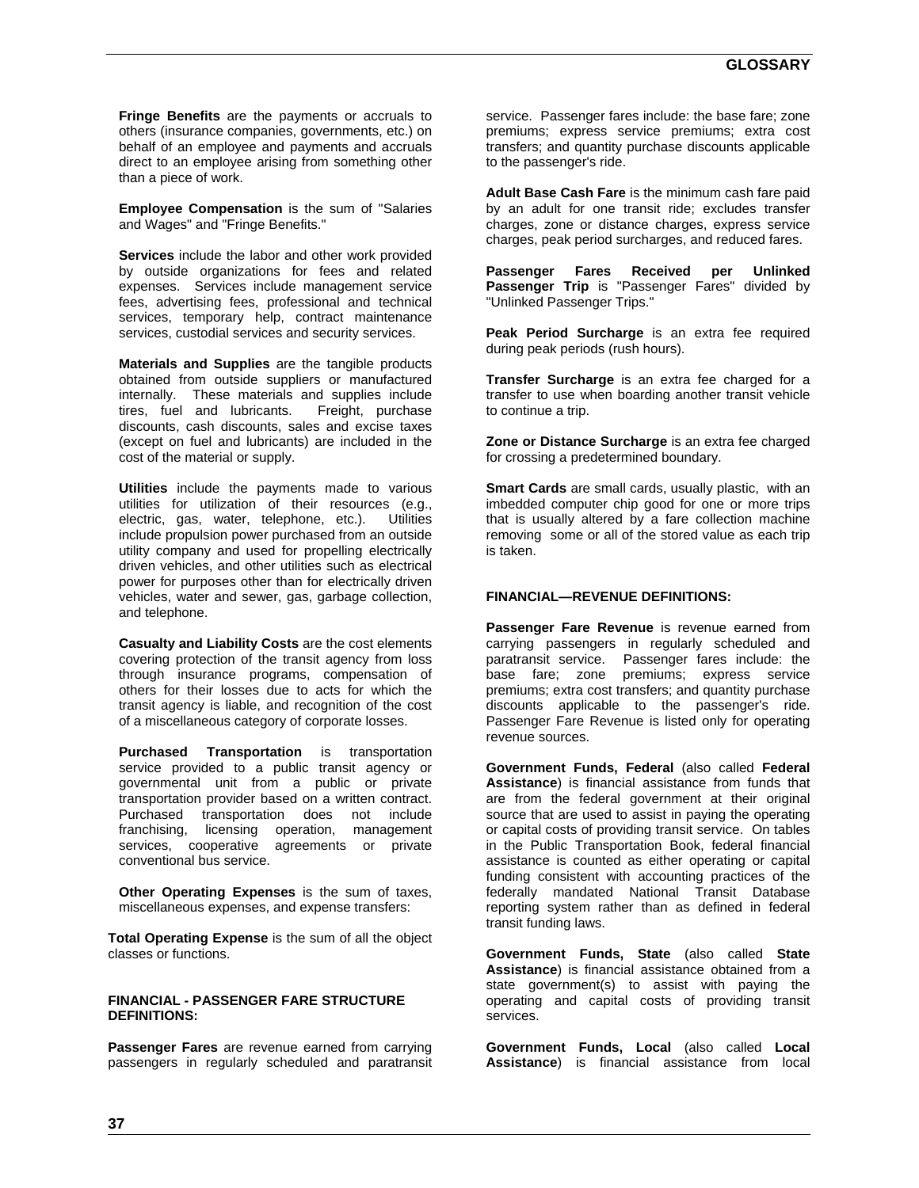**Fringe Benefits** are the payments or accruals to others (insurance companies, governments, etc.) on behalf of an employee and payments and accruals direct to an employee arising from something other than a piece of work.

**Employee Compensation** is the sum of "Salaries and Wages" and "Fringe Benefits."

**Services** include the labor and other work provided by outside organizations for fees and related expenses. Services include management service fees, advertising fees, professional and technical services, temporary help, contract maintenance services, custodial services and security services.

**Materials and Supplies** are the tangible products obtained from outside suppliers or manufactured internally. These materials and supplies include tires, fuel and lubricants. Freight, purchase discounts, cash discounts, sales and excise taxes (except on fuel and lubricants) are included in the cost of the material or supply.

**Utilities** include the payments made to various utilities for utilization of their resources (e.g., electric, gas, water, telephone, etc.). Utilities include propulsion power purchased from an outside utility company and used for propelling electrically driven vehicles, and other utilities such as electrical power for purposes other than for electrically driven vehicles, water and sewer, gas, garbage collection, and telephone.

**Casualty and Liability Costs** are the cost elements covering protection of the transit agency from loss through insurance programs, compensation of others for their losses due to acts for which the transit agency is liable, and recognition of the cost of a miscellaneous category of corporate losses.

**Purchased Transportation** is transportation service provided to a public transit agency or governmental unit from a public or private transportation provider based on a written contract. Purchased transportation does not include franchising, licensing operation, management services, cooperative agreements or private conventional bus service.

**Other Operating Expenses** is the sum of taxes, miscellaneous expenses, and expense transfers:

**Total Operating Expense** is the sum of all the object classes or functions.

**FINANCIAL - PASSENGER FARE STRUCTURE DEFINITIONS:**

**Passenger Fares** are revenue earned from carrying passengers in regularly scheduled and paratransit service. Passenger fares include: the base fare; zone premiums; express service premiums; extra cost transfers; and quantity purchase discounts applicable to the passenger's ride.

**Adult Base Cash Fare** is the minimum cash fare paid by an adult for one transit ride; excludes transfer charges, zone or distance charges, express service charges, peak period surcharges, and reduced fares.

**Passenger Fares Received per Unlinked Passenger Trip** is "Passenger Fares" divided by "Unlinked Passenger Trips."

**Peak Period Surcharge** is an extra fee required during peak periods (rush hours).

**Transfer Surcharge** is an extra fee charged for a transfer to use when boarding another transit vehicle to continue a trip.

**Zone or Distance Surcharge** is an extra fee charged for crossing a predetermined boundary.

**Smart Cards** are small cards, usually plastic, with an imbedded computer chip good for one or more trips that is usually altered by a fare collection machine removing some or all of the stored value as each trip is taken.

**FINANCIAL—REVENUE DEFINITIONS:**

**Passenger Fare Revenue** is revenue earned from carrying passengers in regularly scheduled and paratransit service. Passenger fares include: the base fare; zone premiums; express service premiums; extra cost transfers; and quantity purchase discounts applicable to the passenger's ride. Passenger Fare Revenue is listed only for operating revenue sources.

**Government Funds, Federal** (also called **Federal Assistance**) is financial assistance from funds that are from the federal government at their original source that are used to assist in paying the operating or capital costs of providing transit service. On tables in the Public Transportation Book, federal financial assistance is counted as either operating or capital funding consistent with accounting practices of the federally mandated National Transit Database reporting system rather than as defined in federal transit funding laws.

**Government Funds, State** (also called **State Assistance**) is financial assistance obtained from a state government(s) to assist with paying the operating and capital costs of providing transit services.

**Government Funds, Local** (also called **Local Assistance**) is financial assistance from local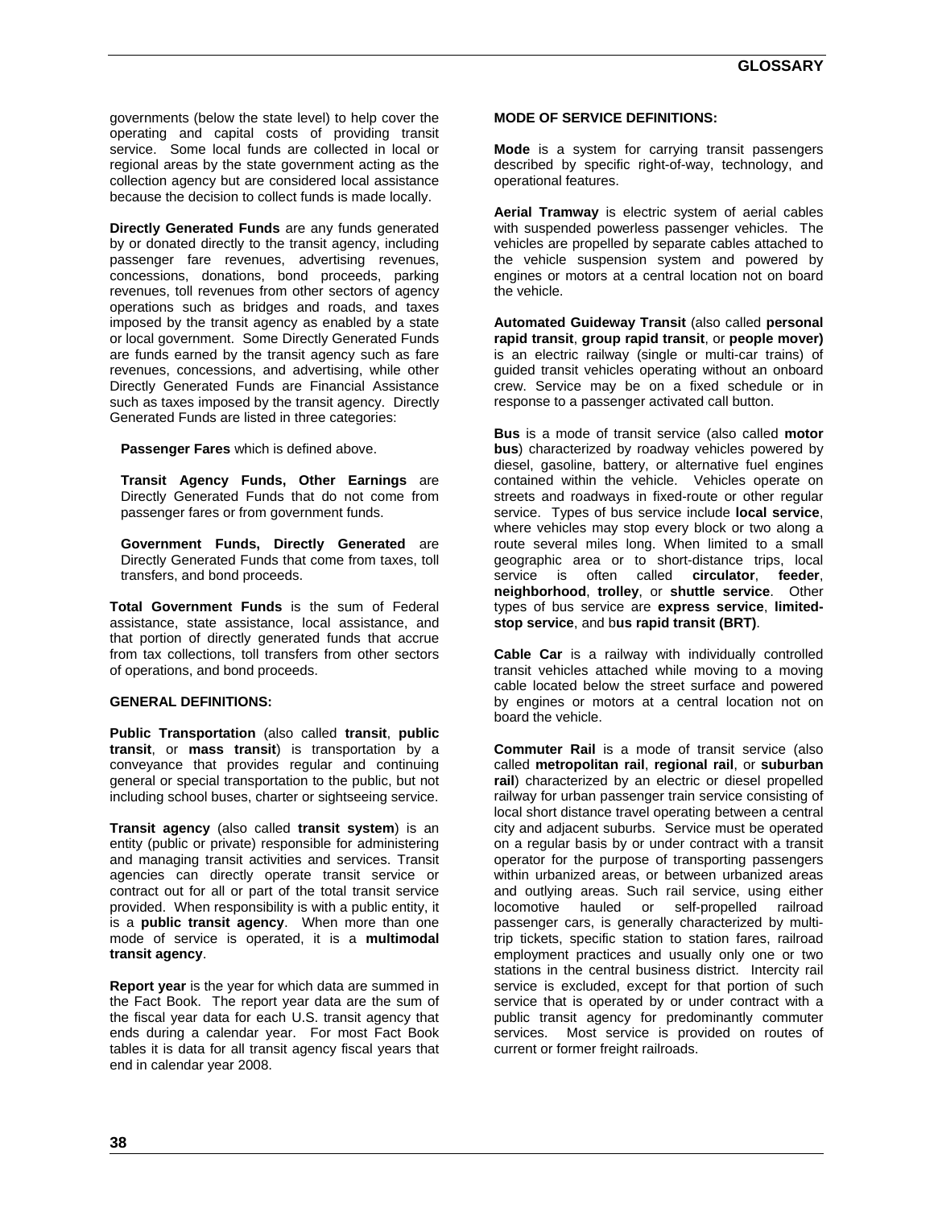governments (below the state level) to help cover the operating and capital costs of providing transit service. Some local funds are collected in local or regional areas by the state government acting as the collection agency but are considered local assistance because the decision to collect funds is made locally.

**Directly Generated Funds** are any funds generated by or donated directly to the transit agency, including passenger fare revenues, advertising revenues, concessions, donations, bond proceeds, parking revenues, toll revenues from other sectors of agency operations such as bridges and roads, and taxes imposed by the transit agency as enabled by a state or local government. Some Directly Generated Funds are funds earned by the transit agency such as fare revenues, concessions, and advertising, while other Directly Generated Funds are Financial Assistance such as taxes imposed by the transit agency. Directly Generated Funds are listed in three categories:

**Passenger Fares** which is defined above.

**Transit Agency Funds, Other Earnings** are Directly Generated Funds that do not come from passenger fares or from government funds.

**Government Funds, Directly Generated** are Directly Generated Funds that come from taxes, toll transfers, and bond proceeds.

**Total Government Funds** is the sum of Federal assistance, state assistance, local assistance, and that portion of directly generated funds that accrue from tax collections, toll transfers from other sectors of operations, and bond proceeds.

**GENERAL DEFINITIONS:**

**Public Transportation** (also called **transit**, **public transit**, or **mass transit**) is transportation by a conveyance that provides regular and continuing general or special transportation to the public, but not including school buses, charter or sightseeing service.

**Transit agency** (also called **transit system**) is an entity (public or private) responsible for administering and managing transit activities and services. Transit agencies can directly operate transit service or contract out for all or part of the total transit service provided. When responsibility is with a public entity, it is a **public transit agency**. When more than one mode of service is operated, it is a **multimodal transit agency**.

**Report year** is the year for which data are summed in the Fact Book. The report year data are the sum of the fiscal year data for each U.S. transit agency that ends during a calendar year. For most Fact Book tables it is data for all transit agency fiscal years that end in calendar year 2008.

**MODE OF SERVICE DEFINITIONS:**

**Mode** is a system for carrying transit passengers described by specific right-of-way, technology, and operational features.

**Aerial Tramway** is electric system of aerial cables with suspended powerless passenger vehicles. The vehicles are propelled by separate cables attached to the vehicle suspension system and powered by engines or motors at a central location not on board the vehicle.

**Automated Guideway Transit** (also called **personal rapid transit**, **group rapid transit**, or **people mover)** is an electric railway (single or multi-car trains) of guided transit vehicles operating without an onboard crew. Service may be on a fixed schedule or in response to a passenger activated call button.

**Bus** is a mode of transit service (also called **motor bus**) characterized by roadway vehicles powered by diesel, gasoline, battery, or alternative fuel engines contained within the vehicle. Vehicles operate on streets and roadways in fixed-route or other regular service. Types of bus service include **local service**, where vehicles may stop every block or two along a route several miles long. When limited to a small geographic area or to short-distance trips, local service is often called **circulator**, **feeder**, **neighborhood**, **trolley**, or **shuttle service**. Other types of bus service are **express service**, **limited-stop service**, and b**us rapid transit (BRT)**.

**Cable Car** is a railway with individually controlled transit vehicles attached while moving to a moving cable located below the street surface and powered by engines or motors at a central location not on board the vehicle.

**Commuter Rail** is a mode of transit service (also called **metropolitan rail**, **regional rail**, or **suburban rail**) characterized by an electric or diesel propelled railway for urban passenger train service consisting of local short distance travel operating between a central city and adjacent suburbs. Service must be operated on a regular basis by or under contract with a transit operator for the purpose of transporting passengers within urbanized areas, or between urbanized areas and outlying areas. Such rail service, using either locomotive hauled or self-propelled railroad passenger cars, is generally characterized by multi-trip tickets, specific station to station fares, railroad employment practices and usually only one or two stations in the central business district. Intercity rail service is excluded, except for that portion of such service that is operated by or under contract with a public transit agency for predominantly commuter services. Most service is provided on routes of current or former freight railroads.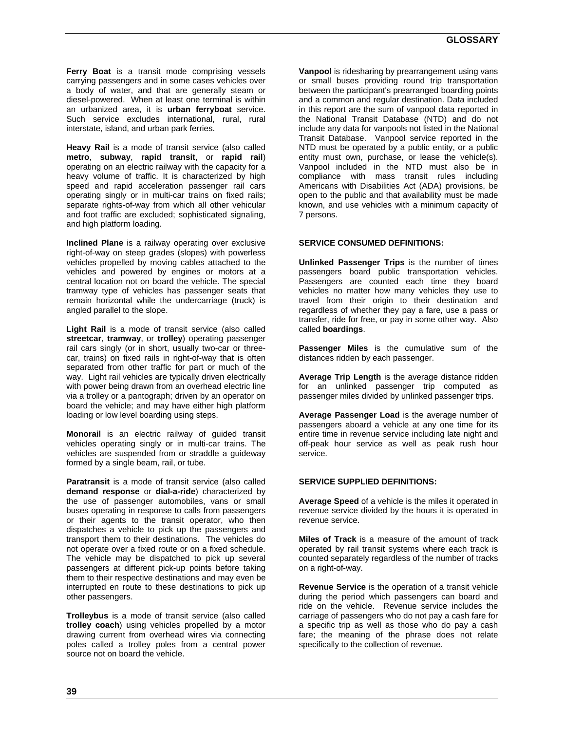**Ferry Boat** is a transit mode comprising vessels carrying passengers and in some cases vehicles over a body of water, and that are generally steam or diesel-powered. When at least one terminal is within an urbanized area, it is **urban ferryboat** service. Such service excludes international, rural, rural interstate, island, and urban park ferries.

**Heavy Rail** is a mode of transit service (also called **metro**, **subway**, **rapid transit**, or **rapid rail**) operating on an electric railway with the capacity for a heavy volume of traffic. It is characterized by high speed and rapid acceleration passenger rail cars operating singly or in multi-car trains on fixed rails; separate rights-of-way from which all other vehicular and foot traffic are excluded; sophisticated signaling, and high platform loading.

**Inclined Plane** is a railway operating over exclusive right-of-way on steep grades (slopes) with powerless vehicles propelled by moving cables attached to the vehicles and powered by engines or motors at a central location not on board the vehicle. The special tramway type of vehicles has passenger seats that remain horizontal while the undercarriage (truck) is angled parallel to the slope.

**Light Rail** is a mode of transit service (also called **streetcar**, **tramway**, or **trolley**) operating passenger rail cars singly (or in short, usually two-car or three-car, trains) on fixed rails in right-of-way that is often separated from other traffic for part or much of the way. Light rail vehicles are typically driven electrically with power being drawn from an overhead electric line via a trolley or a pantograph; driven by an operator on board the vehicle; and may have either high platform loading or low level boarding using steps.

**Monorail** is an electric railway of guided transit vehicles operating singly or in multi-car trains. The vehicles are suspended from or straddle a guideway formed by a single beam, rail, or tube.

**Paratransit** is a mode of transit service (also called **demand response** or **dial-a-ride**) characterized by the use of passenger automobiles, vans or small buses operating in response to calls from passengers or their agents to the transit operator, who then dispatches a vehicle to pick up the passengers and transport them to their destinations. The vehicles do not operate over a fixed route or on a fixed schedule. The vehicle may be dispatched to pick up several passengers at different pick-up points before taking them to their respective destinations and may even be interrupted en route to these destinations to pick up other passengers.

**Trolleybus** is a mode of transit service (also called **trolley coach**) using vehicles propelled by a motor drawing current from overhead wires via connecting poles called a trolley poles from a central power source not on board the vehicle.

**Vanpool** is ridesharing by prearrangement using vans or small buses providing round trip transportation between the participant's prearranged boarding points and a common and regular destination. Data included in this report are the sum of vanpool data reported in the National Transit Database (NTD) and do not include any data for vanpools not listed in the National Transit Database. Vanpool service reported in the NTD must be operated by a public entity, or a public entity must own, purchase, or lease the vehicle(s). Vanpool included in the NTD must also be in compliance with mass transit rules including Americans with Disabilities Act (ADA) provisions, be open to the public and that availability must be made known, and use vehicles with a minimum capacity of 7 persons.

### SERVICE CONSUMED DEFINITIONS:

**Unlinked Passenger Trips** is the number of times passengers board public transportation vehicles. Passengers are counted each time they board vehicles no matter how many vehicles they use to travel from their origin to their destination and regardless of whether they pay a fare, use a pass or transfer, ride for free, or pay in some other way. Also called **boardings**.

**Passenger Miles** is the cumulative sum of the distances ridden by each passenger.

**Average Trip Length** is the average distance ridden for an unlinked passenger trip computed as passenger miles divided by unlinked passenger trips.

**Average Passenger Load** is the average number of passengers aboard a vehicle at any one time for its entire time in revenue service including late night and off-peak hour service as well as peak rush hour service.

### SERVICE SUPPLIED DEFINITIONS:

**Average Speed** of a vehicle is the miles it operated in revenue service divided by the hours it is operated in revenue service.

**Miles of Track** is a measure of the amount of track operated by rail transit systems where each track is counted separately regardless of the number of tracks on a right-of-way.

**Revenue Service** is the operation of a transit vehicle during the period which passengers can board and ride on the vehicle. Revenue service includes the carriage of passengers who do not pay a cash fare for a specific trip as well as those who do pay a cash fare; the meaning of the phrase does not relate specifically to the collection of revenue.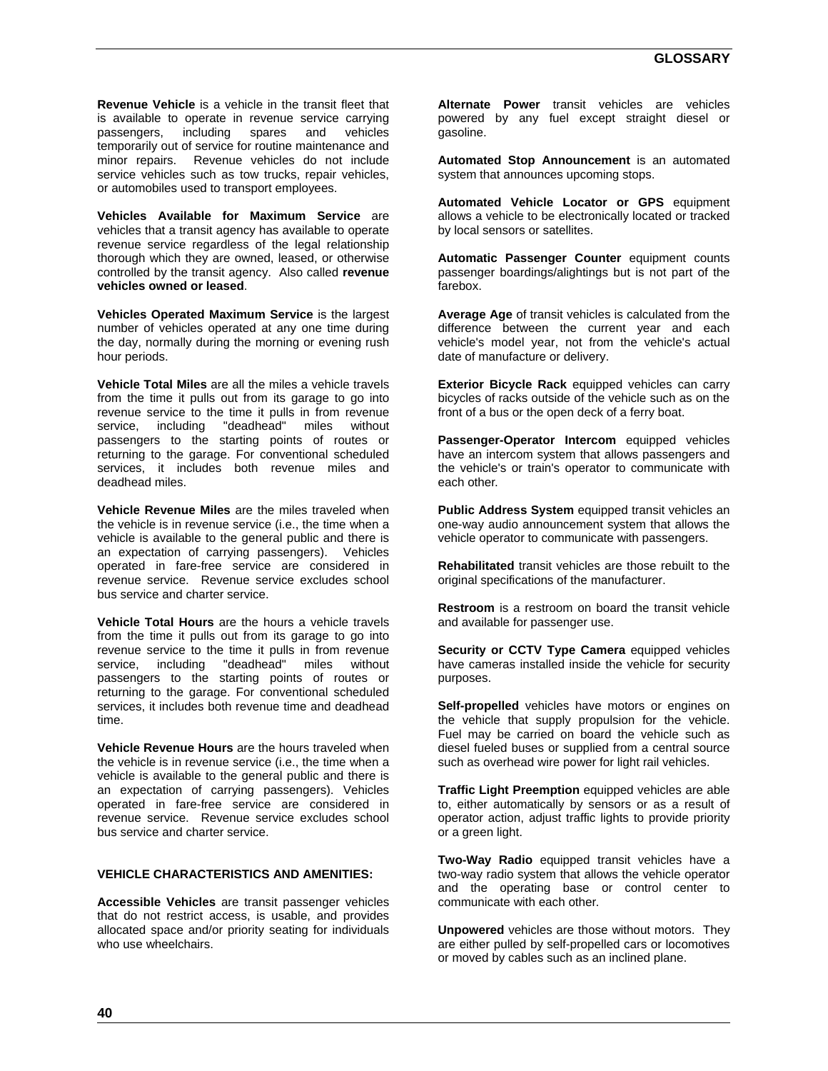**Revenue Vehicle** is a vehicle in the transit fleet that is available to operate in revenue service carrying passengers, including spares and vehicles temporarily out of service for routine maintenance and minor repairs. Revenue vehicles do not include service vehicles such as tow trucks, repair vehicles, or automobiles used to transport employees.

**Vehicles Available for Maximum Service** are vehicles that a transit agency has available to operate revenue service regardless of the legal relationship thorough which they are owned, leased, or otherwise controlled by the transit agency. Also called **revenue vehicles owned or leased**.

**Vehicles Operated Maximum Service** is the largest number of vehicles operated at any one time during the day, normally during the morning or evening rush hour periods.

**Vehicle Total Miles** are all the miles a vehicle travels from the time it pulls out from its garage to go into revenue service to the time it pulls in from revenue service, including "deadhead" miles without passengers to the starting points of routes or returning to the garage. For conventional scheduled services, it includes both revenue miles and deadhead miles.

**Vehicle Revenue Miles** are the miles traveled when the vehicle is in revenue service (i.e., the time when a vehicle is available to the general public and there is an expectation of carrying passengers). Vehicles operated in fare-free service are considered in revenue service. Revenue service excludes school bus service and charter service.

**Vehicle Total Hours** are the hours a vehicle travels from the time it pulls out from its garage to go into revenue service to the time it pulls in from revenue service, including "deadhead" miles without passengers to the starting points of routes or returning to the garage. For conventional scheduled services, it includes both revenue time and deadhead time.

**Vehicle Revenue Hours** are the hours traveled when the vehicle is in revenue service (i.e., the time when a vehicle is available to the general public and there is an expectation of carrying passengers). Vehicles operated in fare-free service are considered in revenue service. Revenue service excludes school bus service and charter service.

## VEHICLE CHARACTERISTICS AND AMENITIES:

**Accessible Vehicles** are transit passenger vehicles that do not restrict access, is usable, and provides allocated space and/or priority seating for individuals who use wheelchairs.

**Alternate Power** transit vehicles are vehicles powered by any fuel except straight diesel or gasoline.

**Automated Stop Announcement** is an automated system that announces upcoming stops.

**Automated Vehicle Locator or GPS** equipment allows a vehicle to be electronically located or tracked by local sensors or satellites.

**Automatic Passenger Counter** equipment counts passenger boardings/alightings but is not part of the farebox.

**Average Age** of transit vehicles is calculated from the difference between the current year and each vehicle's model year, not from the vehicle's actual date of manufacture or delivery.

**Exterior Bicycle Rack** equipped vehicles can carry bicycles of racks outside of the vehicle such as on the front of a bus or the open deck of a ferry boat.

**Passenger-Operator Intercom** equipped vehicles have an intercom system that allows passengers and the vehicle's or train's operator to communicate with each other.

**Public Address System** equipped transit vehicles an one-way audio announcement system that allows the vehicle operator to communicate with passengers.

**Rehabilitated** transit vehicles are those rebuilt to the original specifications of the manufacturer.

**Restroom** is a restroom on board the transit vehicle and available for passenger use.

**Security or CCTV Type Camera** equipped vehicles have cameras installed inside the vehicle for security purposes.

**Self-propelled** vehicles have motors or engines on the vehicle that supply propulsion for the vehicle. Fuel may be carried on board the vehicle such as diesel fueled buses or supplied from a central source such as overhead wire power for light rail vehicles.

**Traffic Light Preemption** equipped vehicles are able to, either automatically by sensors or as a result of operator action, adjust traffic lights to provide priority or a green light.

**Two-Way Radio** equipped transit vehicles have a two-way radio system that allows the vehicle operator and the operating base or control center to communicate with each other.

**Unpowered** vehicles are those without motors. They are either pulled by self-propelled cars or locomotives or moved by cables such as an inclined plane.